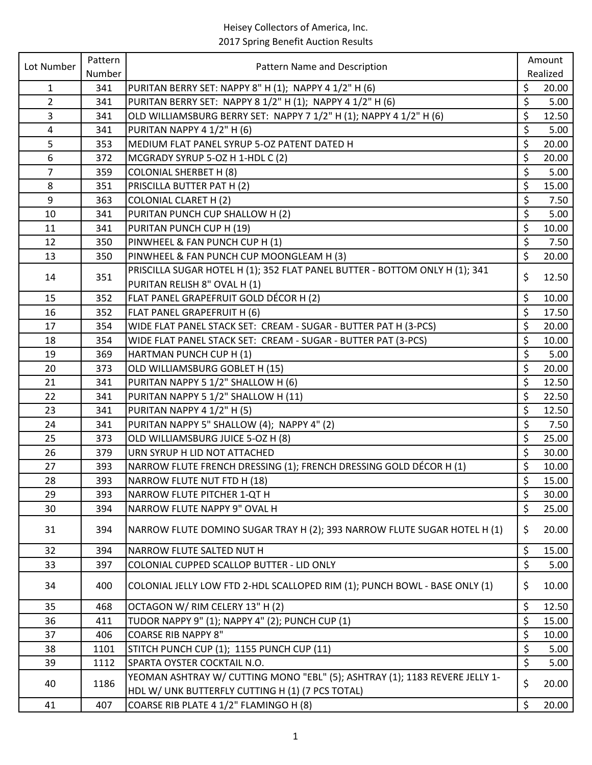Heisey Collectors of America, Inc.
2017 Spring Benefit Auction Results

| Lot Number | Pattern Number | Pattern Name and Description | Amount Realized |
|---|---|---|---|
| 1 | 341 | PURITAN BERRY SET: NAPPY 8" H (1); NAPPY 4 1/2" H (6) | $ 20.00 |
| 2 | 341 | PURITAN BERRY SET: NAPPY 8 1/2" H (1); NAPPY 4 1/2" H (6) | $ 5.00 |
| 3 | 341 | OLD WILLIAMSBURG BERRY SET: NAPPY 7 1/2" H (1); NAPPY 4 1/2" H (6) | $ 12.50 |
| 4 | 341 | PURITAN NAPPY 4 1/2" H (6) | $ 5.00 |
| 5 | 353 | MEDIUM FLAT PANEL SYRUP 5-OZ PATENT DATED H | $ 20.00 |
| 6 | 372 | MCGRADY SYRUP 5-OZ H 1-HDL C (2) | $ 20.00 |
| 7 | 359 | COLONIAL SHERBET H (8) | $ 5.00 |
| 8 | 351 | PRISCILLA BUTTER PAT H (2) | $ 15.00 |
| 9 | 363 | COLONIAL CLARET H (2) | $ 7.50 |
| 10 | 341 | PURITAN PUNCH CUP SHALLOW H (2) | $ 5.00 |
| 11 | 341 | PURITAN PUNCH CUP H (19) | $ 10.00 |
| 12 | 350 | PINWHEEL & FAN PUNCH CUP H (1) | $ 7.50 |
| 13 | 350 | PINWHEEL & FAN PUNCH CUP MOONGLEAM H (3) | $ 20.00 |
| 14 | 351 | PRISCILLA SUGAR HOTEL H (1); 352 FLAT PANEL BUTTER - BOTTOM ONLY H (1); 341 PURITAN RELISH 8" OVAL H (1) | $ 12.50 |
| 15 | 352 | FLAT PANEL GRAPEFRUIT GOLD DÉCOR H (2) | $ 10.00 |
| 16 | 352 | FLAT PANEL GRAPEFRUIT H (6) | $ 17.50 |
| 17 | 354 | WIDE FLAT PANEL STACK SET: CREAM - SUGAR - BUTTER PAT H (3-PCS) | $ 20.00 |
| 18 | 354 | WIDE FLAT PANEL STACK SET: CREAM - SUGAR - BUTTER PAT (3-PCS) | $ 10.00 |
| 19 | 369 | HARTMAN PUNCH CUP H (1) | $ 5.00 |
| 20 | 373 | OLD WILLIAMSBURG GOBLET H (15) | $ 20.00 |
| 21 | 341 | PURITAN NAPPY 5 1/2" SHALLOW H (6) | $ 12.50 |
| 22 | 341 | PURITAN NAPPY 5 1/2" SHALLOW H (11) | $ 22.50 |
| 23 | 341 | PURITAN NAPPY 4 1/2" H (5) | $ 12.50 |
| 24 | 341 | PURITAN NAPPY 5" SHALLOW (4); NAPPY 4" (2) | $ 7.50 |
| 25 | 373 | OLD WILLIAMSBURG JUICE 5-OZ H (8) | $ 25.00 |
| 26 | 379 | URN SYRUP H LID NOT ATTACHED | $ 30.00 |
| 27 | 393 | NARROW FLUTE FRENCH DRESSING (1); FRENCH DRESSING GOLD DÉCOR H (1) | $ 10.00 |
| 28 | 393 | NARROW FLUTE NUT FTD H (18) | $ 15.00 |
| 29 | 393 | NARROW FLUTE PITCHER 1-QT H | $ 30.00 |
| 30 | 394 | NARROW FLUTE NAPPY 9" OVAL H | $ 25.00 |
| 31 | 394 | NARROW FLUTE DOMINO SUGAR TRAY H (2); 393 NARROW FLUTE SUGAR HOTEL H (1) | $ 20.00 |
| 32 | 394 | NARROW FLUTE SALTED NUT H | $ 15.00 |
| 33 | 397 | COLONIAL CUPPED SCALLOP BUTTER - LID ONLY | $ 5.00 |
| 34 | 400 | COLONIAL JELLY LOW FTD 2-HDL SCALLOPED RIM (1); PUNCH BOWL - BASE ONLY (1) | $ 10.00 |
| 35 | 468 | OCTAGON W/ RIM CELERY 13" H (2) | $ 12.50 |
| 36 | 411 | TUDOR NAPPY 9" (1); NAPPY 4" (2); PUNCH CUP (1) | $ 15.00 |
| 37 | 406 | COARSE RIB NAPPY 8" | $ 10.00 |
| 38 | 1101 | STITCH PUNCH CUP (1); 1155 PUNCH CUP (11) | $ 5.00 |
| 39 | 1112 | SPARTA OYSTER COCKTAIL N.O. | $ 5.00 |
| 40 | 1186 | YEOMAN ASHTRAY W/ CUTTING MONO "EBL" (5); ASHTRAY (1); 1183 REVERE JELLY 1-HDL W/ UNK BUTTERFLY CUTTING H (1) (7 PCS TOTAL) | $ 20.00 |
| 41 | 407 | COARSE RIB PLATE 4 1/2" FLAMINGO H (8) | $ 20.00 |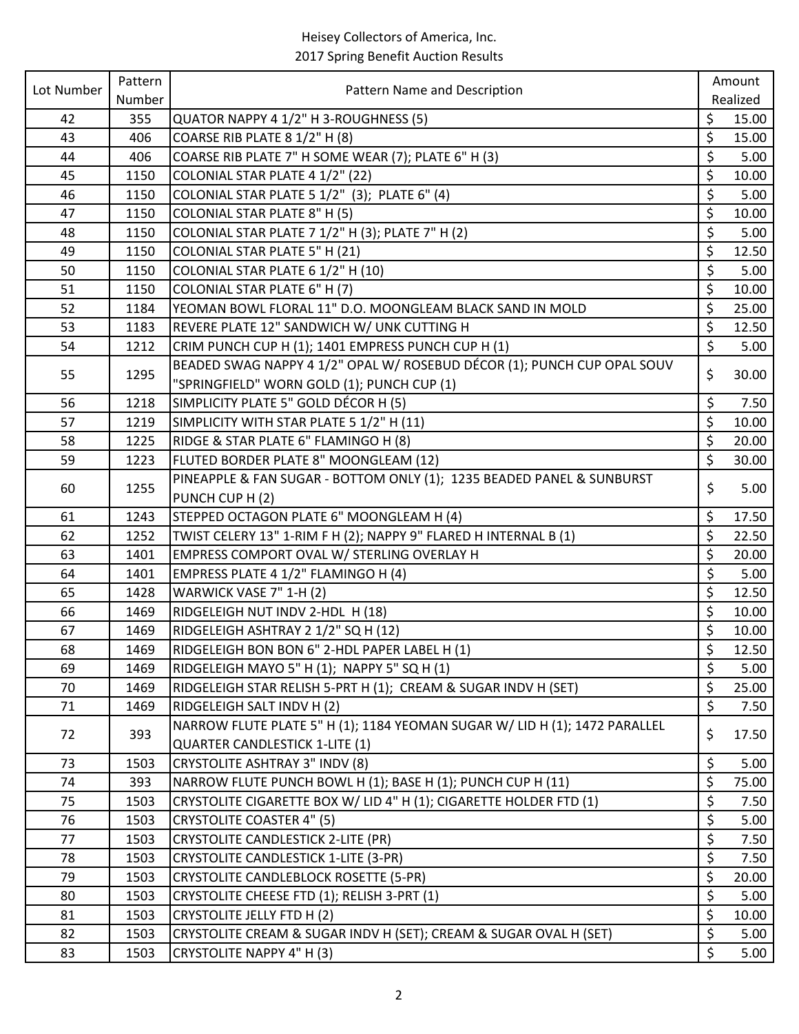Heisey Collectors of America, Inc.
2017 Spring Benefit Auction Results

| Lot Number | Pattern Number | Pattern Name and Description | Amount Realized |
|---|---|---|---|
| 42 | 355 | QUATOR NAPPY 4 1/2" H 3-ROUGHNESS (5) | $ 15.00 |
| 43 | 406 | COARSE RIB PLATE 8 1/2" H (8) | $ 15.00 |
| 44 | 406 | COARSE RIB PLATE 7" H SOME WEAR (7); PLATE 6" H (3) | $ 5.00 |
| 45 | 1150 | COLONIAL STAR PLATE 4 1/2" (22) | $ 10.00 |
| 46 | 1150 | COLONIAL STAR PLATE 5 1/2" (3); PLATE 6" (4) | $ 5.00 |
| 47 | 1150 | COLONIAL STAR PLATE 8" H (5) | $ 10.00 |
| 48 | 1150 | COLONIAL STAR PLATE 7 1/2" H (3); PLATE 7" H (2) | $ 5.00 |
| 49 | 1150 | COLONIAL STAR PLATE 5" H (21) | $ 12.50 |
| 50 | 1150 | COLONIAL STAR PLATE 6 1/2" H (10) | $ 5.00 |
| 51 | 1150 | COLONIAL STAR PLATE 6" H (7) | $ 10.00 |
| 52 | 1184 | YEOMAN BOWL FLORAL 11" D.O. MOONGLEAM BLACK SAND IN MOLD | $ 25.00 |
| 53 | 1183 | REVERE PLATE 12" SANDWICH W/ UNK CUTTING H | $ 12.50 |
| 54 | 1212 | CRIM PUNCH CUP H (1); 1401 EMPRESS PUNCH CUP H (1) | $ 5.00 |
| 55 | 1295 | BEADED SWAG NAPPY 4 1/2" OPAL W/ ROSEBUD DÉCOR (1); PUNCH CUP OPAL SOUV "SPRINGFIELD" WORN GOLD (1); PUNCH CUP (1) | $ 30.00 |
| 56 | 1218 | SIMPLICITY PLATE 5" GOLD DÉCOR H (5) | $ 7.50 |
| 57 | 1219 | SIMPLICITY WITH STAR PLATE 5 1/2" H (11) | $ 10.00 |
| 58 | 1225 | RIDGE & STAR PLATE 6" FLAMINGO H (8) | $ 20.00 |
| 59 | 1223 | FLUTED BORDER PLATE 8" MOONGLEAM (12) | $ 30.00 |
| 60 | 1255 | PINEAPPLE & FAN SUGAR - BOTTOM ONLY (1); 1235 BEADED PANEL & SUNBURST PUNCH CUP H (2) | $ 5.00 |
| 61 | 1243 | STEPPED OCTAGON PLATE 6" MOONGLEAM H (4) | $ 17.50 |
| 62 | 1252 | TWIST CELERY 13" 1-RIM F H (2); NAPPY 9" FLARED H INTERNAL B (1) | $ 22.50 |
| 63 | 1401 | EMPRESS COMPORT OVAL W/ STERLING OVERLAY H | $ 20.00 |
| 64 | 1401 | EMPRESS PLATE 4 1/2" FLAMINGO H (4) | $ 5.00 |
| 65 | 1428 | WARWICK VASE 7" 1-H (2) | $ 12.50 |
| 66 | 1469 | RIDGELEIGH NUT INDV 2-HDL H (18) | $ 10.00 |
| 67 | 1469 | RIDGELEIGH ASHTRAY 2 1/2" SQ H (12) | $ 10.00 |
| 68 | 1469 | RIDGELEIGH BON BON 6" 2-HDL PAPER LABEL H (1) | $ 12.50 |
| 69 | 1469 | RIDGELEIGH MAYO 5" H (1); NAPPY 5" SQ H (1) | $ 5.00 |
| 70 | 1469 | RIDGELEIGH STAR RELISH 5-PRT H (1); CREAM & SUGAR INDV H (SET) | $ 25.00 |
| 71 | 1469 | RIDGELEIGH SALT INDV H (2) | $ 7.50 |
| 72 | 393 | NARROW FLUTE PLATE 5" H (1); 1184 YEOMAN SUGAR W/ LID H (1); 1472 PARALLEL QUARTER CANDLESTICK 1-LITE (1) | $ 17.50 |
| 73 | 1503 | CRYSTOLITE ASHTRAY 3" INDV (8) | $ 5.00 |
| 74 | 393 | NARROW FLUTE PUNCH BOWL H (1); BASE H (1); PUNCH CUP H (11) | $ 75.00 |
| 75 | 1503 | CRYSTOLITE CIGARETTE BOX W/ LID 4" H (1); CIGARETTE HOLDER FTD (1) | $ 7.50 |
| 76 | 1503 | CRYSTOLITE COASTER 4" (5) | $ 5.00 |
| 77 | 1503 | CRYSTOLITE CANDLESTICK 2-LITE (PR) | $ 7.50 |
| 78 | 1503 | CRYSTOLITE CANDLESTICK 1-LITE (3-PR) | $ 7.50 |
| 79 | 1503 | CRYSTOLITE CANDLEBLOCK ROSETTE (5-PR) | $ 20.00 |
| 80 | 1503 | CRYSTOLITE CHEESE FTD (1); RELISH 3-PRT (1) | $ 5.00 |
| 81 | 1503 | CRYSTOLITE JELLY FTD H (2) | $ 10.00 |
| 82 | 1503 | CRYSTOLITE CREAM & SUGAR INDV H (SET); CREAM & SUGAR OVAL H (SET) | $ 5.00 |
| 83 | 1503 | CRYSTOLITE NAPPY 4" H (3) | $ 5.00 |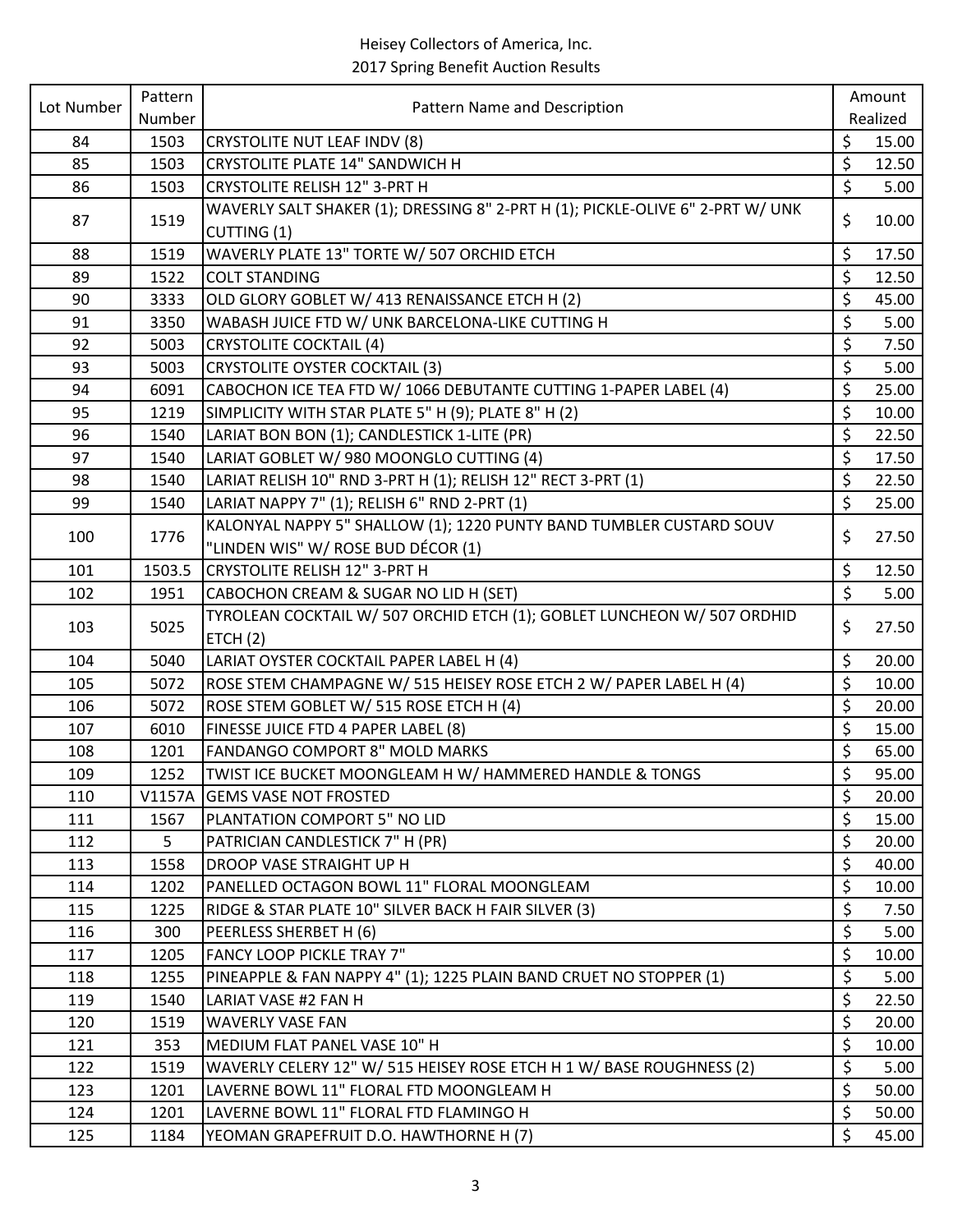Heisey Collectors of America, Inc.
2017 Spring Benefit Auction Results

| Lot Number | Pattern Number | Pattern Name and Description | Amount Realized |
|---|---|---|---|
| 84 | 1503 | CRYSTOLITE NUT LEAF INDV (8) | $ 15.00 |
| 85 | 1503 | CRYSTOLITE PLATE 14" SANDWICH H | $ 12.50 |
| 86 | 1503 | CRYSTOLITE RELISH 12" 3-PRT H | $ 5.00 |
| 87 | 1519 | WAVERLY SALT SHAKER (1); DRESSING 8" 2-PRT H (1); PICKLE-OLIVE 6" 2-PRT W/ UNK CUTTING (1) | $ 10.00 |
| 88 | 1519 | WAVERLY PLATE 13" TORTE W/ 507 ORCHID ETCH | $ 17.50 |
| 89 | 1522 | COLT STANDING | $ 12.50 |
| 90 | 3333 | OLD GLORY GOBLET W/ 413 RENAISSANCE ETCH H (2) | $ 45.00 |
| 91 | 3350 | WABASH JUICE FTD W/ UNK BARCELONA-LIKE CUTTING H | $ 5.00 |
| 92 | 5003 | CRYSTOLITE COCKTAIL (4) | $ 7.50 |
| 93 | 5003 | CRYSTOLITE OYSTER COCKTAIL (3) | $ 5.00 |
| 94 | 6091 | CABOCHON ICE TEA FTD W/ 1066 DEBUTANTE CUTTING 1-PAPER LABEL (4) | $ 25.00 |
| 95 | 1219 | SIMPLICITY WITH STAR PLATE 5" H (9); PLATE 8" H (2) | $ 10.00 |
| 96 | 1540 | LARIAT BON BON (1); CANDLESTICK 1-LITE (PR) | $ 22.50 |
| 97 | 1540 | LARIAT GOBLET W/ 980 MOONGLO CUTTING (4) | $ 17.50 |
| 98 | 1540 | LARIAT RELISH 10" RND 3-PRT H (1); RELISH 12" RECT 3-PRT (1) | $ 22.50 |
| 99 | 1540 | LARIAT NAPPY 7" (1); RELISH 6" RND 2-PRT (1) | $ 25.00 |
| 100 | 1776 | KALONYAL NAPPY 5" SHALLOW (1); 1220 PUNTY BAND TUMBLER CUSTARD SOUV "LINDEN WIS" W/ ROSE BUD DÉCOR (1) | $ 27.50 |
| 101 | 1503.5 | CRYSTOLITE RELISH 12" 3-PRT H | $ 12.50 |
| 102 | 1951 | CABOCHON CREAM & SUGAR NO LID H (SET) | $ 5.00 |
| 103 | 5025 | TYROLEAN COCKTAIL W/ 507 ORCHID ETCH (1); GOBLET LUNCHEON W/ 507 ORDHID ETCH (2) | $ 27.50 |
| 104 | 5040 | LARIAT OYSTER COCKTAIL PAPER LABEL H (4) | $ 20.00 |
| 105 | 5072 | ROSE STEM CHAMPAGNE W/ 515 HEISEY ROSE ETCH 2 W/ PAPER LABEL H (4) | $ 10.00 |
| 106 | 5072 | ROSE STEM GOBLET W/ 515 ROSE ETCH H (4) | $ 20.00 |
| 107 | 6010 | FINESSE JUICE FTD 4 PAPER LABEL (8) | $ 15.00 |
| 108 | 1201 | FANDANGO COMPORT 8" MOLD MARKS | $ 65.00 |
| 109 | 1252 | TWIST ICE BUCKET MOONGLEAM H W/ HAMMERED HANDLE & TONGS | $ 95.00 |
| 110 | V1157A | GEMS VASE NOT FROSTED | $ 20.00 |
| 111 | 1567 | PLANTATION COMPORT 5" NO LID | $ 15.00 |
| 112 | 5 | PATRICIAN CANDLESTICK 7" H (PR) | $ 20.00 |
| 113 | 1558 | DROOP VASE STRAIGHT UP H | $ 40.00 |
| 114 | 1202 | PANELLED OCTAGON BOWL 11" FLORAL MOONGLEAM | $ 10.00 |
| 115 | 1225 | RIDGE & STAR PLATE 10" SILVER BACK H FAIR SILVER (3) | $ 7.50 |
| 116 | 300 | PEERLESS SHERBET H (6) | $ 5.00 |
| 117 | 1205 | FANCY LOOP PICKLE TRAY 7" | $ 10.00 |
| 118 | 1255 | PINEAPPLE & FAN NAPPY 4" (1); 1225 PLAIN BAND CRUET NO STOPPER (1) | $ 5.00 |
| 119 | 1540 | LARIAT VASE #2 FAN H | $ 22.50 |
| 120 | 1519 | WAVERLY VASE FAN | $ 20.00 |
| 121 | 353 | MEDIUM FLAT PANEL VASE 10" H | $ 10.00 |
| 122 | 1519 | WAVERLY CELERY 12" W/ 515 HEISEY ROSE ETCH H 1 W/ BASE ROUGHNESS (2) | $ 5.00 |
| 123 | 1201 | LAVERNE BOWL 11" FLORAL FTD MOONGLEAM H | $ 50.00 |
| 124 | 1201 | LAVERNE BOWL 11" FLORAL FTD FLAMINGO H | $ 50.00 |
| 125 | 1184 | YEOMAN GRAPEFRUIT D.O. HAWTHORNE H (7) | $ 45.00 |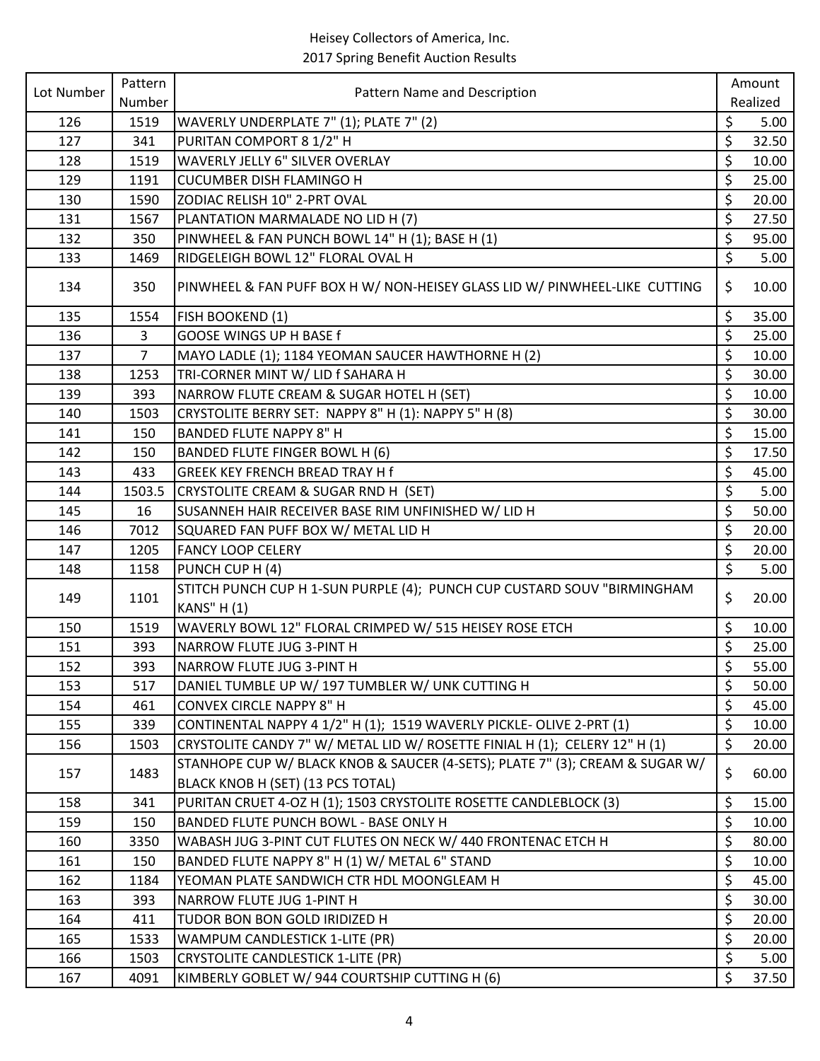Heisey Collectors of America, Inc.
2017 Spring Benefit Auction Results

| Lot Number | Pattern Number | Pattern Name and Description | Amount Realized |
|---|---|---|---|
| 126 | 1519 | WAVERLY UNDERPLATE 7" (1); PLATE 7" (2) | $ 5.00 |
| 127 | 341 | PURITAN COMPORT 8 1/2" H | $ 32.50 |
| 128 | 1519 | WAVERLY JELLY 6" SILVER OVERLAY | $ 10.00 |
| 129 | 1191 | CUCUMBER DISH FLAMINGO H | $ 25.00 |
| 130 | 1590 | ZODIAC RELISH 10" 2-PRT OVAL | $ 20.00 |
| 131 | 1567 | PLANTATION MARMALADE NO LID H (7) | $ 27.50 |
| 132 | 350 | PINWHEEL & FAN PUNCH BOWL 14" H (1); BASE H (1) | $ 95.00 |
| 133 | 1469 | RIDGELEIGH BOWL 12" FLORAL OVAL H | $ 5.00 |
| 134 | 350 | PINWHEEL & FAN PUFF BOX H W/ NON-HEISEY GLASS LID W/ PINWHEEL-LIKE CUTTING | $ 10.00 |
| 135 | 1554 | FISH BOOKEND (1) | $ 35.00 |
| 136 | 3 | GOOSE WINGS UP H BASE f | $ 25.00 |
| 137 | 7 | MAYO LADLE (1); 1184 YEOMAN SAUCER HAWTHORNE H (2) | $ 10.00 |
| 138 | 1253 | TRI-CORNER MINT W/ LID f SAHARA H | $ 30.00 |
| 139 | 393 | NARROW FLUTE CREAM & SUGAR HOTEL H (SET) | $ 10.00 |
| 140 | 1503 | CRYSTOLITE BERRY SET: NAPPY 8" H (1): NAPPY 5" H (8) | $ 30.00 |
| 141 | 150 | BANDED FLUTE NAPPY 8" H | $ 15.00 |
| 142 | 150 | BANDED FLUTE FINGER BOWL H (6) | $ 17.50 |
| 143 | 433 | GREEK KEY FRENCH BREAD TRAY H f | $ 45.00 |
| 144 | 1503.5 | CRYSTOLITE CREAM & SUGAR RND H (SET) | $ 5.00 |
| 145 | 16 | SUSANNEH HAIR RECEIVER BASE RIM UNFINISHED W/ LID H | $ 50.00 |
| 146 | 7012 | SQUARED FAN PUFF BOX W/ METAL LID H | $ 20.00 |
| 147 | 1205 | FANCY LOOP CELERY | $ 20.00 |
| 148 | 1158 | PUNCH CUP H (4) | $ 5.00 |
| 149 | 1101 | STITCH PUNCH CUP H 1-SUN PURPLE (4); PUNCH CUP CUSTARD SOUV "BIRMINGHAM KANS" H (1) | $ 20.00 |
| 150 | 1519 | WAVERLY BOWL 12" FLORAL CRIMPED W/ 515 HEISEY ROSE ETCH | $ 10.00 |
| 151 | 393 | NARROW FLUTE JUG 3-PINT H | $ 25.00 |
| 152 | 393 | NARROW FLUTE JUG 3-PINT H | $ 55.00 |
| 153 | 517 | DANIEL TUMBLE UP W/ 197 TUMBLER W/ UNK CUTTING H | $ 50.00 |
| 154 | 461 | CONVEX CIRCLE NAPPY 8" H | $ 45.00 |
| 155 | 339 | CONTINENTAL NAPPY 4 1/2" H (1); 1519 WAVERLY PICKLE- OLIVE 2-PRT (1) | $ 10.00 |
| 156 | 1503 | CRYSTOLITE CANDY 7" W/ METAL LID W/ ROSETTE FINIAL H (1); CELERY 12" H (1) | $ 20.00 |
| 157 | 1483 | STANHOPE CUP W/ BLACK KNOB & SAUCER (4-SETS); PLATE 7" (3); CREAM & SUGAR W/ BLACK KNOB H (SET) (13 PCS TOTAL) | $ 60.00 |
| 158 | 341 | PURITAN CRUET 4-OZ H (1); 1503 CRYSTOLITE ROSETTE CANDLEBLOCK (3) | $ 15.00 |
| 159 | 150 | BANDED FLUTE PUNCH BOWL - BASE ONLY H | $ 10.00 |
| 160 | 3350 | WABASH JUG 3-PINT CUT FLUTES ON NECK W/ 440 FRONTENAC ETCH H | $ 80.00 |
| 161 | 150 | BANDED FLUTE NAPPY 8" H (1) W/ METAL 6" STAND | $ 10.00 |
| 162 | 1184 | YEOMAN PLATE SANDWICH CTR HDL MOONGLEAM H | $ 45.00 |
| 163 | 393 | NARROW FLUTE JUG 1-PINT H | $ 30.00 |
| 164 | 411 | TUDOR BON BON GOLD IRIDIZED H | $ 20.00 |
| 165 | 1533 | WAMPUM CANDLESTICK 1-LITE (PR) | $ 20.00 |
| 166 | 1503 | CRYSTOLITE CANDLESTICK 1-LITE (PR) | $ 5.00 |
| 167 | 4091 | KIMBERLY GOBLET W/ 944 COURTSHIP CUTTING H (6) | $ 37.50 |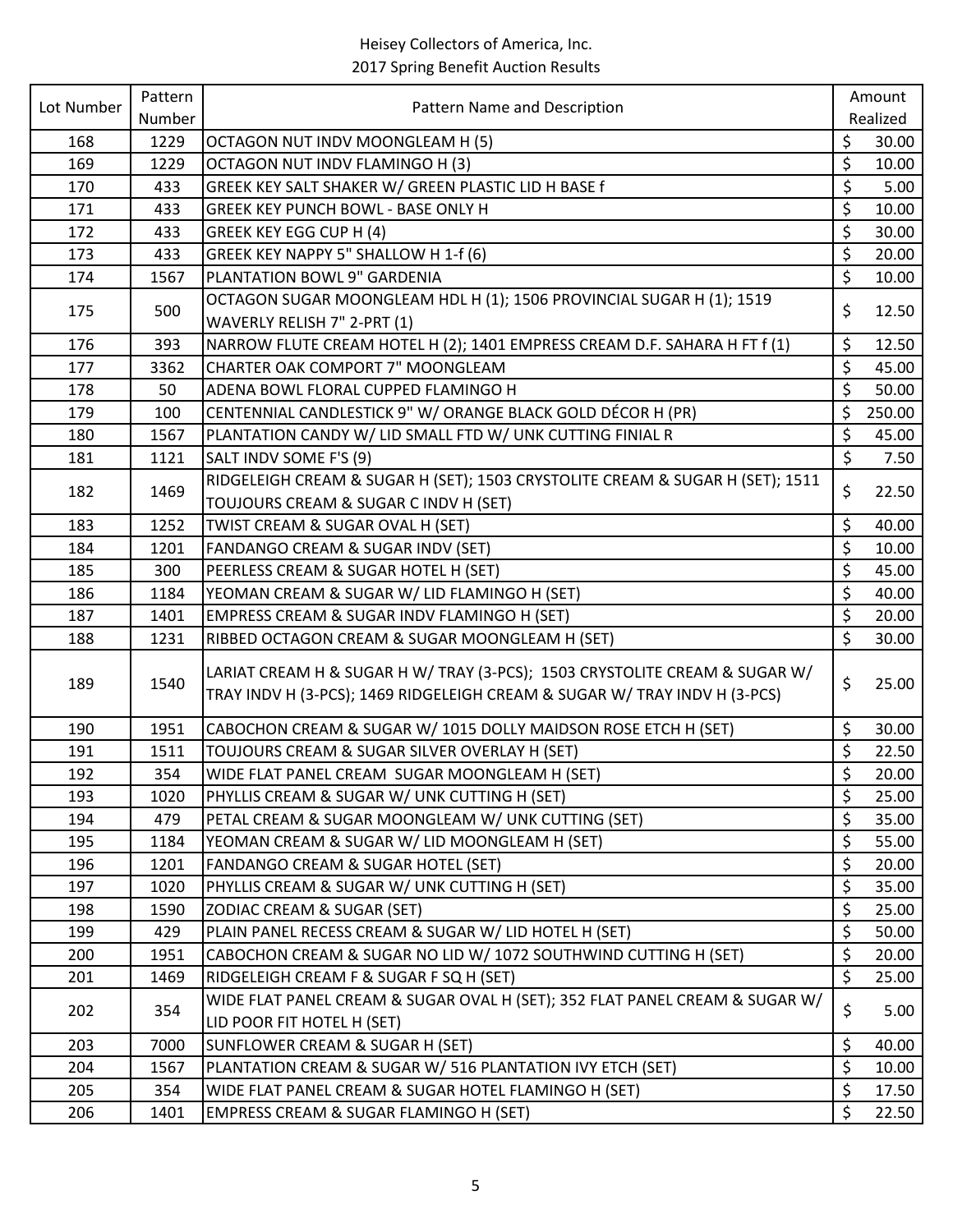Heisey Collectors of America, Inc.
2017 Spring Benefit Auction Results

| Lot Number | Pattern Number | Pattern Name and Description | Amount Realized |
|---|---|---|---|
| 168 | 1229 | OCTAGON NUT INDV MOONGLEAM H (5) | $ 30.00 |
| 169 | 1229 | OCTAGON NUT INDV FLAMINGO H (3) | $ 10.00 |
| 170 | 433 | GREEK KEY SALT SHAKER W/ GREEN PLASTIC LID H BASE f | $ 5.00 |
| 171 | 433 | GREEK KEY PUNCH BOWL - BASE ONLY H | $ 10.00 |
| 172 | 433 | GREEK KEY EGG CUP H (4) | $ 30.00 |
| 173 | 433 | GREEK KEY NAPPY 5" SHALLOW H 1-f (6) | $ 20.00 |
| 174 | 1567 | PLANTATION BOWL 9" GARDENIA | $ 10.00 |
| 175 | 500 | OCTAGON SUGAR MOONGLEAM HDL H (1); 1506 PROVINCIAL SUGAR H (1); 1519 WAVERLY RELISH 7" 2-PRT (1) | $ 12.50 |
| 176 | 393 | NARROW FLUTE CREAM HOTEL H (2); 1401 EMPRESS CREAM D.F. SAHARA H FT f (1) | $ 12.50 |
| 177 | 3362 | CHARTER OAK COMPORT 7" MOONGLEAM | $ 45.00 |
| 178 | 50 | ADENA BOWL FLORAL CUPPED FLAMINGO H | $ 50.00 |
| 179 | 100 | CENTENNIAL CANDLESTICK 9" W/ ORANGE BLACK GOLD DÉCOR H (PR) | $ 250.00 |
| 180 | 1567 | PLANTATION CANDY W/ LID SMALL FTD W/ UNK CUTTING FINIAL R | $ 45.00 |
| 181 | 1121 | SALT INDV SOME F'S (9) | $ 7.50 |
| 182 | 1469 | RIDGELEIGH CREAM & SUGAR H (SET); 1503 CRYSTOLITE CREAM & SUGAR H (SET); 1511 TOUJOURS CREAM & SUGAR C INDV H (SET) | $ 22.50 |
| 183 | 1252 | TWIST CREAM & SUGAR OVAL H (SET) | $ 40.00 |
| 184 | 1201 | FANDANGO CREAM & SUGAR INDV (SET) | $ 10.00 |
| 185 | 300 | PEERLESS CREAM & SUGAR HOTEL H (SET) | $ 45.00 |
| 186 | 1184 | YEOMAN CREAM & SUGAR W/ LID FLAMINGO H (SET) | $ 40.00 |
| 187 | 1401 | EMPRESS CREAM & SUGAR INDV FLAMINGO H (SET) | $ 20.00 |
| 188 | 1231 | RIBBED OCTAGON CREAM & SUGAR MOONGLEAM H (SET) | $ 30.00 |
| 189 | 1540 | LARIAT CREAM H & SUGAR H W/ TRAY (3-PCS); 1503 CRYSTOLITE CREAM & SUGAR W/ TRAY INDV H (3-PCS); 1469 RIDGELEIGH CREAM & SUGAR W/ TRAY INDV H (3-PCS) | $ 25.00 |
| 190 | 1951 | CABOCHON CREAM & SUGAR W/ 1015 DOLLY MAIDSON ROSE ETCH H (SET) | $ 30.00 |
| 191 | 1511 | TOUJOURS CREAM & SUGAR SILVER OVERLAY H (SET) | $ 22.50 |
| 192 | 354 | WIDE FLAT PANEL CREAM SUGAR MOONGLEAM H (SET) | $ 20.00 |
| 193 | 1020 | PHYLLIS CREAM & SUGAR W/ UNK CUTTING H (SET) | $ 25.00 |
| 194 | 479 | PETAL CREAM & SUGAR MOONGLEAM W/ UNK CUTTING (SET) | $ 35.00 |
| 195 | 1184 | YEOMAN CREAM & SUGAR W/ LID MOONGLEAM H (SET) | $ 55.00 |
| 196 | 1201 | FANDANGO CREAM & SUGAR HOTEL (SET) | $ 20.00 |
| 197 | 1020 | PHYLLIS CREAM & SUGAR W/ UNK CUTTING H (SET) | $ 35.00 |
| 198 | 1590 | ZODIAC CREAM & SUGAR (SET) | $ 25.00 |
| 199 | 429 | PLAIN PANEL RECESS CREAM & SUGAR W/ LID HOTEL H (SET) | $ 50.00 |
| 200 | 1951 | CABOCHON CREAM & SUGAR NO LID W/ 1072 SOUTHWIND CUTTING H (SET) | $ 20.00 |
| 201 | 1469 | RIDGELEIGH CREAM F & SUGAR F SQ H (SET) | $ 25.00 |
| 202 | 354 | WIDE FLAT PANEL CREAM & SUGAR OVAL H (SET); 352 FLAT PANEL CREAM & SUGAR W/ LID POOR FIT HOTEL H (SET) | $ 5.00 |
| 203 | 7000 | SUNFLOWER CREAM & SUGAR H (SET) | $ 40.00 |
| 204 | 1567 | PLANTATION CREAM & SUGAR W/ 516 PLANTATION IVY ETCH (SET) | $ 10.00 |
| 205 | 354 | WIDE FLAT PANEL CREAM & SUGAR HOTEL FLAMINGO H (SET) | $ 17.50 |
| 206 | 1401 | EMPRESS CREAM & SUGAR FLAMINGO H (SET) | $ 22.50 |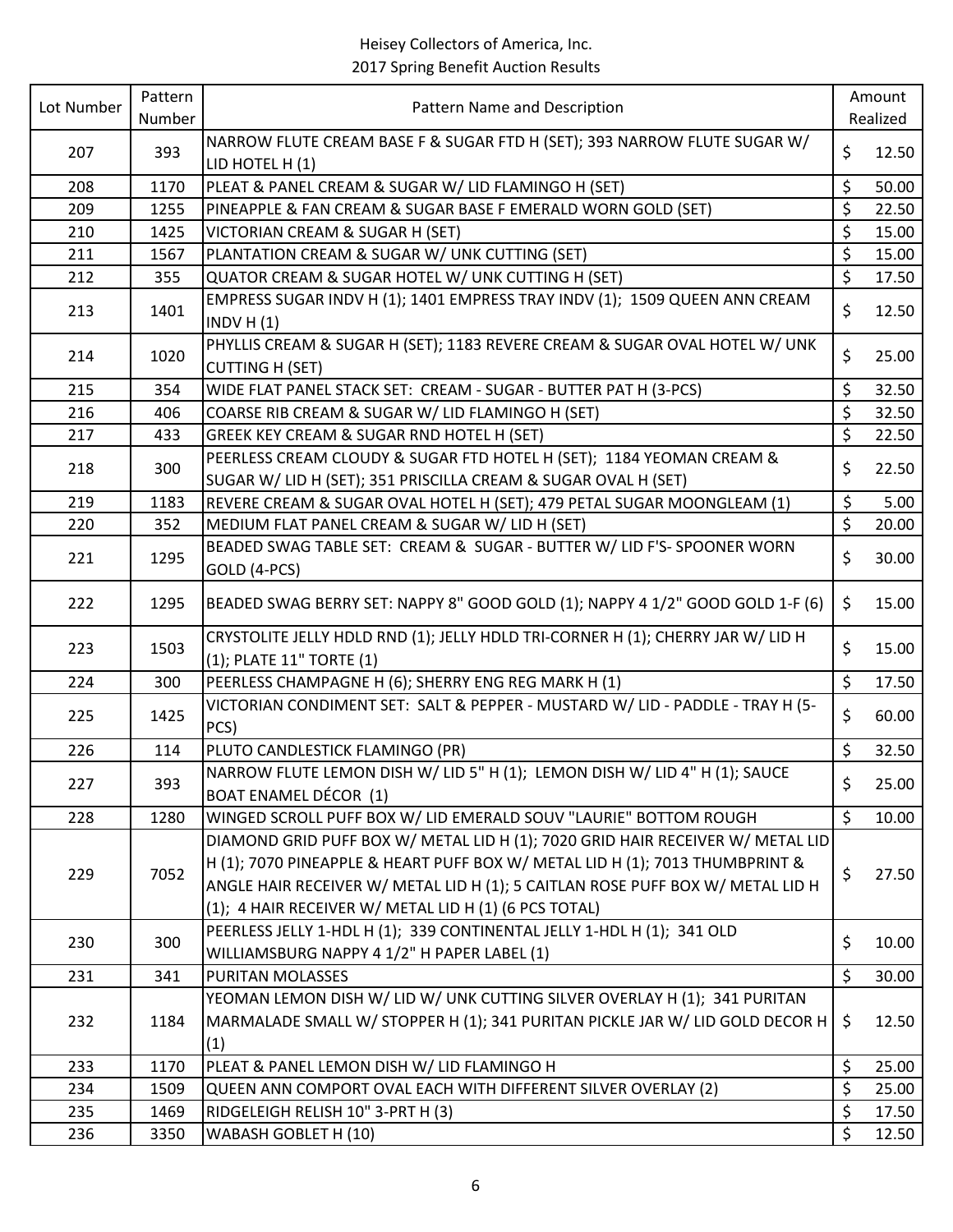Heisey Collectors of America, Inc.
2017 Spring Benefit Auction Results

| Lot Number | Pattern Number | Pattern Name and Description | Amount Realized |
|---|---|---|---|
| 207 | 393 | NARROW FLUTE CREAM BASE F & SUGAR FTD H (SET); 393 NARROW FLUTE SUGAR W/ LID HOTEL H (1) | $ 12.50 |
| 208 | 1170 | PLEAT & PANEL CREAM & SUGAR W/ LID FLAMINGO H (SET) | $ 50.00 |
| 209 | 1255 | PINEAPPLE & FAN CREAM & SUGAR BASE F EMERALD WORN GOLD (SET) | $ 22.50 |
| 210 | 1425 | VICTORIAN CREAM & SUGAR H (SET) | $ 15.00 |
| 211 | 1567 | PLANTATION CREAM & SUGAR W/ UNK CUTTING (SET) | $ 15.00 |
| 212 | 355 | QUATOR CREAM & SUGAR HOTEL W/ UNK CUTTING H (SET) | $ 17.50 |
| 213 | 1401 | EMPRESS SUGAR INDV H (1); 1401 EMPRESS TRAY INDV (1); 1509 QUEEN ANN CREAM INDV H (1) | $ 12.50 |
| 214 | 1020 | PHYLLIS CREAM & SUGAR H (SET); 1183 REVERE CREAM & SUGAR OVAL HOTEL W/ UNK CUTTING H (SET) | $ 25.00 |
| 215 | 354 | WIDE FLAT PANEL STACK SET: CREAM - SUGAR - BUTTER PAT H (3-PCS) | $ 32.50 |
| 216 | 406 | COARSE RIB CREAM & SUGAR W/ LID FLAMINGO H (SET) | $ 32.50 |
| 217 | 433 | GREEK KEY CREAM & SUGAR RND HOTEL H (SET) | $ 22.50 |
| 218 | 300 | PEERLESS CREAM CLOUDY & SUGAR FTD HOTEL H (SET); 1184 YEOMAN CREAM & SUGAR W/ LID H (SET); 351 PRISCILLA CREAM & SUGAR OVAL H (SET) | $ 22.50 |
| 219 | 1183 | REVERE CREAM & SUGAR OVAL HOTEL H (SET); 479 PETAL SUGAR MOONGLEAM (1) | $ 5.00 |
| 220 | 352 | MEDIUM FLAT PANEL CREAM & SUGAR W/ LID H (SET) | $ 20.00 |
| 221 | 1295 | BEADED SWAG TABLE SET: CREAM & SUGAR - BUTTER W/ LID F'S- SPOONER WORN GOLD (4-PCS) | $ 30.00 |
| 222 | 1295 | BEADED SWAG BERRY SET: NAPPY 8" GOOD GOLD (1); NAPPY 4 1/2" GOOD GOLD 1-F (6) | $ 15.00 |
| 223 | 1503 | CRYSTOLITE JELLY HDLD RND (1); JELLY HDLD TRI-CORNER H (1); CHERRY JAR W/ LID H (1); PLATE 11" TORTE (1) | $ 15.00 |
| 224 | 300 | PEERLESS CHAMPAGNE H (6); SHERRY ENG REG MARK H (1) | $ 17.50 |
| 225 | 1425 | VICTORIAN CONDIMENT SET: SALT & PEPPER - MUSTARD W/ LID - PADDLE - TRAY H (5-PCS) | $ 60.00 |
| 226 | 114 | PLUTO CANDLESTICK FLAMINGO (PR) | $ 32.50 |
| 227 | 393 | NARROW FLUTE LEMON DISH W/ LID 5" H (1); LEMON DISH W/ LID 4" H (1); SAUCE BOAT ENAMEL DÉCOR (1) | $ 25.00 |
| 228 | 1280 | WINGED SCROLL PUFF BOX W/ LID EMERALD SOUV "LAURIE" BOTTOM ROUGH | $ 10.00 |
| 229 | 7052 | DIAMOND GRID PUFF BOX W/ METAL LID H (1); 7020 GRID HAIR RECEIVER W/ METAL LID H (1); 7070 PINEAPPLE & HEART PUFF BOX W/ METAL LID H (1); 7013 THUMBPRINT & ANGLE HAIR RECEIVER W/ METAL LID H (1); 5 CAITLAN ROSE PUFF BOX W/ METAL LID H (1); 4 HAIR RECEIVER W/ METAL LID H (1) (6 PCS TOTAL) | $ 27.50 |
| 230 | 300 | PEERLESS JELLY 1-HDL H (1); 339 CONTINENTAL JELLY 1-HDL H (1); 341 OLD WILLIAMSBURG NAPPY 4 1/2" H PAPER LABEL (1) | $ 10.00 |
| 231 | 341 | PURITAN MOLASSES | $ 30.00 |
| 232 | 1184 | YEOMAN LEMON DISH W/ LID W/ UNK CUTTING SILVER OVERLAY H (1); 341 PURITAN MARMALADE SMALL W/ STOPPER H (1); 341 PURITAN PICKLE JAR W/ LID GOLD DECOR H (1) | $ 12.50 |
| 233 | 1170 | PLEAT & PANEL LEMON DISH W/ LID FLAMINGO H | $ 25.00 |
| 234 | 1509 | QUEEN ANN COMPORT OVAL EACH WITH DIFFERENT SILVER OVERLAY (2) | $ 25.00 |
| 235 | 1469 | RIDGELEIGH RELISH 10" 3-PRT H (3) | $ 17.50 |
| 236 | 3350 | WABASH GOBLET H (10) | $ 12.50 |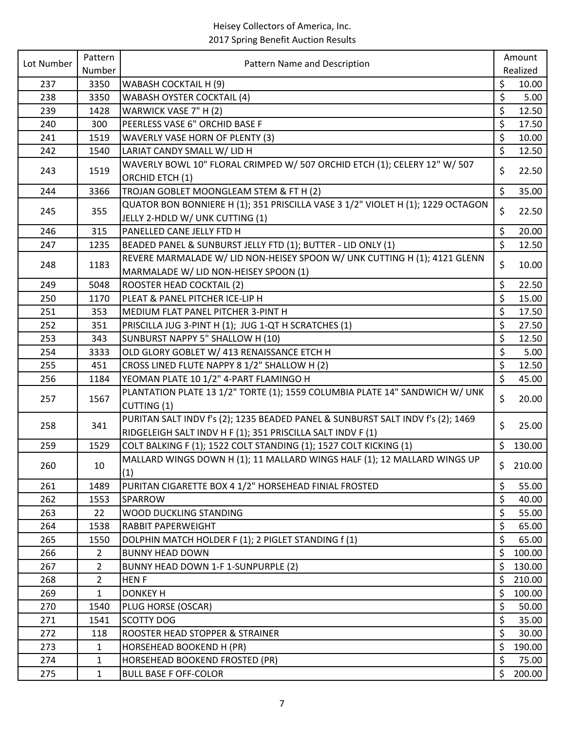Heisey Collectors of America, Inc.
2017 Spring Benefit Auction Results

| Lot Number | Pattern Number | Pattern Name and Description | Amount Realized |
|---|---|---|---|
| 237 | 3350 | WABASH COCKTAIL H (9) | $ 10.00 |
| 238 | 3350 | WABASH OYSTER COCKTAIL (4) | $ 5.00 |
| 239 | 1428 | WARWICK VASE 7" H (2) | $ 12.50 |
| 240 | 300 | PEERLESS VASE 6" ORCHID BASE F | $ 17.50 |
| 241 | 1519 | WAVERLY VASE HORN OF PLENTY (3) | $ 10.00 |
| 242 | 1540 | LARIAT CANDY SMALL W/ LID H | $ 12.50 |
| 243 | 1519 | WAVERLY BOWL 10" FLORAL CRIMPED W/ 507 ORCHID ETCH (1); CELERY 12" W/ 507 ORCHID ETCH (1) | $ 22.50 |
| 244 | 3366 | TROJAN GOBLET MOONGLEAM STEM & FT H (2) | $ 35.00 |
| 245 | 355 | QUATOR BON BONNIERE H (1); 351 PRISCILLA VASE 3 1/2" VIOLET H (1); 1229 OCTAGON JELLY 2-HDLD W/ UNK CUTTING (1) | $ 22.50 |
| 246 | 315 | PANELLED CANE JELLY FTD H | $ 20.00 |
| 247 | 1235 | BEADED PANEL & SUNBURST JELLY FTD (1); BUTTER - LID ONLY (1) | $ 12.50 |
| 248 | 1183 | REVERE MARMALADE W/ LID NON-HEISEY SPOON W/ UNK CUTTING H (1); 4121 GLENN MARMALADE W/ LID NON-HEISEY SPOON (1) | $ 10.00 |
| 249 | 5048 | ROOSTER HEAD COCKTAIL (2) | $ 22.50 |
| 250 | 1170 | PLEAT & PANEL PITCHER ICE-LIP H | $ 15.00 |
| 251 | 353 | MEDIUM FLAT PANEL PITCHER 3-PINT H | $ 17.50 |
| 252 | 351 | PRISCILLA JUG 3-PINT H (1); JUG 1-QT H SCRATCHES (1) | $ 27.50 |
| 253 | 343 | SUNBURST NAPPY 5" SHALLOW H (10) | $ 12.50 |
| 254 | 3333 | OLD GLORY GOBLET W/ 413 RENAISSANCE ETCH H | $ 5.00 |
| 255 | 451 | CROSS LINED FLUTE NAPPY 8 1/2" SHALLOW H (2) | $ 12.50 |
| 256 | 1184 | YEOMAN PLATE 10 1/2" 4-PART FLAMINGO H | $ 45.00 |
| 257 | 1567 | PLANTATION PLATE 13 1/2" TORTE (1); 1559 COLUMBIA PLATE 14" SANDWICH W/ UNK CUTTING (1) | $ 20.00 |
| 258 | 341 | PURITAN SALT INDV f's (2); 1235 BEADED PANEL & SUNBURST SALT INDV f's (2); 1469 RIDGELEIGH SALT INDV H F (1); 351 PRISCILLA SALT INDV F (1) | $ 25.00 |
| 259 | 1529 | COLT BALKING F (1); 1522 COLT STANDING (1); 1527 COLT KICKING (1) | $ 130.00 |
| 260 | 10 | MALLARD WINGS DOWN H (1); 11 MALLARD WINGS HALF (1); 12 MALLARD WINGS UP (1) | $ 210.00 |
| 261 | 1489 | PURITAN CIGARETTE BOX 4 1/2" HORSEHEAD FINIAL FROSTED | $ 55.00 |
| 262 | 1553 | SPARROW | $ 40.00 |
| 263 | 22 | WOOD DUCKLING STANDING | $ 55.00 |
| 264 | 1538 | RABBIT PAPERWEIGHT | $ 65.00 |
| 265 | 1550 | DOLPHIN MATCH HOLDER F (1); 2 PIGLET STANDING f (1) | $ 65.00 |
| 266 | 2 | BUNNY HEAD DOWN | $ 100.00 |
| 267 | 2 | BUNNY HEAD DOWN 1-F 1-SUNPURPLE (2) | $ 130.00 |
| 268 | 2 | HEN F | $ 210.00 |
| 269 | 1 | DONKEY H | $ 100.00 |
| 270 | 1540 | PLUG HORSE (OSCAR) | $ 50.00 |
| 271 | 1541 | SCOTTY DOG | $ 35.00 |
| 272 | 118 | ROOSTER HEAD STOPPER & STRAINER | $ 30.00 |
| 273 | 1 | HORSEHEAD BOOKEND H (PR) | $ 190.00 |
| 274 | 1 | HORSEHEAD BOOKEND FROSTED (PR) | $ 75.00 |
| 275 | 1 | BULL BASE F OFF-COLOR | $ 200.00 |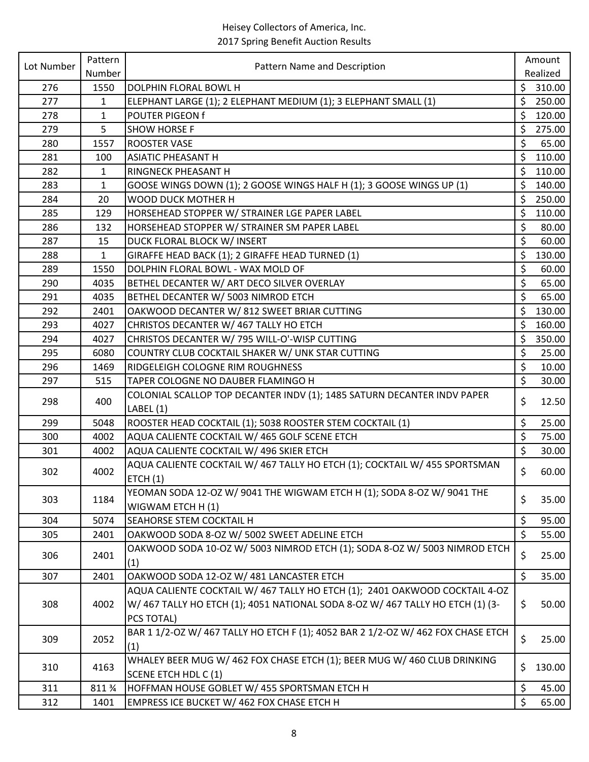Heisey Collectors of America, Inc.
2017 Spring Benefit Auction Results

| Lot Number | Pattern Number | Pattern Name and Description | Amount Realized |
|---|---|---|---|
| 276 | 1550 | DOLPHIN FLORAL BOWL H | $ 310.00 |
| 277 | 1 | ELEPHANT LARGE (1); 2 ELEPHANT MEDIUM (1); 3 ELEPHANT SMALL (1) | $ 250.00 |
| 278 | 1 | POUTER PIGEON f | $ 120.00 |
| 279 | 5 | SHOW HORSE F | $ 275.00 |
| 280 | 1557 | ROOSTER VASE | $ 65.00 |
| 281 | 100 | ASIATIC PHEASANT H | $ 110.00 |
| 282 | 1 | RINGNECK PHEASANT H | $ 110.00 |
| 283 | 1 | GOOSE WINGS DOWN (1); 2 GOOSE WINGS HALF H (1); 3 GOOSE WINGS UP (1) | $ 140.00 |
| 284 | 20 | WOOD DUCK MOTHER H | $ 250.00 |
| 285 | 129 | HORSEHEAD STOPPER W/ STRAINER LGE PAPER LABEL | $ 110.00 |
| 286 | 132 | HORSEHEAD STOPPER W/ STRAINER SM PAPER LABEL | $ 80.00 |
| 287 | 15 | DUCK FLORAL BLOCK W/ INSERT | $ 60.00 |
| 288 | 1 | GIRAFFE HEAD BACK (1); 2 GIRAFFE HEAD TURNED (1) | $ 130.00 |
| 289 | 1550 | DOLPHIN FLORAL BOWL - WAX MOLD OF | $ 60.00 |
| 290 | 4035 | BETHEL DECANTER W/ ART DECO SILVER OVERLAY | $ 65.00 |
| 291 | 4035 | BETHEL DECANTER W/ 5003 NIMROD ETCH | $ 65.00 |
| 292 | 2401 | OAKWOOD DECANTER W/ 812 SWEET BRIAR CUTTING | $ 130.00 |
| 293 | 4027 | CHRISTOS DECANTER W/ 467 TALLY HO ETCH | $ 160.00 |
| 294 | 4027 | CHRISTOS DECANTER W/ 795 WILL-O'-WISP CUTTING | $ 350.00 |
| 295 | 6080 | COUNTRY CLUB COCKTAIL SHAKER W/ UNK STAR CUTTING | $ 25.00 |
| 296 | 1469 | RIDGELEIGH COLOGNE RIM ROUGHNESS | $ 10.00 |
| 297 | 515 | TAPER COLOGNE NO DAUBER FLAMINGO H | $ 30.00 |
| 298 | 400 | COLONIAL SCALLOP TOP DECANTER INDV (1); 1485 SATURN DECANTER INDV PAPER LABEL (1) | $ 12.50 |
| 299 | 5048 | ROOSTER HEAD COCKTAIL (1); 5038 ROOSTER STEM COCKTAIL (1) | $ 25.00 |
| 300 | 4002 | AQUA CALIENTE COCKTAIL W/ 465 GOLF SCENE ETCH | $ 75.00 |
| 301 | 4002 | AQUA CALIENTE COCKTAIL W/ 496 SKIER ETCH | $ 30.00 |
| 302 | 4002 | AQUA CALIENTE COCKTAIL W/ 467 TALLY HO ETCH (1); COCKTAIL W/ 455 SPORTSMAN ETCH (1) | $ 60.00 |
| 303 | 1184 | YEOMAN SODA 12-OZ W/ 9041 THE WIGWAM ETCH H (1); SODA 8-OZ W/ 9041 THE WIGWAM ETCH H (1) | $ 35.00 |
| 304 | 5074 | SEAHORSE STEM COCKTAIL H | $ 95.00 |
| 305 | 2401 | OAKWOOD SODA 8-OZ W/ 5002 SWEET ADELINE ETCH | $ 55.00 |
| 306 | 2401 | OAKWOOD SODA 10-OZ W/ 5003 NIMROD ETCH (1); SODA 8-OZ W/ 5003 NIMROD ETCH (1) | $ 25.00 |
| 307 | 2401 | OAKWOOD SODA 12-OZ W/ 481 LANCASTER ETCH | $ 35.00 |
| 308 | 4002 | AQUA CALIENTE COCKTAIL W/ 467 TALLY HO ETCH (1); 2401 OAKWOOD COCKTAIL 4-OZ W/ 467 TALLY HO ETCH (1); 4051 NATIONAL SODA 8-OZ W/ 467 TALLY HO ETCH (1) (3-PCS TOTAL) | $ 50.00 |
| 309 | 2052 | BAR 1 1/2-OZ W/ 467 TALLY HO ETCH F (1); 4052 BAR 2 1/2-OZ W/ 462 FOX CHASE ETCH (1) | $ 25.00 |
| 310 | 4163 | WHALEY BEER MUG W/ 462 FOX CHASE ETCH (1); BEER MUG W/ 460 CLUB DRINKING SCENE ETCH HDL C (1) | $ 130.00 |
| 311 | 811 ¾ | HOFFMAN HOUSE GOBLET W/ 455 SPORTSMAN ETCH H | $ 45.00 |
| 312 | 1401 | EMPRESS ICE BUCKET W/ 462 FOX CHASE ETCH H | $ 65.00 |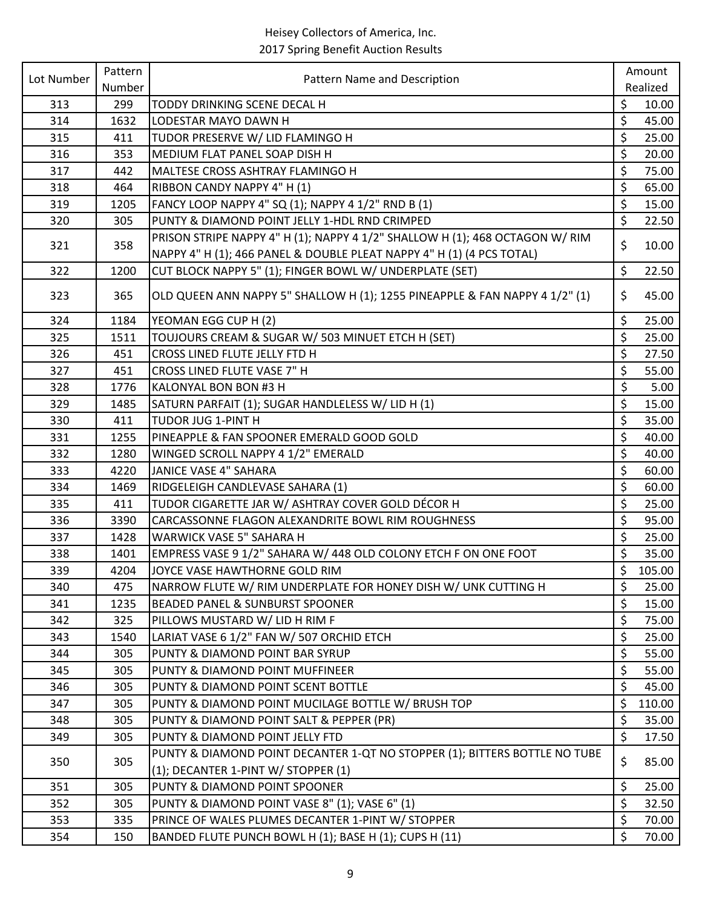Heisey Collectors of America, Inc.
2017 Spring Benefit Auction Results

| Lot Number | Pattern Number | Pattern Name and Description | Amount Realized |
|---|---|---|---|
| 313 | 299 | TODDY DRINKING SCENE DECAL H | $ 10.00 |
| 314 | 1632 | LODESTAR MAYO DAWN H | $ 45.00 |
| 315 | 411 | TUDOR PRESERVE W/ LID FLAMINGO H | $ 25.00 |
| 316 | 353 | MEDIUM FLAT PANEL SOAP DISH H | $ 20.00 |
| 317 | 442 | MALTESE CROSS ASHTRAY FLAMINGO H | $ 75.00 |
| 318 | 464 | RIBBON CANDY NAPPY 4" H (1) | $ 65.00 |
| 319 | 1205 | FANCY LOOP NAPPY 4" SQ (1); NAPPY 4 1/2" RND B (1) | $ 15.00 |
| 320 | 305 | PUNTY & DIAMOND POINT JELLY 1-HDL RND CRIMPED | $ 22.50 |
| 321 | 358 | PRISON STRIPE NAPPY 4" H (1); NAPPY 4 1/2" SHALLOW H (1); 468 OCTAGON W/ RIM NAPPY 4" H (1); 466 PANEL & DOUBLE PLEAT NAPPY 4" H (1) (4 PCS TOTAL) | $ 10.00 |
| 322 | 1200 | CUT BLOCK NAPPY 5" (1); FINGER BOWL W/ UNDERPLATE (SET) | $ 22.50 |
| 323 | 365 | OLD QUEEN ANN NAPPY 5" SHALLOW H (1); 1255 PINEAPPLE & FAN NAPPY 4 1/2" (1) | $ 45.00 |
| 324 | 1184 | YEOMAN EGG CUP H (2) | $ 25.00 |
| 325 | 1511 | TOUJOURS CREAM & SUGAR W/ 503 MINUET ETCH H (SET) | $ 25.00 |
| 326 | 451 | CROSS LINED FLUTE JELLY FTD H | $ 27.50 |
| 327 | 451 | CROSS LINED FLUTE VASE 7" H | $ 55.00 |
| 328 | 1776 | KALONYAL BON BON #3 H | $ 5.00 |
| 329 | 1485 | SATURN PARFAIT (1); SUGAR HANDLELESS W/ LID H (1) | $ 15.00 |
| 330 | 411 | TUDOR JUG 1-PINT H | $ 35.00 |
| 331 | 1255 | PINEAPPLE & FAN SPOONER EMERALD GOOD GOLD | $ 40.00 |
| 332 | 1280 | WINGED SCROLL NAPPY 4 1/2" EMERALD | $ 40.00 |
| 333 | 4220 | JANICE VASE 4" SAHARA | $ 60.00 |
| 334 | 1469 | RIDGELEIGH CANDLEVASE SAHARA (1) | $ 60.00 |
| 335 | 411 | TUDOR CIGARETTE JAR W/ ASHTRAY COVER GOLD DÉCOR H | $ 25.00 |
| 336 | 3390 | CARCASSONNE FLAGON ALEXANDRITE BOWL RIM ROUGHNESS | $ 95.00 |
| 337 | 1428 | WARWICK VASE 5" SAHARA H | $ 25.00 |
| 338 | 1401 | EMPRESS VASE 9 1/2" SAHARA W/ 448 OLD COLONY ETCH F ON ONE FOOT | $ 35.00 |
| 339 | 4204 | JOYCE VASE HAWTHORNE GOLD RIM | $ 105.00 |
| 340 | 475 | NARROW FLUTE W/ RIM UNDERPLATE FOR HONEY DISH W/ UNK CUTTING H | $ 25.00 |
| 341 | 1235 | BEADED PANEL & SUNBURST SPOONER | $ 15.00 |
| 342 | 325 | PILLOWS MUSTARD W/ LID H RIM F | $ 75.00 |
| 343 | 1540 | LARIAT VASE 6 1/2" FAN W/ 507 ORCHID ETCH | $ 25.00 |
| 344 | 305 | PUNTY & DIAMOND POINT BAR SYRUP | $ 55.00 |
| 345 | 305 | PUNTY & DIAMOND POINT MUFFINEER | $ 55.00 |
| 346 | 305 | PUNTY & DIAMOND POINT SCENT BOTTLE | $ 45.00 |
| 347 | 305 | PUNTY & DIAMOND POINT MUCILAGE BOTTLE W/ BRUSH TOP | $ 110.00 |
| 348 | 305 | PUNTY & DIAMOND POINT SALT & PEPPER (PR) | $ 35.00 |
| 349 | 305 | PUNTY & DIAMOND POINT JELLY FTD | $ 17.50 |
| 350 | 305 | PUNTY & DIAMOND POINT DECANTER 1-QT NO STOPPER (1); BITTERS BOTTLE NO TUBE (1); DECANTER 1-PINT W/ STOPPER (1) | $ 85.00 |
| 351 | 305 | PUNTY & DIAMOND POINT SPOONER | $ 25.00 |
| 352 | 305 | PUNTY & DIAMOND POINT VASE 8" (1); VASE 6" (1) | $ 32.50 |
| 353 | 335 | PRINCE OF WALES PLUMES DECANTER 1-PINT W/ STOPPER | $ 70.00 |
| 354 | 150 | BANDED FLUTE PUNCH BOWL H (1); BASE H (1); CUPS H (11) | $ 70.00 |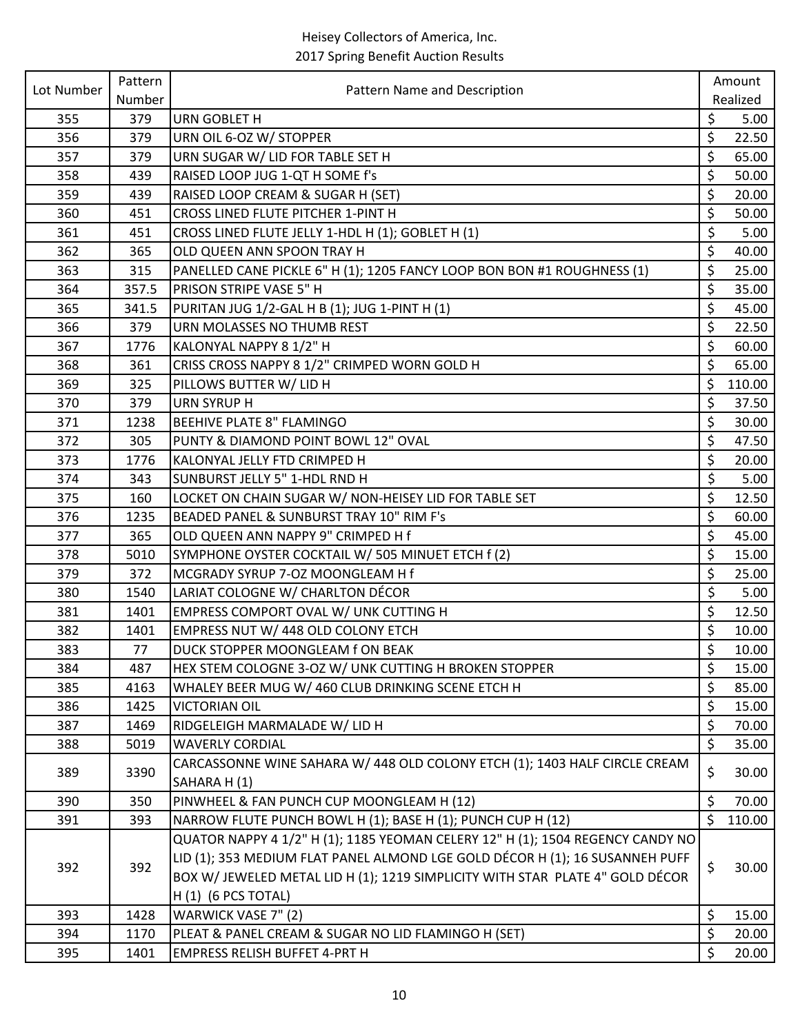| Lot Number | Pattern Number | Pattern Name and Description | Amount Realized |
|---|---|---|---|
| 355 | 379 | URN GOBLET H | $ 5.00 |
| 356 | 379 | URN OIL 6-OZ W/ STOPPER | $ 22.50 |
| 357 | 379 | URN SUGAR W/ LID FOR TABLE SET H | $ 65.00 |
| 358 | 439 | RAISED LOOP JUG 1-QT H SOME f's | $ 50.00 |
| 359 | 439 | RAISED LOOP CREAM & SUGAR H (SET) | $ 20.00 |
| 360 | 451 | CROSS LINED FLUTE PITCHER 1-PINT H | $ 50.00 |
| 361 | 451 | CROSS LINED FLUTE JELLY 1-HDL H (1); GOBLET H (1) | $ 5.00 |
| 362 | 365 | OLD QUEEN ANN SPOON TRAY H | $ 40.00 |
| 363 | 315 | PANELLED CANE PICKLE 6" H (1); 1205 FANCY LOOP BON BON #1 ROUGHNESS (1) | $ 25.00 |
| 364 | 357.5 | PRISON STRIPE VASE 5" H | $ 35.00 |
| 365 | 341.5 | PURITAN JUG 1/2-GAL H B (1); JUG 1-PINT H (1) | $ 45.00 |
| 366 | 379 | URN MOLASSES NO THUMB REST | $ 22.50 |
| 367 | 1776 | KALONYAL NAPPY 8 1/2" H | $ 60.00 |
| 368 | 361 | CRISS CROSS NAPPY 8 1/2" CRIMPED WORN GOLD H | $ 65.00 |
| 369 | 325 | PILLOWS BUTTER W/ LID H | $ 110.00 |
| 370 | 379 | URN SYRUP H | $ 37.50 |
| 371 | 1238 | BEEHIVE PLATE 8" FLAMINGO | $ 30.00 |
| 372 | 305 | PUNTY & DIAMOND POINT BOWL 12" OVAL | $ 47.50 |
| 373 | 1776 | KALONYAL JELLY FTD CRIMPED H | $ 20.00 |
| 374 | 343 | SUNBURST JELLY 5" 1-HDL RND H | $ 5.00 |
| 375 | 160 | LOCKET ON CHAIN SUGAR W/ NON-HEISEY LID FOR TABLE SET | $ 12.50 |
| 376 | 1235 | BEADED PANEL & SUNBURST TRAY 10" RIM F's | $ 60.00 |
| 377 | 365 | OLD QUEEN ANN NAPPY 9" CRIMPED H f | $ 45.00 |
| 378 | 5010 | SYMPHONE OYSTER COCKTAIL W/ 505 MINUET ETCH f (2) | $ 15.00 |
| 379 | 372 | MCGRADY SYRUP 7-OZ MOONGLEAM H f | $ 25.00 |
| 380 | 1540 | LARIAT COLOGNE W/ CHARLTON DÉCOR | $ 5.00 |
| 381 | 1401 | EMPRESS COMPORT OVAL W/ UNK CUTTING H | $ 12.50 |
| 382 | 1401 | EMPRESS NUT W/ 448 OLD COLONY ETCH | $ 10.00 |
| 383 | 77 | DUCK STOPPER MOONGLEAM f ON BEAK | $ 10.00 |
| 384 | 487 | HEX STEM COLOGNE 3-OZ W/ UNK CUTTING H BROKEN STOPPER | $ 15.00 |
| 385 | 4163 | WHALEY BEER MUG W/ 460 CLUB DRINKING SCENE ETCH H | $ 85.00 |
| 386 | 1425 | VICTORIAN OIL | $ 15.00 |
| 387 | 1469 | RIDGELEIGH MARMALADE W/ LID H | $ 70.00 |
| 388 | 5019 | WAVERLY CORDIAL | $ 35.00 |
| 389 | 3390 | CARCASSONNE WINE SAHARA W/ 448 OLD COLONY ETCH (1); 1403 HALF CIRCLE CREAM SAHARA H (1) | $ 30.00 |
| 390 | 350 | PINWHEEL & FAN PUNCH CUP MOONGLEAM H (12) | $ 70.00 |
| 391 | 393 | NARROW FLUTE PUNCH BOWL H (1); BASE H (1); PUNCH CUP H (12) | $ 110.00 |
| 392 | 392 | QUATOR NAPPY 4 1/2" H (1); 1185 YEOMAN CELERY 12" H (1); 1504 REGENCY CANDY NO LID (1); 353 MEDIUM FLAT PANEL ALMOND LGE GOLD DÉCOR H (1); 16 SUSANNEH PUFF BOX W/ JEWELED METAL LID H (1); 1219 SIMPLICITY WITH STAR PLATE 4" GOLD DÉCOR H (1) (6 PCS TOTAL) | $ 30.00 |
| 393 | 1428 | WARWICK VASE 7" (2) | $ 15.00 |
| 394 | 1170 | PLEAT & PANEL CREAM & SUGAR NO LID FLAMINGO H (SET) | $ 20.00 |
| 395 | 1401 | EMPRESS RELISH BUFFET 4-PRT H | $ 20.00 |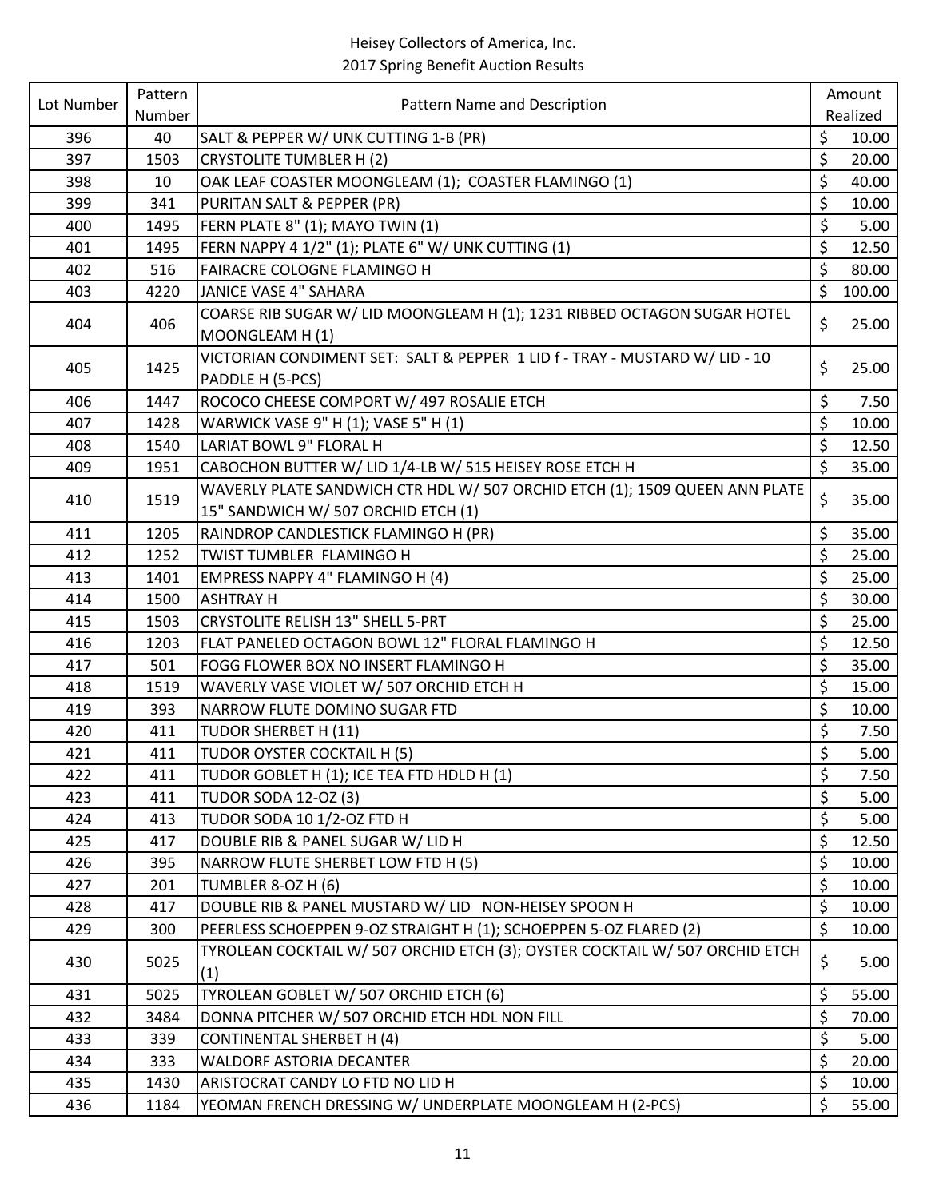Heisey Collectors of America, Inc.
2017 Spring Benefit Auction Results

| Lot Number | Pattern Number | Pattern Name and Description | Amount Realized |
|---|---|---|---|
| 396 | 40 | SALT & PEPPER W/ UNK CUTTING 1-B (PR) | $ 10.00 |
| 397 | 1503 | CRYSTOLITE TUMBLER H (2) | $ 20.00 |
| 398 | 10 | OAK LEAF COASTER MOONGLEAM (1); COASTER FLAMINGO (1) | $ 40.00 |
| 399 | 341 | PURITAN SALT & PEPPER (PR) | $ 10.00 |
| 400 | 1495 | FERN PLATE 8" (1); MAYO TWIN (1) | $ 5.00 |
| 401 | 1495 | FERN NAPPY 4 1/2" (1); PLATE 6" W/ UNK CUTTING (1) | $ 12.50 |
| 402 | 516 | FAIRACRE COLOGNE FLAMINGO H | $ 80.00 |
| 403 | 4220 | JANICE VASE 4" SAHARA | $ 100.00 |
| 404 | 406 | COARSE RIB SUGAR W/ LID MOONGLEAM H (1); 1231 RIBBED OCTAGON SUGAR HOTEL MOONGLEAM H (1) | $ 25.00 |
| 405 | 1425 | VICTORIAN CONDIMENT SET: SALT & PEPPER 1 LID f - TRAY - MUSTARD W/ LID - 10 PADDLE H (5-PCS) | $ 25.00 |
| 406 | 1447 | ROCOCO CHEESE COMPORT W/ 497 ROSALIE ETCH | $ 7.50 |
| 407 | 1428 | WARWICK VASE 9" H (1); VASE 5" H (1) | $ 10.00 |
| 408 | 1540 | LARIAT BOWL 9" FLORAL H | $ 12.50 |
| 409 | 1951 | CABOCHON BUTTER W/ LID 1/4-LB W/ 515 HEISEY ROSE ETCH H | $ 35.00 |
| 410 | 1519 | WAVERLY PLATE SANDWICH CTR HDL W/ 507 ORCHID ETCH (1); 1509 QUEEN ANN PLATE 15" SANDWICH W/ 507 ORCHID ETCH (1) | $ 35.00 |
| 411 | 1205 | RAINDROP CANDLESTICK FLAMINGO H (PR) | $ 35.00 |
| 412 | 1252 | TWIST TUMBLER FLAMINGO H | $ 25.00 |
| 413 | 1401 | EMPRESS NAPPY 4" FLAMINGO H (4) | $ 25.00 |
| 414 | 1500 | ASHTRAY H | $ 30.00 |
| 415 | 1503 | CRYSTOLITE RELISH 13" SHELL 5-PRT | $ 25.00 |
| 416 | 1203 | FLAT PANELED OCTAGON BOWL 12" FLORAL FLAMINGO H | $ 12.50 |
| 417 | 501 | FOGG FLOWER BOX NO INSERT FLAMINGO H | $ 35.00 |
| 418 | 1519 | WAVERLY VASE VIOLET W/ 507 ORCHID ETCH H | $ 15.00 |
| 419 | 393 | NARROW FLUTE DOMINO SUGAR FTD | $ 10.00 |
| 420 | 411 | TUDOR SHERBET H (11) | $ 7.50 |
| 421 | 411 | TUDOR OYSTER COCKTAIL H (5) | $ 5.00 |
| 422 | 411 | TUDOR GOBLET H (1); ICE TEA FTD HDLD H (1) | $ 7.50 |
| 423 | 411 | TUDOR SODA 12-OZ (3) | $ 5.00 |
| 424 | 413 | TUDOR SODA 10 1/2-OZ FTD H | $ 5.00 |
| 425 | 417 | DOUBLE RIB & PANEL SUGAR W/ LID H | $ 12.50 |
| 426 | 395 | NARROW FLUTE SHERBET LOW FTD H (5) | $ 10.00 |
| 427 | 201 | TUMBLER 8-OZ H (6) | $ 10.00 |
| 428 | 417 | DOUBLE RIB & PANEL MUSTARD W/ LID NON-HEISEY SPOON H | $ 10.00 |
| 429 | 300 | PEERLESS SCHOEPPEN 9-OZ STRAIGHT H (1); SCHOEPPEN 5-OZ FLARED (2) | $ 10.00 |
| 430 | 5025 | TYROLEAN COCKTAIL W/ 507 ORCHID ETCH (3); OYSTER COCKTAIL W/ 507 ORCHID ETCH (1) | $ 5.00 |
| 431 | 5025 | TYROLEAN GOBLET W/ 507 ORCHID ETCH (6) | $ 55.00 |
| 432 | 3484 | DONNA PITCHER W/ 507 ORCHID ETCH HDL NON FILL | $ 70.00 |
| 433 | 339 | CONTINENTAL SHERBET H (4) | $ 5.00 |
| 434 | 333 | WALDORF ASTORIA DECANTER | $ 20.00 |
| 435 | 1430 | ARISTOCRAT CANDY LO FTD NO LID H | $ 10.00 |
| 436 | 1184 | YEOMAN FRENCH DRESSING W/ UNDERPLATE MOONGLEAM H (2-PCS) | $ 55.00 |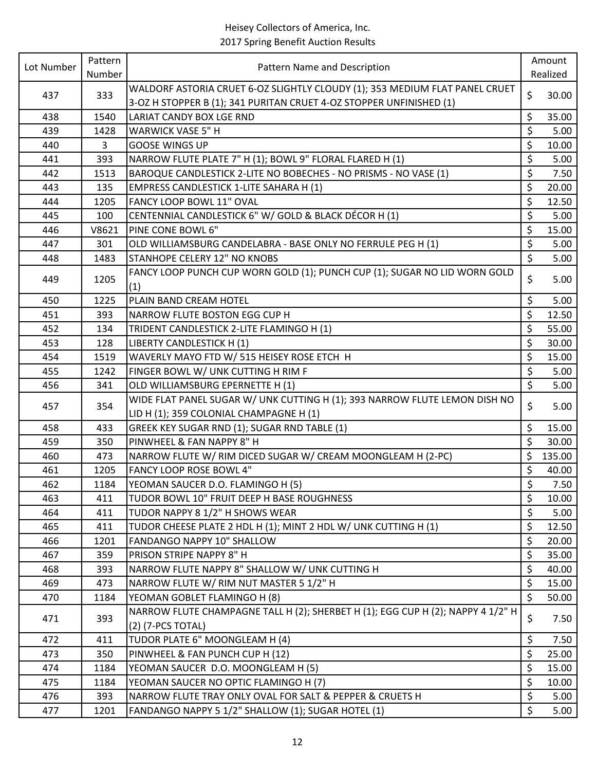# Heisey Collectors of America, Inc.

## 2017 Spring Benefit Auction Results

| Lot Number | Pattern Number | Pattern Name and Description | Amount Realized |
|---|---|---|---|
| 437 | 333 | WALDORF ASTORIA CRUET 6-OZ SLIGHTLY CLOUDY (1); 353 MEDIUM FLAT PANEL CRUET 3-OZ H STOPPER B (1); 341 PURITAN CRUET 4-OZ STOPPER UNFINISHED (1) | $ 30.00 |
| 438 | 1540 | LARIAT CANDY BOX LGE RND | $ 35.00 |
| 439 | 1428 | WARWICK VASE 5" H | $ 5.00 |
| 440 | 3 | GOOSE WINGS UP | $ 10.00 |
| 441 | 393 | NARROW FLUTE PLATE 7" H (1); BOWL 9" FLORAL FLARED H (1) | $ 5.00 |
| 442 | 1513 | BAROQUE CANDLESTICK 2-LITE NO BOBECHES - NO PRISMS - NO VASE (1) | $ 7.50 |
| 443 | 135 | EMPRESS CANDLESTICK 1-LITE SAHARA H (1) | $ 20.00 |
| 444 | 1205 | FANCY LOOP BOWL 11" OVAL | $ 12.50 |
| 445 | 100 | CENTENNIAL CANDLESTICK 6" W/ GOLD & BLACK DÉCOR H (1) | $ 5.00 |
| 446 | V8621 | PINE CONE BOWL 6" | $ 15.00 |
| 447 | 301 | OLD WILLIAMSBURG CANDELABRA - BASE ONLY NO FERRULE PEG H (1) | $ 5.00 |
| 448 | 1483 | STANHOPE CELERY 12" NO KNOBS | $ 5.00 |
| 449 | 1205 | FANCY LOOP PUNCH CUP WORN GOLD (1); PUNCH CUP (1); SUGAR NO LID WORN GOLD (1) | $ 5.00 |
| 450 | 1225 | PLAIN BAND CREAM HOTEL | $ 5.00 |
| 451 | 393 | NARROW FLUTE BOSTON EGG CUP H | $ 12.50 |
| 452 | 134 | TRIDENT CANDLESTICK 2-LITE FLAMINGO H (1) | $ 55.00 |
| 453 | 128 | LIBERTY CANDLESTICK H (1) | $ 30.00 |
| 454 | 1519 | WAVERLY MAYO FTD W/ 515 HEISEY ROSE ETCH H | $ 15.00 |
| 455 | 1242 | FINGER BOWL W/ UNK CUTTING H RIM F | $ 5.00 |
| 456 | 341 | OLD WILLIAMSBURG EPERNETTE H (1) | $ 5.00 |
| 457 | 354 | WIDE FLAT PANEL SUGAR W/ UNK CUTTING H (1); 393 NARROW FLUTE LEMON DISH NO LID H (1); 359 COLONIAL CHAMPAGNE H (1) | $ 5.00 |
| 458 | 433 | GREEK KEY SUGAR RND (1); SUGAR RND TABLE (1) | $ 15.00 |
| 459 | 350 | PINWHEEL & FAN NAPPY 8" H | $ 30.00 |
| 460 | 473 | NARROW FLUTE W/ RIM DICED SUGAR W/ CREAM MOONGLEAM H (2-PC) | $ 135.00 |
| 461 | 1205 | FANCY LOOP ROSE BOWL 4" | $ 40.00 |
| 462 | 1184 | YEOMAN SAUCER D.O. FLAMINGO H (5) | $ 7.50 |
| 463 | 411 | TUDOR BOWL 10" FRUIT DEEP H BASE ROUGHNESS | $ 10.00 |
| 464 | 411 | TUDOR NAPPY 8 1/2" H SHOWS WEAR | $ 5.00 |
| 465 | 411 | TUDOR CHEESE PLATE 2 HDL H (1); MINT 2 HDL W/ UNK CUTTING H (1) | $ 12.50 |
| 466 | 1201 | FANDANGO NAPPY 10" SHALLOW | $ 20.00 |
| 467 | 359 | PRISON STRIPE NAPPY 8" H | $ 35.00 |
| 468 | 393 | NARROW FLUTE NAPPY 8" SHALLOW W/ UNK CUTTING H | $ 40.00 |
| 469 | 473 | NARROW FLUTE W/ RIM NUT MASTER 5 1/2" H | $ 15.00 |
| 470 | 1184 | YEOMAN GOBLET FLAMINGO H (8) | $ 50.00 |
| 471 | 393 | NARROW FLUTE CHAMPAGNE TALL H (2); SHERBET H (1); EGG CUP H (2); NAPPY 4 1/2" H (2) (7-PCS TOTAL) | $ 7.50 |
| 472 | 411 | TUDOR PLATE 6" MOONGLEAM H (4) | $ 7.50 |
| 473 | 350 | PINWHEEL & FAN PUNCH CUP H (12) | $ 25.00 |
| 474 | 1184 | YEOMAN SAUCER D.O. MOONGLEAM H (5) | $ 15.00 |
| 475 | 1184 | YEOMAN SAUCER NO OPTIC FLAMINGO H (7) | $ 10.00 |
| 476 | 393 | NARROW FLUTE TRAY ONLY OVAL FOR SALT & PEPPER & CRUETS H | $ 5.00 |
| 477 | 1201 | FANDANGO NAPPY 5 1/2" SHALLOW (1); SUGAR HOTEL (1) | $ 5.00 |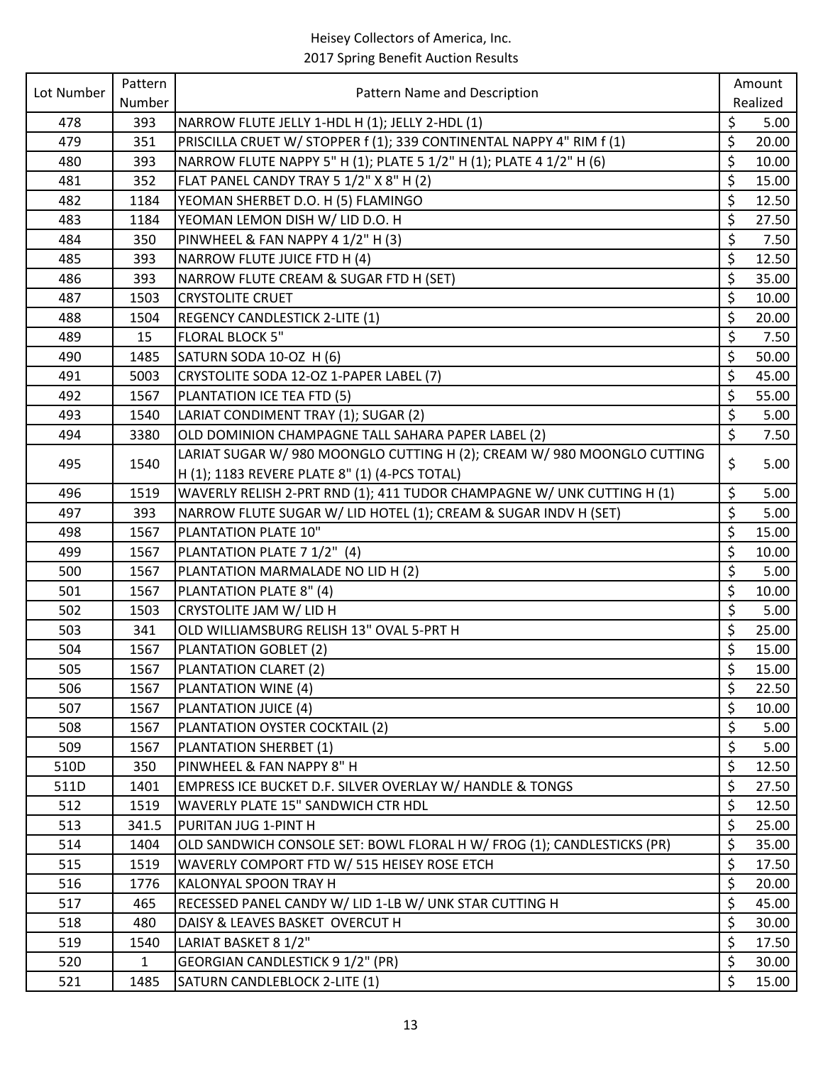Heisey Collectors of America, Inc.
2017 Spring Benefit Auction Results

| Lot Number | Pattern Number | Pattern Name and Description | Amount Realized |
|---|---|---|---|
| 478 | 393 | NARROW FLUTE JELLY 1-HDL H (1); JELLY 2-HDL (1) | $ 5.00 |
| 479 | 351 | PRISCILLA CRUET W/ STOPPER f (1); 339 CONTINENTAL NAPPY 4" RIM f (1) | $ 20.00 |
| 480 | 393 | NARROW FLUTE NAPPY 5" H (1); PLATE 5 1/2" H (1); PLATE 4 1/2" H (6) | $ 10.00 |
| 481 | 352 | FLAT PANEL CANDY TRAY 5 1/2" X 8" H (2) | $ 15.00 |
| 482 | 1184 | YEOMAN SHERBET D.O. H (5) FLAMINGO | $ 12.50 |
| 483 | 1184 | YEOMAN LEMON DISH W/ LID D.O. H | $ 27.50 |
| 484 | 350 | PINWHEEL & FAN NAPPY 4 1/2" H (3) | $ 7.50 |
| 485 | 393 | NARROW FLUTE JUICE FTD H (4) | $ 12.50 |
| 486 | 393 | NARROW FLUTE CREAM & SUGAR FTD H (SET) | $ 35.00 |
| 487 | 1503 | CRYSTOLITE CRUET | $ 10.00 |
| 488 | 1504 | REGENCY CANDLESTICK 2-LITE (1) | $ 20.00 |
| 489 | 15 | FLORAL BLOCK 5" | $ 7.50 |
| 490 | 1485 | SATURN SODA 10-OZ H (6) | $ 50.00 |
| 491 | 5003 | CRYSTOLITE SODA 12-OZ 1-PAPER LABEL (7) | $ 45.00 |
| 492 | 1567 | PLANTATION ICE TEA FTD (5) | $ 55.00 |
| 493 | 1540 | LARIAT CONDIMENT TRAY (1); SUGAR (2) | $ 5.00 |
| 494 | 3380 | OLD DOMINION CHAMPAGNE TALL SAHARA PAPER LABEL (2) | $ 7.50 |
| 495 | 1540 | LARIAT SUGAR W/ 980 MOONGLO CUTTING H (2); CREAM W/ 980 MOONGLO CUTTING H (1); 1183 REVERE PLATE 8" (1) (4-PCS TOTAL) | $ 5.00 |
| 496 | 1519 | WAVERLY RELISH 2-PRT RND (1); 411 TUDOR CHAMPAGNE W/ UNK CUTTING H (1) | $ 5.00 |
| 497 | 393 | NARROW FLUTE SUGAR W/ LID HOTEL (1); CREAM & SUGAR INDV H (SET) | $ 5.00 |
| 498 | 1567 | PLANTATION PLATE 10" | $ 15.00 |
| 499 | 1567 | PLANTATION PLATE 7 1/2" (4) | $ 10.00 |
| 500 | 1567 | PLANTATION MARMALADE NO LID H (2) | $ 5.00 |
| 501 | 1567 | PLANTATION PLATE 8" (4) | $ 10.00 |
| 502 | 1503 | CRYSTOLITE JAM W/ LID H | $ 5.00 |
| 503 | 341 | OLD WILLIAMSBURG RELISH 13" OVAL 5-PRT H | $ 25.00 |
| 504 | 1567 | PLANTATION GOBLET (2) | $ 15.00 |
| 505 | 1567 | PLANTATION CLARET (2) | $ 15.00 |
| 506 | 1567 | PLANTATION WINE (4) | $ 22.50 |
| 507 | 1567 | PLANTATION JUICE (4) | $ 10.00 |
| 508 | 1567 | PLANTATION OYSTER COCKTAIL (2) | $ 5.00 |
| 509 | 1567 | PLANTATION SHERBET (1) | $ 5.00 |
| 510D | 350 | PINWHEEL & FAN NAPPY 8" H | $ 12.50 |
| 511D | 1401 | EMPRESS ICE BUCKET D.F. SILVER OVERLAY W/ HANDLE & TONGS | $ 27.50 |
| 512 | 1519 | WAVERLY PLATE 15" SANDWICH CTR HDL | $ 12.50 |
| 513 | 341.5 | PURITAN JUG 1-PINT H | $ 25.00 |
| 514 | 1404 | OLD SANDWICH CONSOLE SET: BOWL FLORAL H W/ FROG (1); CANDLESTICKS (PR) | $ 35.00 |
| 515 | 1519 | WAVERLY COMPORT FTD W/ 515 HEISEY ROSE ETCH | $ 17.50 |
| 516 | 1776 | KALONYAL SPOON TRAY H | $ 20.00 |
| 517 | 465 | RECESSED PANEL CANDY W/ LID 1-LB W/ UNK STAR CUTTING H | $ 45.00 |
| 518 | 480 | DAISY & LEAVES BASKET OVERCUT H | $ 30.00 |
| 519 | 1540 | LARIAT BASKET 8 1/2" | $ 17.50 |
| 520 | 1 | GEORGIAN CANDLESTICK 9 1/2" (PR) | $ 30.00 |
| 521 | 1485 | SATURN CANDLEBLOCK 2-LITE (1) | $ 15.00 |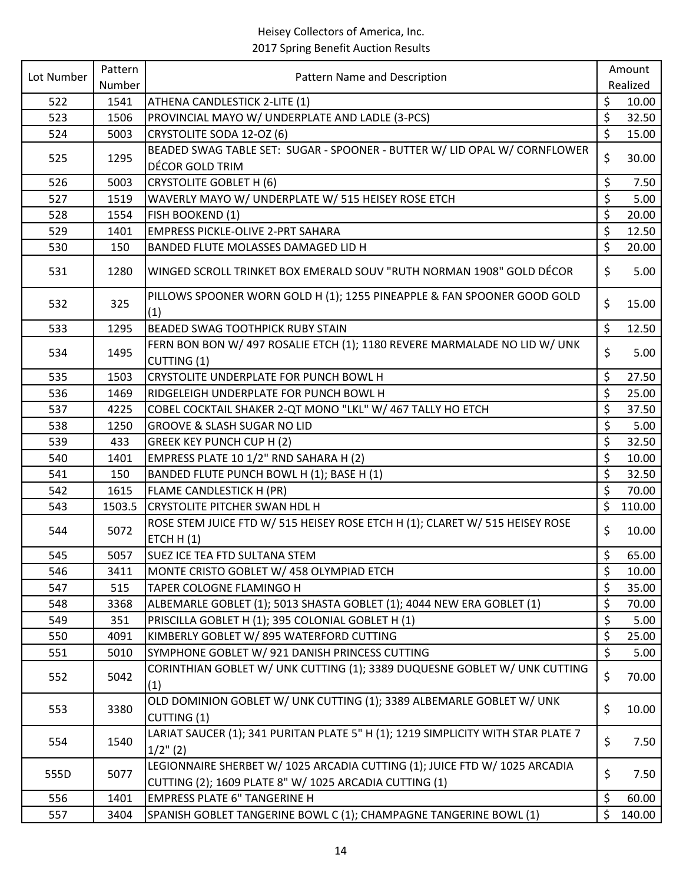Heisey Collectors of America, Inc.
2017 Spring Benefit Auction Results

| Lot Number | Pattern Number | Pattern Name and Description | Amount Realized |
|---|---|---|---|
| 522 | 1541 | ATHENA CANDLESTICK 2-LITE (1) | $ 10.00 |
| 523 | 1506 | PROVINCIAL MAYO W/ UNDERPLATE AND LADLE (3-PCS) | $ 32.50 |
| 524 | 5003 | CRYSTOLITE SODA 12-OZ (6) | $ 15.00 |
| 525 | 1295 | BEADED SWAG TABLE SET: SUGAR - SPOONER - BUTTER W/ LID OPAL W/ CORNFLOWER DÉCOR GOLD TRIM | $ 30.00 |
| 526 | 5003 | CRYSTOLITE GOBLET H (6) | $ 7.50 |
| 527 | 1519 | WAVERLY MAYO W/ UNDERPLATE W/ 515 HEISEY ROSE ETCH | $ 5.00 |
| 528 | 1554 | FISH BOOKEND (1) | $ 20.00 |
| 529 | 1401 | EMPRESS PICKLE-OLIVE 2-PRT SAHARA | $ 12.50 |
| 530 | 150 | BANDED FLUTE MOLASSES DAMAGED LID H | $ 20.00 |
| 531 | 1280 | WINGED SCROLL TRINKET BOX EMERALD SOUV "RUTH NORMAN 1908" GOLD DÉCOR | $ 5.00 |
| 532 | 325 | PILLOWS SPOONER WORN GOLD H (1); 1255 PINEAPPLE & FAN SPOONER GOOD GOLD (1) | $ 15.00 |
| 533 | 1295 | BEADED SWAG TOOTHPICK RUBY STAIN | $ 12.50 |
| 534 | 1495 | FERN BON BON W/ 497 ROSALIE ETCH (1); 1180 REVERE MARMALADE NO LID W/ UNK CUTTING (1) | $ 5.00 |
| 535 | 1503 | CRYSTOLITE UNDERPLATE FOR PUNCH BOWL H | $ 27.50 |
| 536 | 1469 | RIDGELEIGH UNDERPLATE FOR PUNCH BOWL H | $ 25.00 |
| 537 | 4225 | COBEL COCKTAIL SHAKER 2-QT MONO "LKL" W/ 467 TALLY HO ETCH | $ 37.50 |
| 538 | 1250 | GROOVE & SLASH SUGAR NO LID | $ 5.00 |
| 539 | 433 | GREEK KEY PUNCH CUP H (2) | $ 32.50 |
| 540 | 1401 | EMPRESS PLATE 10 1/2" RND SAHARA H (2) | $ 10.00 |
| 541 | 150 | BANDED FLUTE PUNCH BOWL H (1); BASE H (1) | $ 32.50 |
| 542 | 1615 | FLAME CANDLESTICK H (PR) | $ 70.00 |
| 543 | 1503.5 | CRYSTOLITE PITCHER SWAN HDL H | $ 110.00 |
| 544 | 5072 | ROSE STEM JUICE FTD W/ 515 HEISEY ROSE ETCH H (1); CLARET W/ 515 HEISEY ROSE ETCH H (1) | $ 10.00 |
| 545 | 5057 | SUEZ ICE TEA FTD SULTANA STEM | $ 65.00 |
| 546 | 3411 | MONTE CRISTO GOBLET W/ 458 OLYMPIAD ETCH | $ 10.00 |
| 547 | 515 | TAPER COLOGNE FLAMINGO H | $ 35.00 |
| 548 | 3368 | ALBEMARLE GOBLET (1); 5013 SHASTA GOBLET (1); 4044 NEW ERA GOBLET (1) | $ 70.00 |
| 549 | 351 | PRISCILLA GOBLET H (1); 395 COLONIAL GOBLET H (1) | $ 5.00 |
| 550 | 4091 | KIMBERLY GOBLET W/ 895 WATERFORD CUTTING | $ 25.00 |
| 551 | 5010 | SYMPHONE GOBLET W/ 921 DANISH PRINCESS CUTTING | $ 5.00 |
| 552 | 5042 | CORINTHIAN GOBLET W/ UNK CUTTING (1); 3389 DUQUESNE GOBLET W/ UNK CUTTING (1) | $ 70.00 |
| 553 | 3380 | OLD DOMINION GOBLET W/ UNK CUTTING (1); 3389 ALBEMARLE GOBLET W/ UNK CUTTING (1) | $ 10.00 |
| 554 | 1540 | LARIAT SAUCER (1); 341 PURITAN PLATE 5" H (1); 1219 SIMPLICITY WITH STAR PLATE 7 1/2" (2) | $ 7.50 |
| 555D | 5077 | LEGIONNAIRE SHERBET W/ 1025 ARCADIA CUTTING (1); JUICE FTD W/ 1025 ARCADIA CUTTING (2); 1609 PLATE 8" W/ 1025 ARCADIA CUTTING (1) | $ 7.50 |
| 556 | 1401 | EMPRESS PLATE 6" TANGERINE H | $ 60.00 |
| 557 | 3404 | SPANISH GOBLET TANGERINE BOWL C (1); CHAMPAGNE TANGERINE BOWL (1) | $ 140.00 |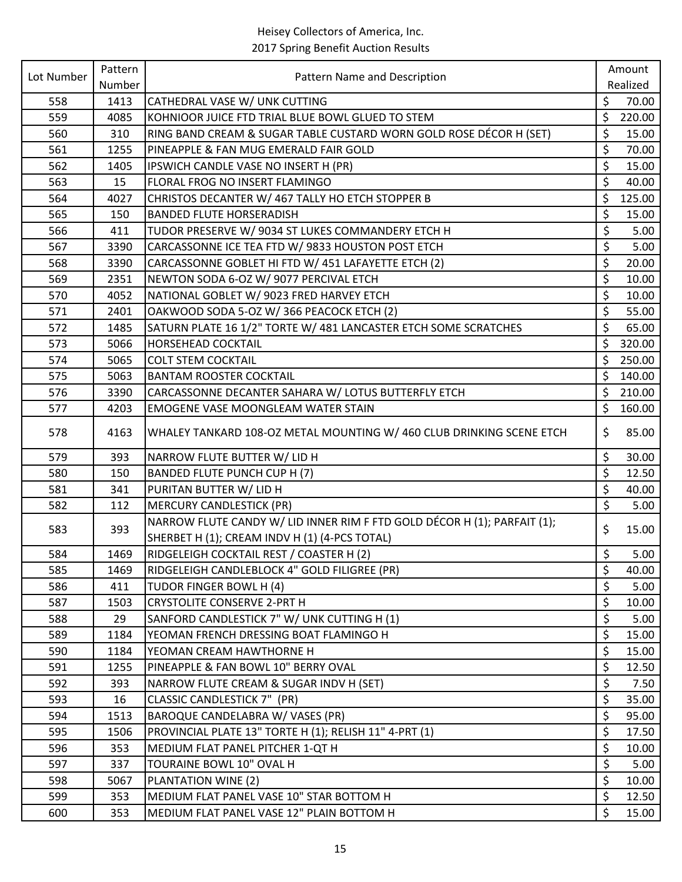# Heisey Collectors of America, Inc.
## 2017 Spring Benefit Auction Results

| Lot Number | Pattern Number | Pattern Name and Description | Amount Realized |
|---|---|---|---|
| 558 | 1413 | CATHEDRAL VASE W/ UNK CUTTING | $ 70.00 |
| 559 | 4085 | KOHNIOOR JUICE FTD TRIAL BLUE BOWL GLUED TO STEM | $ 220.00 |
| 560 | 310 | RING BAND CREAM & SUGAR TABLE CUSTARD WORN GOLD ROSE DÉCOR H (SET) | $ 15.00 |
| 561 | 1255 | PINEAPPLE & FAN MUG EMERALD FAIR GOLD | $ 70.00 |
| 562 | 1405 | IPSWICH CANDLE VASE NO INSERT H (PR) | $ 15.00 |
| 563 | 15 | FLORAL FROG NO INSERT FLAMINGO | $ 40.00 |
| 564 | 4027 | CHRISTOS DECANTER W/ 467 TALLY HO ETCH STOPPER B | $ 125.00 |
| 565 | 150 | BANDED FLUTE HORSERADISH | $ 15.00 |
| 566 | 411 | TUDOR PRESERVE W/ 9034 ST LUKES COMMANDERY ETCH H | $ 5.00 |
| 567 | 3390 | CARCASSONNE ICE TEA FTD W/ 9833 HOUSTON POST ETCH | $ 5.00 |
| 568 | 3390 | CARCASSONNE GOBLET HI FTD W/ 451 LAFAYETTE ETCH (2) | $ 20.00 |
| 569 | 2351 | NEWTON SODA 6-OZ W/ 9077 PERCIVAL ETCH | $ 10.00 |
| 570 | 4052 | NATIONAL GOBLET W/ 9023 FRED HARVEY ETCH | $ 10.00 |
| 571 | 2401 | OAKWOOD SODA 5-OZ W/ 366 PEACOCK ETCH (2) | $ 55.00 |
| 572 | 1485 | SATURN PLATE 16 1/2" TORTE W/ 481 LANCASTER ETCH SOME SCRATCHES | $ 65.00 |
| 573 | 5066 | HORSEHEAD COCKTAIL | $ 320.00 |
| 574 | 5065 | COLT STEM COCKTAIL | $ 250.00 |
| 575 | 5063 | BANTAM ROOSTER COCKTAIL | $ 140.00 |
| 576 | 3390 | CARCASSONNE DECANTER SAHARA W/ LOTUS BUTTERFLY ETCH | $ 210.00 |
| 577 | 4203 | EMOGENE VASE MOONGLEAM WATER STAIN | $ 160.00 |
| 578 | 4163 | WHALEY TANKARD 108-OZ METAL MOUNTING W/ 460 CLUB DRINKING SCENE ETCH | $ 85.00 |
| 579 | 393 | NARROW FLUTE BUTTER W/ LID H | $ 30.00 |
| 580 | 150 | BANDED FLUTE PUNCH CUP H (7) | $ 12.50 |
| 581 | 341 | PURITAN BUTTER W/ LID H | $ 40.00 |
| 582 | 112 | MERCURY CANDLESTICK (PR) | $ 5.00 |
| 583 | 393 | NARROW FLUTE CANDY W/ LID INNER RIM F FTD GOLD DÉCOR H (1); PARFAIT (1); SHERBET H (1); CREAM INDV H (1) (4-PCS TOTAL) | $ 15.00 |
| 584 | 1469 | RIDGELEIGH COCKTAIL REST / COASTER H (2) | $ 5.00 |
| 585 | 1469 | RIDGELEIGH CANDLEBLOCK 4" GOLD FILIGREE (PR) | $ 40.00 |
| 586 | 411 | TUDOR FINGER BOWL H (4) | $ 5.00 |
| 587 | 1503 | CRYSTOLITE CONSERVE 2-PRT H | $ 10.00 |
| 588 | 29 | SANFORD CANDLESTICK 7" W/ UNK CUTTING H (1) | $ 5.00 |
| 589 | 1184 | YEOMAN FRENCH DRESSING BOAT FLAMINGO H | $ 15.00 |
| 590 | 1184 | YEOMAN CREAM HAWTHORNE H | $ 15.00 |
| 591 | 1255 | PINEAPPLE & FAN BOWL 10" BERRY OVAL | $ 12.50 |
| 592 | 393 | NARROW FLUTE CREAM & SUGAR INDV H (SET) | $ 7.50 |
| 593 | 16 | CLASSIC CANDLESTICK 7" (PR) | $ 35.00 |
| 594 | 1513 | BAROQUE CANDELABRA W/ VASES (PR) | $ 95.00 |
| 595 | 1506 | PROVINCIAL PLATE 13" TORTE H (1); RELISH 11" 4-PRT (1) | $ 17.50 |
| 596 | 353 | MEDIUM FLAT PANEL PITCHER 1-QT H | $ 10.00 |
| 597 | 337 | TOURAINE BOWL 10" OVAL H | $ 5.00 |
| 598 | 5067 | PLANTATION WINE (2) | $ 10.00 |
| 599 | 353 | MEDIUM FLAT PANEL VASE 10" STAR BOTTOM H | $ 12.50 |
| 600 | 353 | MEDIUM FLAT PANEL VASE 12" PLAIN BOTTOM H | $ 15.00 |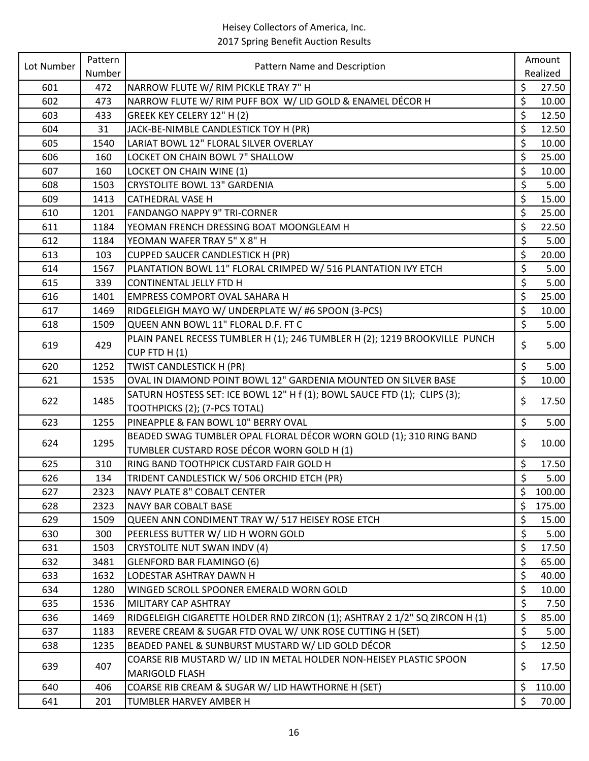Heisey Collectors of America, Inc.
2017 Spring Benefit Auction Results

| Lot Number | Pattern Number | Pattern Name and Description | Amount Realized |
|---|---|---|---|
| 601 | 472 | NARROW FLUTE W/ RIM PICKLE TRAY 7" H | $ 27.50 |
| 602 | 473 | NARROW FLUTE W/ RIM PUFF BOX W/ LID GOLD & ENAMEL DÉCOR H | $ 10.00 |
| 603 | 433 | GREEK KEY CELERY 12" H (2) | $ 12.50 |
| 604 | 31 | JACK-BE-NIMBLE CANDLESTICK TOY H (PR) | $ 12.50 |
| 605 | 1540 | LARIAT BOWL 12" FLORAL SILVER OVERLAY | $ 10.00 |
| 606 | 160 | LOCKET ON CHAIN BOWL 7" SHALLOW | $ 25.00 |
| 607 | 160 | LOCKET ON CHAIN WINE (1) | $ 10.00 |
| 608 | 1503 | CRYSTOLITE BOWL 13" GARDENIA | $ 5.00 |
| 609 | 1413 | CATHEDRAL VASE H | $ 15.00 |
| 610 | 1201 | FANDANGO NAPPY 9" TRI-CORNER | $ 25.00 |
| 611 | 1184 | YEOMAN FRENCH DRESSING BOAT MOONGLEAM H | $ 22.50 |
| 612 | 1184 | YEOMAN WAFER TRAY 5" X 8" H | $ 5.00 |
| 613 | 103 | CUPPED SAUCER CANDLESTICK H (PR) | $ 20.00 |
| 614 | 1567 | PLANTATION BOWL 11" FLORAL CRIMPED W/ 516 PLANTATION IVY ETCH | $ 5.00 |
| 615 | 339 | CONTINENTAL JELLY FTD H | $ 5.00 |
| 616 | 1401 | EMPRESS COMPORT OVAL SAHARA H | $ 25.00 |
| 617 | 1469 | RIDGELEIGH MAYO W/ UNDERPLATE W/ #6 SPOON (3-PCS) | $ 10.00 |
| 618 | 1509 | QUEEN ANN BOWL 11" FLORAL D.F. FT C | $ 5.00 |
| 619 | 429 | PLAIN PANEL RECESS TUMBLER H (1); 246 TUMBLER H (2); 1219 BROOKVILLE PUNCH CUP FTD H (1) | $ 5.00 |
| 620 | 1252 | TWIST CANDLESTICK H (PR) | $ 5.00 |
| 621 | 1535 | OVAL IN DIAMOND POINT BOWL 12" GARDENIA MOUNTED ON SILVER BASE | $ 10.00 |
| 622 | 1485 | SATURN HOSTESS SET: ICE BOWL 12" H f (1); BOWL SAUCE FTD (1); CLIPS (3); TOOTHPICKS (2); (7-PCS TOTAL) | $ 17.50 |
| 623 | 1255 | PINEAPPLE & FAN BOWL 10" BERRY OVAL | $ 5.00 |
| 624 | 1295 | BEADED SWAG TUMBLER OPAL FLORAL DÉCOR WORN GOLD (1); 310 RING BAND TUMBLER CUSTARD ROSE DÉCOR WORN GOLD H (1) | $ 10.00 |
| 625 | 310 | RING BAND TOOTHPICK CUSTARD FAIR GOLD H | $ 17.50 |
| 626 | 134 | TRIDENT CANDLESTICK W/ 506 ORCHID ETCH (PR) | $ 5.00 |
| 627 | 2323 | NAVY PLATE 8" COBALT CENTER | $ 100.00 |
| 628 | 2323 | NAVY BAR COBALT BASE | $ 175.00 |
| 629 | 1509 | QUEEN ANN CONDIMENT TRAY W/ 517 HEISEY ROSE ETCH | $ 15.00 |
| 630 | 300 | PEERLESS BUTTER W/ LID H WORN GOLD | $ 5.00 |
| 631 | 1503 | CRYSTOLITE NUT SWAN INDV (4) | $ 17.50 |
| 632 | 3481 | GLENFORD BAR FLAMINGO (6) | $ 65.00 |
| 633 | 1632 | LODESTAR ASHTRAY DAWN H | $ 40.00 |
| 634 | 1280 | WINGED SCROLL SPOONER EMERALD WORN GOLD | $ 10.00 |
| 635 | 1536 | MILITARY CAP ASHTRAY | $ 7.50 |
| 636 | 1469 | RIDGELEIGH CIGARETTE HOLDER RND ZIRCON (1); ASHTRAY 2 1/2" SQ ZIRCON H (1) | $ 85.00 |
| 637 | 1183 | REVERE CREAM & SUGAR FTD OVAL W/ UNK ROSE CUTTING H (SET) | $ 5.00 |
| 638 | 1235 | BEADED PANEL & SUNBURST MUSTARD W/ LID GOLD DÉCOR | $ 12.50 |
| 639 | 407 | COARSE RIB MUSTARD W/ LID IN METAL HOLDER NON-HEISEY PLASTIC SPOON MARIGOLD FLASH | $ 17.50 |
| 640 | 406 | COARSE RIB CREAM & SUGAR W/ LID HAWTHORNE H (SET) | $ 110.00 |
| 641 | 201 | TUMBLER HARVEY AMBER H | $ 70.00 |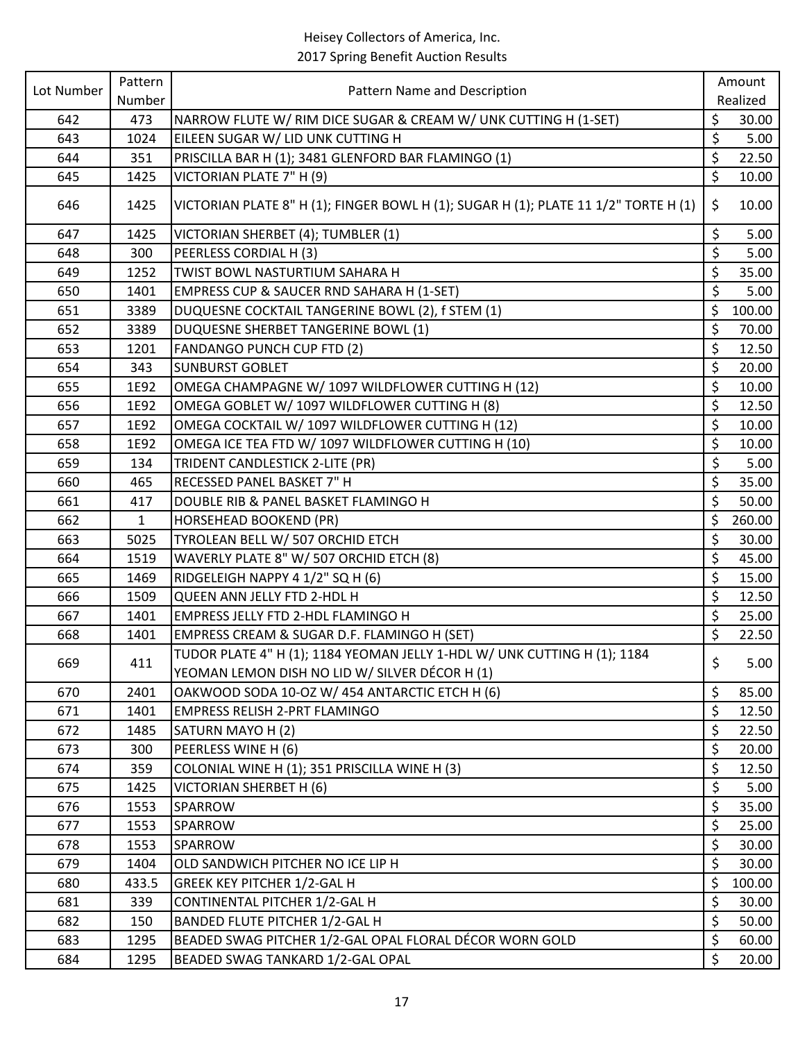Heisey Collectors of America, Inc.
2017 Spring Benefit Auction Results

| Lot Number | Pattern Number | Pattern Name and Description | Amount Realized |
|---|---|---|---|
| 642 | 473 | NARROW FLUTE W/ RIM DICE SUGAR & CREAM W/ UNK CUTTING H (1-SET) | $ 30.00 |
| 643 | 1024 | EILEEN SUGAR W/ LID UNK CUTTING H | $ 5.00 |
| 644 | 351 | PRISCILLA BAR H (1); 3481 GLENFORD BAR FLAMINGO (1) | $ 22.50 |
| 645 | 1425 | VICTORIAN PLATE 7" H (9) | $ 10.00 |
| 646 | 1425 | VICTORIAN PLATE 8" H (1); FINGER BOWL H (1); SUGAR H (1); PLATE 11 1/2" TORTE H (1) | $ 10.00 |
| 647 | 1425 | VICTORIAN SHERBET (4); TUMBLER (1) | $ 5.00 |
| 648 | 300 | PEERLESS CORDIAL H (3) | $ 5.00 |
| 649 | 1252 | TWIST BOWL NASTURTIUM SAHARA H | $ 35.00 |
| 650 | 1401 | EMPRESS CUP & SAUCER RND SAHARA H (1-SET) | $ 5.00 |
| 651 | 3389 | DUQUESNE COCKTAIL TANGERINE BOWL (2), f STEM (1) | $ 100.00 |
| 652 | 3389 | DUQUESNE SHERBET TANGERINE BOWL (1) | $ 70.00 |
| 653 | 1201 | FANDANGO PUNCH CUP FTD (2) | $ 12.50 |
| 654 | 343 | SUNBURST GOBLET | $ 20.00 |
| 655 | 1E92 | OMEGA CHAMPAGNE W/ 1097 WILDFLOWER CUTTING H (12) | $ 10.00 |
| 656 | 1E92 | OMEGA GOBLET W/ 1097 WILDFLOWER CUTTING H (8) | $ 12.50 |
| 657 | 1E92 | OMEGA COCKTAIL W/ 1097 WILDFLOWER CUTTING H (12) | $ 10.00 |
| 658 | 1E92 | OMEGA ICE TEA FTD W/ 1097 WILDFLOWER CUTTING H (10) | $ 10.00 |
| 659 | 134 | TRIDENT CANDLESTICK 2-LITE (PR) | $ 5.00 |
| 660 | 465 | RECESSED PANEL BASKET 7" H | $ 35.00 |
| 661 | 417 | DOUBLE RIB & PANEL BASKET FLAMINGO H | $ 50.00 |
| 662 | 1 | HORSEHEAD BOOKEND (PR) | $ 260.00 |
| 663 | 5025 | TYROLEAN BELL W/ 507 ORCHID ETCH | $ 30.00 |
| 664 | 1519 | WAVERLY PLATE 8" W/ 507 ORCHID ETCH (8) | $ 45.00 |
| 665 | 1469 | RIDGELEIGH NAPPY 4 1/2" SQ H (6) | $ 15.00 |
| 666 | 1509 | QUEEN ANN JELLY FTD 2-HDL H | $ 12.50 |
| 667 | 1401 | EMPRESS JELLY FTD 2-HDL FLAMINGO H | $ 25.00 |
| 668 | 1401 | EMPRESS CREAM & SUGAR D.F. FLAMINGO H (SET) | $ 22.50 |
| 669 | 411 | TUDOR PLATE 4" H (1); 1184 YEOMAN JELLY 1-HDL W/ UNK CUTTING H (1); 1184 YEOMAN LEMON DISH NO LID W/ SILVER DÉCOR H (1) | $ 5.00 |
| 670 | 2401 | OAKWOOD SODA 10-OZ W/ 454 ANTARCTIC ETCH H (6) | $ 85.00 |
| 671 | 1401 | EMPRESS RELISH 2-PRT FLAMINGO | $ 12.50 |
| 672 | 1485 | SATURN MAYO H (2) | $ 22.50 |
| 673 | 300 | PEERLESS WINE H (6) | $ 20.00 |
| 674 | 359 | COLONIAL WINE H (1); 351 PRISCILLA WINE H (3) | $ 12.50 |
| 675 | 1425 | VICTORIAN SHERBET H (6) | $ 5.00 |
| 676 | 1553 | SPARROW | $ 35.00 |
| 677 | 1553 | SPARROW | $ 25.00 |
| 678 | 1553 | SPARROW | $ 30.00 |
| 679 | 1404 | OLD SANDWICH PITCHER NO ICE LIP H | $ 30.00 |
| 680 | 433.5 | GREEK KEY PITCHER 1/2-GAL H | $ 100.00 |
| 681 | 339 | CONTINENTAL PITCHER 1/2-GAL H | $ 30.00 |
| 682 | 150 | BANDED FLUTE PITCHER 1/2-GAL H | $ 50.00 |
| 683 | 1295 | BEADED SWAG PITCHER 1/2-GAL OPAL FLORAL DÉCOR WORN GOLD | $ 60.00 |
| 684 | 1295 | BEADED SWAG TANKARD 1/2-GAL OPAL | $ 20.00 |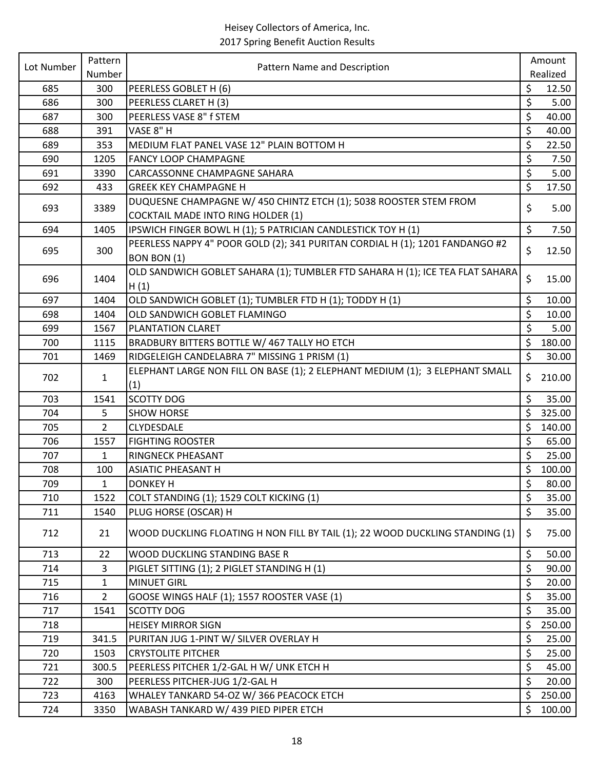Heisey Collectors of America, Inc.
2017 Spring Benefit Auction Results

| Lot Number | Pattern Number | Pattern Name and Description | Amount Realized |
|---|---|---|---|
| 685 | 300 | PEERLESS GOBLET H (6) | $ 12.50 |
| 686 | 300 | PEERLESS CLARET H (3) | $ 5.00 |
| 687 | 300 | PEERLESS VASE 8" f STEM | $ 40.00 |
| 688 | 391 | VASE 8" H | $ 40.00 |
| 689 | 353 | MEDIUM FLAT PANEL VASE 12" PLAIN BOTTOM H | $ 22.50 |
| 690 | 1205 | FANCY LOOP CHAMPAGNE | $ 7.50 |
| 691 | 3390 | CARCASSONNE CHAMPAGNE SAHARA | $ 5.00 |
| 692 | 433 | GREEK KEY CHAMPAGNE H | $ 17.50 |
| 693 | 3389 | DUQUESNE CHAMPAGNE W/ 450 CHINTZ ETCH (1); 5038 ROOSTER STEM FROM COCKTAIL MADE INTO RING HOLDER (1) | $ 5.00 |
| 694 | 1405 | IPSWICH FINGER BOWL H (1); 5 PATRICIAN CANDLESTICK TOY H (1) | $ 7.50 |
| 695 | 300 | PEERLESS NAPPY 4" POOR GOLD (2); 341 PURITAN CORDIAL H (1); 1201 FANDANGO #2 BON BON (1) | $ 12.50 |
| 696 | 1404 | OLD SANDWICH GOBLET SAHARA (1); TUMBLER FTD SAHARA H (1); ICE TEA FLAT SAHARA H (1) | $ 15.00 |
| 697 | 1404 | OLD SANDWICH GOBLET (1); TUMBLER FTD H (1); TODDY H (1) | $ 10.00 |
| 698 | 1404 | OLD SANDWICH GOBLET FLAMINGO | $ 10.00 |
| 699 | 1567 | PLANTATION CLARET | $ 5.00 |
| 700 | 1115 | BRADBURY BITTERS BOTTLE W/ 467 TALLY HO ETCH | $ 180.00 |
| 701 | 1469 | RIDGELEIGH CANDELABRA 7" MISSING 1 PRISM (1) | $ 30.00 |
| 702 | 1 | ELEPHANT LARGE NON FILL ON BASE (1); 2 ELEPHANT MEDIUM (1); 3 ELEPHANT SMALL (1) | $ 210.00 |
| 703 | 1541 | SCOTTY DOG | $ 35.00 |
| 704 | 5 | SHOW HORSE | $ 325.00 |
| 705 | 2 | CLYDESDALE | $ 140.00 |
| 706 | 1557 | FIGHTING ROOSTER | $ 65.00 |
| 707 | 1 | RINGNECK PHEASANT | $ 25.00 |
| 708 | 100 | ASIATIC PHEASANT H | $ 100.00 |
| 709 | 1 | DONKEY H | $ 80.00 |
| 710 | 1522 | COLT STANDING (1); 1529 COLT KICKING (1) | $ 35.00 |
| 711 | 1540 | PLUG HORSE (OSCAR) H | $ 35.00 |
| 712 | 21 | WOOD DUCKLING FLOATING H NON FILL BY TAIL (1); 22 WOOD DUCKLING STANDING (1) | $ 75.00 |
| 713 | 22 | WOOD DUCKLING STANDING BASE R | $ 50.00 |
| 714 | 3 | PIGLET SITTING (1); 2 PIGLET STANDING H (1) | $ 90.00 |
| 715 | 1 | MINUET GIRL | $ 20.00 |
| 716 | 2 | GOOSE WINGS HALF (1); 1557 ROOSTER VASE (1) | $ 35.00 |
| 717 | 1541 | SCOTTY DOG | $ 35.00 |
| 718 | | HEISEY MIRROR SIGN | $ 250.00 |
| 719 | 341.5 | PURITAN JUG 1-PINT W/ SILVER OVERLAY H | $ 25.00 |
| 720 | 1503 | CRYSTOLITE PITCHER | $ 25.00 |
| 721 | 300.5 | PEERLESS PITCHER 1/2-GAL H W/ UNK ETCH H | $ 45.00 |
| 722 | 300 | PEERLESS PITCHER-JUG 1/2-GAL H | $ 20.00 |
| 723 | 4163 | WHALEY TANKARD 54-OZ W/ 366 PEACOCK ETCH | $ 250.00 |
| 724 | 3350 | WABASH TANKARD W/ 439 PIED PIPER ETCH | $ 100.00 |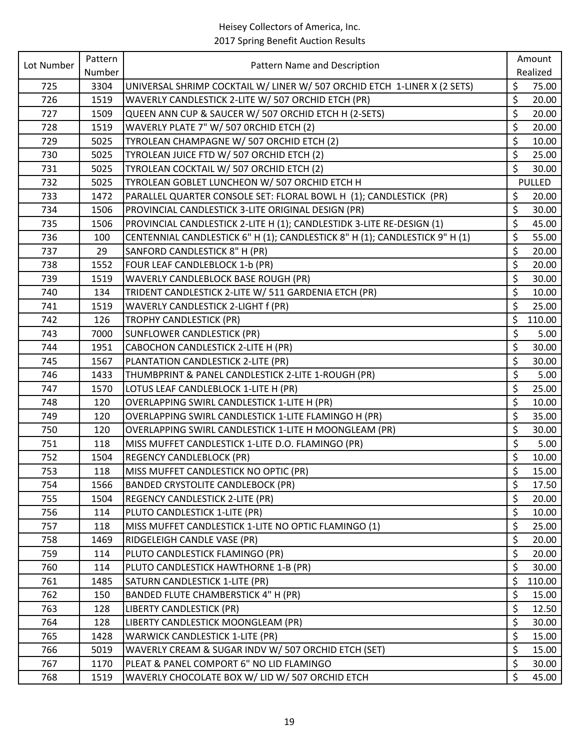Heisey Collectors of America, Inc.
2017 Spring Benefit Auction Results

| Lot Number | Pattern Number | Pattern Name and Description | Amount Realized |
|---|---|---|---|
| 725 | 3304 | UNIVERSAL SHRIMP COCKTAIL W/ LINER W/ 507 ORCHID ETCH 1-LINER X (2 SETS) | $ 75.00 |
| 726 | 1519 | WAVERLY CANDLESTICK 2-LITE W/ 507 ORCHID ETCH (PR) | $ 20.00 |
| 727 | 1509 | QUEEN ANN CUP & SAUCER W/ 507 ORCHID ETCH H (2-SETS) | $ 20.00 |
| 728 | 1519 | WAVERLY PLATE 7" W/ 507 0RCHID ETCH (2) | $ 20.00 |
| 729 | 5025 | TYROLEAN CHAMPAGNE W/ 507 ORCHID ETCH (2) | $ 10.00 |
| 730 | 5025 | TYROLEAN JUICE FTD W/ 507 ORCHID ETCH (2) | $ 25.00 |
| 731 | 5025 | TYROLEAN COCKTAIL W/ 507 ORCHID ETCH (2) | $ 30.00 |
| 732 | 5025 | TYROLEAN GOBLET LUNCHEON W/ 507 ORCHID ETCH H | PULLED |
| 733 | 1472 | PARALLEL QUARTER CONSOLE SET: FLORAL BOWL H (1); CANDLESTICK (PR) | $ 20.00 |
| 734 | 1506 | PROVINCIAL CANDLESTICK 3-LITE ORIGINAL DESIGN (PR) | $ 30.00 |
| 735 | 1506 | PROVINCIAL CANDLESTICK 2-LITE H (1); CANDLESTIDK 3-LITE RE-DESIGN (1) | $ 45.00 |
| 736 | 100 | CENTENNIAL CANDLESTICK 6" H (1); CANDLESTICK 8" H (1); CANDLESTICK 9" H (1) | $ 55.00 |
| 737 | 29 | SANFORD CANDLESTICK 8" H (PR) | $ 20.00 |
| 738 | 1552 | FOUR LEAF CANDLEBLOCK 1-b (PR) | $ 20.00 |
| 739 | 1519 | WAVERLY CANDLEBLOCK BASE ROUGH (PR) | $ 30.00 |
| 740 | 134 | TRIDENT CANDLESTICK 2-LITE W/ 511 GARDENIA ETCH (PR) | $ 10.00 |
| 741 | 1519 | WAVERLY CANDLESTICK 2-LIGHT f (PR) | $ 25.00 |
| 742 | 126 | TROPHY CANDLESTICK (PR) | $ 110.00 |
| 743 | 7000 | SUNFLOWER CANDLESTICK (PR) | $ 5.00 |
| 744 | 1951 | CABOCHON CANDLESTICK 2-LITE H (PR) | $ 30.00 |
| 745 | 1567 | PLANTATION CANDLESTICK 2-LITE (PR) | $ 30.00 |
| 746 | 1433 | THUMBPRINT & PANEL CANDLESTICK 2-LITE 1-ROUGH (PR) | $ 5.00 |
| 747 | 1570 | LOTUS LEAF CANDLEBLOCK 1-LITE H (PR) | $ 25.00 |
| 748 | 120 | OVERLAPPING SWIRL CANDLESTICK 1-LITE H (PR) | $ 10.00 |
| 749 | 120 | OVERLAPPING SWIRL CANDLESTICK 1-LITE FLAMINGO H (PR) | $ 35.00 |
| 750 | 120 | OVERLAPPING SWIRL CANDLESTICK 1-LITE H MOONGLEAM (PR) | $ 30.00 |
| 751 | 118 | MISS MUFFET CANDLESTICK 1-LITE D.O. FLAMINGO (PR) | $ 5.00 |
| 752 | 1504 | REGENCY CANDLEBLOCK (PR) | $ 10.00 |
| 753 | 118 | MISS MUFFET CANDLESTICK NO OPTIC (PR) | $ 15.00 |
| 754 | 1566 | BANDED CRYSTOLITE CANDLEBOCK (PR) | $ 17.50 |
| 755 | 1504 | REGENCY CANDLESTICK 2-LITE (PR) | $ 20.00 |
| 756 | 114 | PLUTO CANDLESTICK 1-LITE (PR) | $ 10.00 |
| 757 | 118 | MISS MUFFET CANDLESTICK 1-LITE NO OPTIC FLAMINGO (1) | $ 25.00 |
| 758 | 1469 | RIDGELEIGH CANDLE VASE (PR) | $ 20.00 |
| 759 | 114 | PLUTO CANDLESTICK FLAMINGO (PR) | $ 20.00 |
| 760 | 114 | PLUTO CANDLESTICK HAWTHORNE 1-B (PR) | $ 30.00 |
| 761 | 1485 | SATURN CANDLESTICK 1-LITE (PR) | $ 110.00 |
| 762 | 150 | BANDED FLUTE CHAMBERSTICK 4" H (PR) | $ 15.00 |
| 763 | 128 | LIBERTY CANDLESTICK (PR) | $ 12.50 |
| 764 | 128 | LIBERTY CANDLESTICK MOONGLEAM (PR) | $ 30.00 |
| 765 | 1428 | WARWICK CANDLESTICK 1-LITE (PR) | $ 15.00 |
| 766 | 5019 | WAVERLY CREAM & SUGAR INDV W/ 507 ORCHID ETCH (SET) | $ 15.00 |
| 767 | 1170 | PLEAT & PANEL COMPORT 6" NO LID FLAMINGO | $ 30.00 |
| 768 | 1519 | WAVERLY CHOCOLATE BOX W/ LID W/ 507 ORCHID ETCH | $ 45.00 |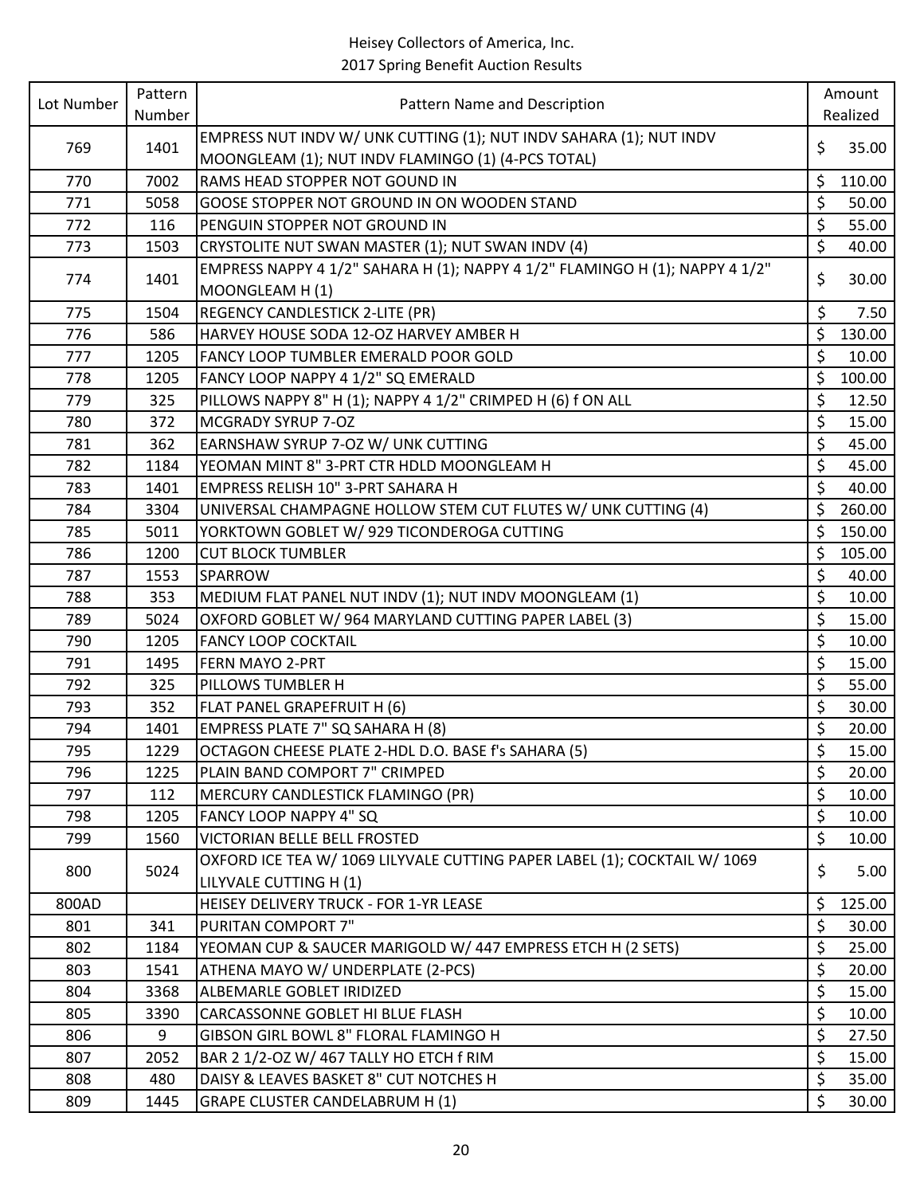Heisey Collectors of America, Inc.
2017 Spring Benefit Auction Results

| Lot Number | Pattern Number | Pattern Name and Description | Amount Realized |
|---|---|---|---|
| 769 | 1401 | EMPRESS NUT INDV W/ UNK CUTTING (1); NUT INDV SAHARA (1); NUT INDV MOONGLEAM (1); NUT INDV FLAMINGO (1) (4-PCS TOTAL) | $ 35.00 |
| 770 | 7002 | RAMS HEAD STOPPER NOT GOUND IN | $ 110.00 |
| 771 | 5058 | GOOSE STOPPER NOT GROUND IN ON WOODEN STAND | $ 50.00 |
| 772 | 116 | PENGUIN STOPPER NOT GROUND IN | $ 55.00 |
| 773 | 1503 | CRYSTOLITE NUT SWAN MASTER (1); NUT SWAN INDV (4) | $ 40.00 |
| 774 | 1401 | EMPRESS NAPPY 4 1/2" SAHARA H (1); NAPPY 4 1/2" FLAMINGO H (1); NAPPY 4 1/2" MOONGLEAM H (1) | $ 30.00 |
| 775 | 1504 | REGENCY CANDLESTICK 2-LITE (PR) | $ 7.50 |
| 776 | 586 | HARVEY HOUSE SODA 12-OZ HARVEY AMBER H | $ 130.00 |
| 777 | 1205 | FANCY LOOP TUMBLER EMERALD POOR GOLD | $ 10.00 |
| 778 | 1205 | FANCY LOOP NAPPY 4 1/2" SQ EMERALD | $ 100.00 |
| 779 | 325 | PILLOWS NAPPY 8" H (1); NAPPY 4 1/2" CRIMPED H (6) f ON ALL | $ 12.50 |
| 780 | 372 | MCGRADY SYRUP 7-OZ | $ 15.00 |
| 781 | 362 | EARNSHAW SYRUP 7-OZ W/ UNK CUTTING | $ 45.00 |
| 782 | 1184 | YEOMAN MINT 8" 3-PRT CTR HDLD MOONGLEAM H | $ 45.00 |
| 783 | 1401 | EMPRESS RELISH 10" 3-PRT SAHARA H | $ 40.00 |
| 784 | 3304 | UNIVERSAL CHAMPAGNE HOLLOW STEM CUT FLUTES W/ UNK CUTTING (4) | $ 260.00 |
| 785 | 5011 | YORKTOWN GOBLET W/ 929 TICONDEROGA CUTTING | $ 150.00 |
| 786 | 1200 | CUT BLOCK TUMBLER | $ 105.00 |
| 787 | 1553 | SPARROW | $ 40.00 |
| 788 | 353 | MEDIUM FLAT PANEL NUT INDV (1); NUT INDV MOONGLEAM (1) | $ 10.00 |
| 789 | 5024 | OXFORD GOBLET W/ 964 MARYLAND CUTTING PAPER LABEL (3) | $ 15.00 |
| 790 | 1205 | FANCY LOOP COCKTAIL | $ 10.00 |
| 791 | 1495 | FERN MAYO 2-PRT | $ 15.00 |
| 792 | 325 | PILLOWS TUMBLER H | $ 55.00 |
| 793 | 352 | FLAT PANEL GRAPEFRUIT H (6) | $ 30.00 |
| 794 | 1401 | EMPRESS PLATE 7" SQ SAHARA H (8) | $ 20.00 |
| 795 | 1229 | OCTAGON CHEESE PLATE 2-HDL D.O. BASE f's SAHARA (5) | $ 15.00 |
| 796 | 1225 | PLAIN BAND COMPORT 7" CRIMPED | $ 20.00 |
| 797 | 112 | MERCURY CANDLESTICK FLAMINGO (PR) | $ 10.00 |
| 798 | 1205 | FANCY LOOP NAPPY 4" SQ | $ 10.00 |
| 799 | 1560 | VICTORIAN BELLE BELL FROSTED | $ 10.00 |
| 800 | 5024 | OXFORD ICE TEA W/ 1069 LILYVALE CUTTING PAPER LABEL (1); COCKTAIL W/ 1069 LILYVALE CUTTING H (1) | $ 5.00 |
| 800AD | | HEISEY DELIVERY TRUCK - FOR 1-YR LEASE | $ 125.00 |
| 801 | 341 | PURITAN COMPORT 7" | $ 30.00 |
| 802 | 1184 | YEOMAN CUP & SAUCER MARIGOLD W/ 447 EMPRESS ETCH H (2 SETS) | $ 25.00 |
| 803 | 1541 | ATHENA MAYO W/ UNDERPLATE (2-PCS) | $ 20.00 |
| 804 | 3368 | ALBEMARLE GOBLET IRIDIZED | $ 15.00 |
| 805 | 3390 | CARCASSONNE GOBLET HI BLUE FLASH | $ 10.00 |
| 806 | 9 | GIBSON GIRL BOWL 8" FLORAL FLAMINGO H | $ 27.50 |
| 807 | 2052 | BAR 2 1/2-OZ W/ 467 TALLY HO ETCH f RIM | $ 15.00 |
| 808 | 480 | DAISY & LEAVES BASKET 8" CUT NOTCHES H | $ 35.00 |
| 809 | 1445 | GRAPE CLUSTER CANDELABRUM H (1) | $ 30.00 |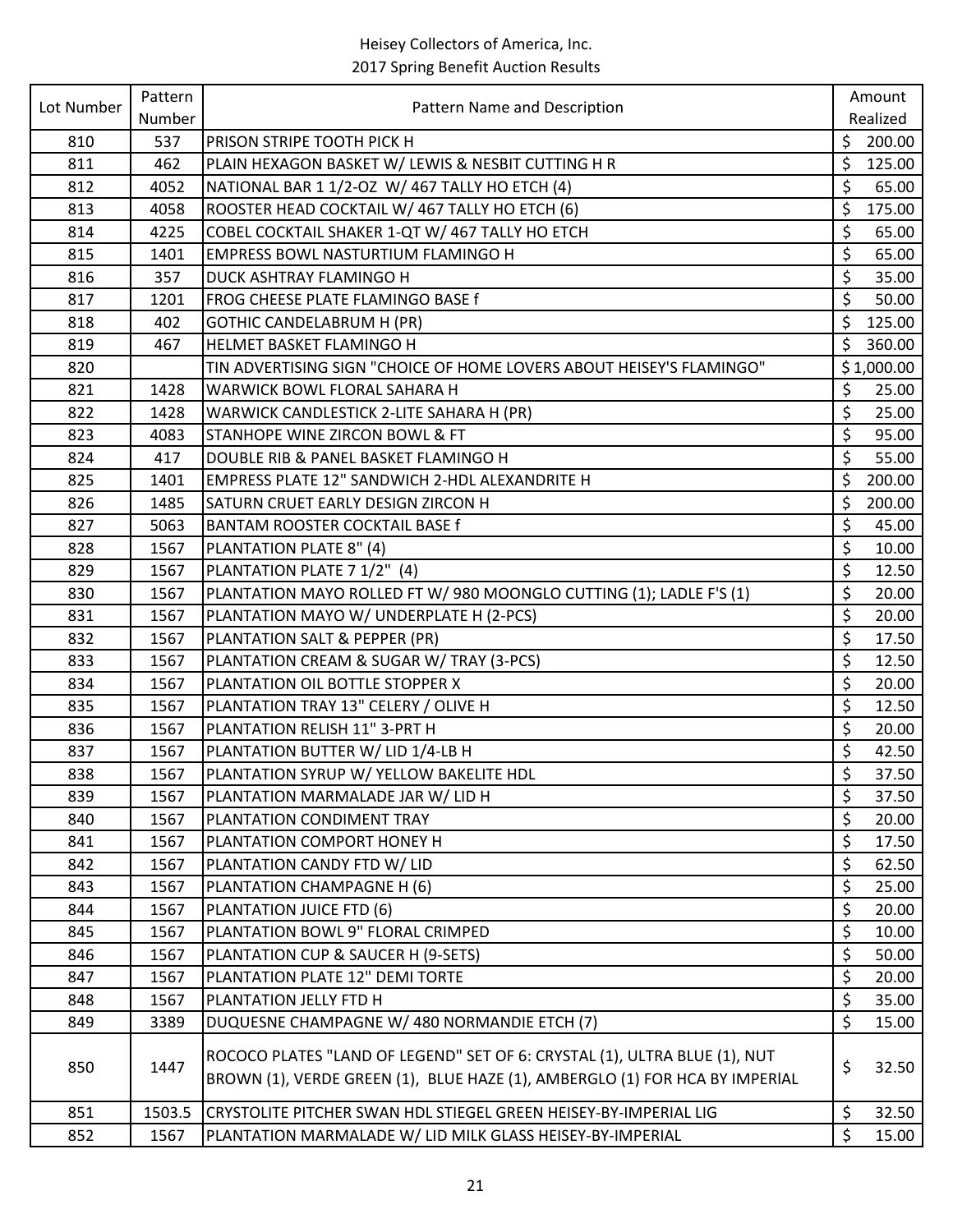Heisey Collectors of America, Inc.
2017 Spring Benefit Auction Results

| Lot Number | Pattern Number | Pattern Name and Description | Amount Realized |
|---|---|---|---|
| 810 | 537 | PRISON STRIPE TOOTH PICK H | $ 200.00 |
| 811 | 462 | PLAIN HEXAGON BASKET W/ LEWIS & NESBIT CUTTING H R | $ 125.00 |
| 812 | 4052 | NATIONAL BAR 1 1/2-OZ W/ 467 TALLY HO ETCH (4) | $ 65.00 |
| 813 | 4058 | ROOSTER HEAD COCKTAIL W/ 467 TALLY HO ETCH (6) | $ 175.00 |
| 814 | 4225 | COBEL COCKTAIL SHAKER 1-QT W/ 467 TALLY HO ETCH | $ 65.00 |
| 815 | 1401 | EMPRESS BOWL NASTURTIUM FLAMINGO H | $ 65.00 |
| 816 | 357 | DUCK ASHTRAY FLAMINGO H | $ 35.00 |
| 817 | 1201 | FROG CHEESE PLATE FLAMINGO BASE f | $ 50.00 |
| 818 | 402 | GOTHIC CANDELABRUM H (PR) | $ 125.00 |
| 819 | 467 | HELMET BASKET FLAMINGO H | $ 360.00 |
| 820 | | TIN ADVERTISING SIGN "CHOICE OF HOME LOVERS ABOUT HEISEY'S FLAMINGO" | $ 1,000.00 |
| 821 | 1428 | WARWICK BOWL FLORAL SAHARA H | $ 25.00 |
| 822 | 1428 | WARWICK CANDLESTICK 2-LITE SAHARA H (PR) | $ 25.00 |
| 823 | 4083 | STANHOPE WINE ZIRCON BOWL & FT | $ 95.00 |
| 824 | 417 | DOUBLE RIB & PANEL BASKET FLAMINGO H | $ 55.00 |
| 825 | 1401 | EMPRESS PLATE 12" SANDWICH 2-HDL ALEXANDRITE H | $ 200.00 |
| 826 | 1485 | SATURN CRUET EARLY DESIGN ZIRCON H | $ 200.00 |
| 827 | 5063 | BANTAM ROOSTER COCKTAIL BASE f | $ 45.00 |
| 828 | 1567 | PLANTATION PLATE 8" (4) | $ 10.00 |
| 829 | 1567 | PLANTATION PLATE 7 1/2" (4) | $ 12.50 |
| 830 | 1567 | PLANTATION MAYO ROLLED FT W/ 980 MOONGLO CUTTING (1); LADLE F'S (1) | $ 20.00 |
| 831 | 1567 | PLANTATION MAYO W/ UNDERPLATE H (2-PCS) | $ 20.00 |
| 832 | 1567 | PLANTATION SALT & PEPPER (PR) | $ 17.50 |
| 833 | 1567 | PLANTATION CREAM & SUGAR W/ TRAY (3-PCS) | $ 12.50 |
| 834 | 1567 | PLANTATION OIL BOTTLE STOPPER X | $ 20.00 |
| 835 | 1567 | PLANTATION TRAY 13" CELERY / OLIVE H | $ 12.50 |
| 836 | 1567 | PLANTATION RELISH 11" 3-PRT H | $ 20.00 |
| 837 | 1567 | PLANTATION BUTTER W/ LID 1/4-LB H | $ 42.50 |
| 838 | 1567 | PLANTATION SYRUP W/ YELLOW BAKELITE HDL | $ 37.50 |
| 839 | 1567 | PLANTATION MARMALADE JAR W/ LID H | $ 37.50 |
| 840 | 1567 | PLANTATION CONDIMENT TRAY | $ 20.00 |
| 841 | 1567 | PLANTATION COMPORT HONEY H | $ 17.50 |
| 842 | 1567 | PLANTATION CANDY FTD W/ LID | $ 62.50 |
| 843 | 1567 | PLANTATION CHAMPAGNE H (6) | $ 25.00 |
| 844 | 1567 | PLANTATION JUICE FTD (6) | $ 20.00 |
| 845 | 1567 | PLANTATION BOWL 9" FLORAL CRIMPED | $ 10.00 |
| 846 | 1567 | PLANTATION CUP & SAUCER H (9-SETS) | $ 50.00 |
| 847 | 1567 | PLANTATION PLATE 12" DEMI TORTE | $ 20.00 |
| 848 | 1567 | PLANTATION JELLY FTD H | $ 35.00 |
| 849 | 3389 | DUQUESNE CHAMPAGNE W/ 480 NORMANDIE ETCH (7) | $ 15.00 |
| 850 | 1447 | ROCOCO PLATES "LAND OF LEGEND" SET OF 6: CRYSTAL (1), ULTRA BLUE (1), NUT BROWN (1), VERDE GREEN (1), BLUE HAZE (1), AMBERGLO (1) FOR HCA BY IMPERIAL | $ 32.50 |
| 851 | 1503.5 | CRYSTOLITE PITCHER SWAN HDL STIEGEL GREEN HEISEY-BY-IMPERIAL LIG | $ 32.50 |
| 852 | 1567 | PLANTATION MARMALADE W/ LID MILK GLASS HEISEY-BY-IMPERIAL | $ 15.00 |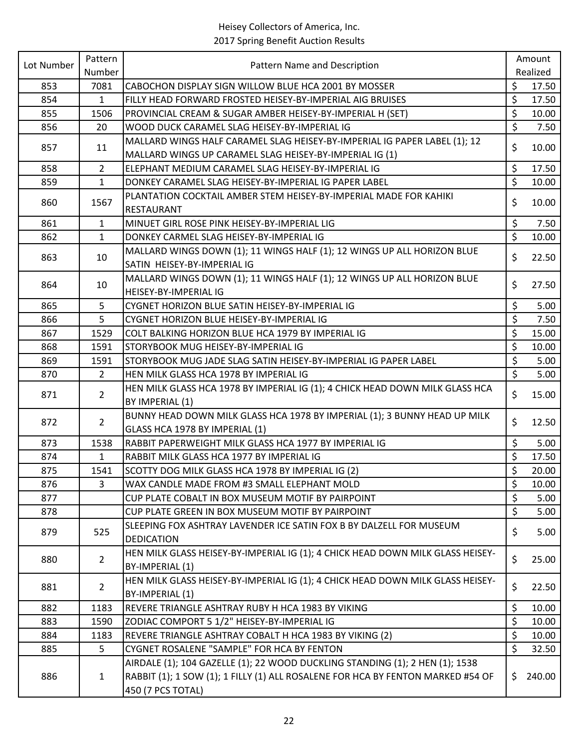| Lot Number | Pattern Number | Pattern Name and Description | Amount Realized |
|---|---|---|---|
| 853 | 7081 | CABOCHON DISPLAY SIGN WILLOW BLUE HCA 2001 BY MOSSER | $ 17.50 |
| 854 | 1 | FILLY HEAD FORWARD FROSTED HEISEY-BY-IMPERIAL AIG BRUISES | $ 17.50 |
| 855 | 1506 | PROVINCIAL CREAM & SUGAR AMBER HEISEY-BY-IMPERIAL H (SET) | $ 10.00 |
| 856 | 20 | WOOD DUCK CARAMEL SLAG HEISEY-BY-IMPERIAL IG | $ 7.50 |
| 857 | 11 | MALLARD WINGS HALF CARAMEL SLAG HEISEY-BY-IMPERIAL IG PAPER LABEL (1); 12 MALLARD WINGS UP CARAMEL SLAG HEISEY-BY-IMPERIAL IG (1) | $ 10.00 |
| 858 | 2 | ELEPHANT MEDIUM CARAMEL SLAG HEISEY-BY-IMPERIAL IG | $ 17.50 |
| 859 | 1 | DONKEY CARAMEL SLAG HEISEY-BY-IMPERIAL IG PAPER LABEL | $ 10.00 |
| 860 | 1567 | PLANTATION COCKTAIL AMBER STEM HEISEY-BY-IMPERIAL MADE FOR KAHIKI RESTAURANT | $ 10.00 |
| 861 | 1 | MINUET GIRL ROSE PINK HEISEY-BY-IMPERIAL LIG | $ 7.50 |
| 862 | 1 | DONKEY CARMEL SLAG HEISEY-BY-IMPERIAL IG | $ 10.00 |
| 863 | 10 | MALLARD WINGS DOWN (1); 11 WINGS HALF (1); 12 WINGS UP ALL HORIZON BLUE SATIN HEISEY-BY-IMPERIAL IG | $ 22.50 |
| 864 | 10 | MALLARD WINGS DOWN (1); 11 WINGS HALF (1); 12 WINGS UP ALL HORIZON BLUE HEISEY-BY-IMPERIAL IG | $ 27.50 |
| 865 | 5 | CYGNET HORIZON BLUE SATIN HEISEY-BY-IMPERIAL IG | $ 5.00 |
| 866 | 5 | CYGNET HORIZON BLUE HEISEY-BY-IMPERIAL IG | $ 7.50 |
| 867 | 1529 | COLT BALKING HORIZON BLUE HCA 1979 BY IMPERIAL IG | $ 15.00 |
| 868 | 1591 | STORYBOOK MUG HEISEY-BY-IMPERIAL IG | $ 10.00 |
| 869 | 1591 | STORYBOOK MUG JADE SLAG SATIN HEISEY-BY-IMPERIAL IG PAPER LABEL | $ 5.00 |
| 870 | 2 | HEN MILK GLASS HCA 1978 BY IMPERIAL IG | $ 5.00 |
| 871 | 2 | HEN MILK GLASS HCA 1978 BY IMPERIAL IG (1); 4 CHICK HEAD DOWN MILK GLASS HCA BY IMPERIAL (1) | $ 15.00 |
| 872 | 2 | BUNNY HEAD DOWN MILK GLASS HCA 1978 BY IMPERIAL (1); 3 BUNNY HEAD UP MILK GLASS HCA 1978 BY IMPERIAL (1) | $ 12.50 |
| 873 | 1538 | RABBIT PAPERWEIGHT MILK GLASS HCA 1977 BY IMPERIAL IG | $ 5.00 |
| 874 | 1 | RABBIT MILK GLASS HCA 1977 BY IMPERIAL IG | $ 17.50 |
| 875 | 1541 | SCOTTY DOG MILK GLASS HCA 1978 BY IMPERIAL IG (2) | $ 20.00 |
| 876 | 3 | WAX CANDLE MADE FROM #3 SMALL ELEPHANT MOLD | $ 10.00 |
| 877 | | CUP PLATE COBALT IN BOX MUSEUM MOTIF BY PAIRPOINT | $ 5.00 |
| 878 | | CUP PLATE GREEN IN BOX MUSEUM MOTIF BY PAIRPOINT | $ 5.00 |
| 879 | 525 | SLEEPING FOX ASHTRAY LAVENDER ICE SATIN FOX B BY DALZELL FOR MUSEUM DEDICATION | $ 5.00 |
| 880 | 2 | HEN MILK GLASS HEISEY-BY-IMPERIAL IG (1); 4 CHICK HEAD DOWN MILK GLASS HEISEY-BY-IMPERIAL (1) | $ 25.00 |
| 881 | 2 | HEN MILK GLASS HEISEY-BY-IMPERIAL IG (1); 4 CHICK HEAD DOWN MILK GLASS HEISEY-BY-IMPERIAL (1) | $ 22.50 |
| 882 | 1183 | REVERE TRIANGLE ASHTRAY RUBY H HCA 1983 BY VIKING | $ 10.00 |
| 883 | 1590 | ZODIAC COMPORT 5 1/2" HEISEY-BY-IMPERIAL IG | $ 10.00 |
| 884 | 1183 | REVERE TRIANGLE ASHTRAY COBALT H HCA 1983 BY VIKING (2) | $ 10.00 |
| 885 | 5 | CYGNET ROSALENE "SAMPLE" FOR HCA BY FENTON | $ 32.50 |
| 886 | 1 | AIRDALE (1); 104 GAZELLE (1); 22 WOOD DUCKLING STANDING (1); 2 HEN (1); 1538 RABBIT (1); 1 SOW (1); 1 FILLY (1) ALL ROSALENE FOR HCA BY FENTON MARKED #54 OF 450 (7 PCS TOTAL) | $ 240.00 |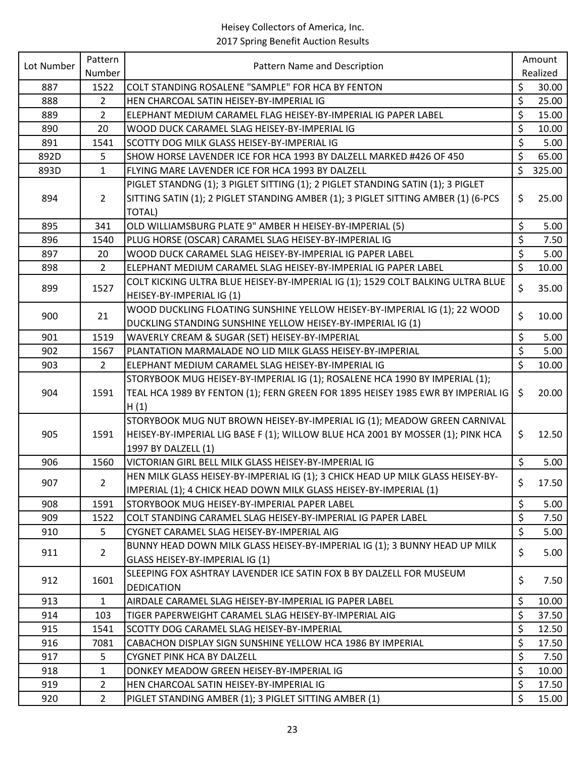Heisey Collectors of America, Inc.
2017 Spring Benefit Auction Results

| Lot Number | Pattern Number | Pattern Name and Description | Amount Realized |
|---|---|---|---|
| 887 | 1522 | COLT STANDING ROSALENE "SAMPLE" FOR HCA BY FENTON | $ 30.00 |
| 888 | 2 | HEN CHARCOAL SATIN HEISEY-BY-IMPERIAL IG | $ 25.00 |
| 889 | 2 | ELEPHANT MEDIUM CARAMEL FLAG HEISEY-BY-IMPERIAL IG PAPER LABEL | $ 15.00 |
| 890 | 20 | WOOD DUCK CARAMEL SLAG HEISEY-BY-IMPERIAL IG | $ 10.00 |
| 891 | 1541 | SCOTTY DOG MILK GLASS HEISEY-BY-IMPERIAL IG | $ 5.00 |
| 892D | 5 | SHOW HORSE LAVENDER ICE FOR HCA 1993 BY DALZELL MARKED #426 OF 450 | $ 65.00 |
| 893D | 1 | FLYING MARE LAVENDER ICE FOR HCA 1993 BY DALZELL | $ 325.00 |
| 894 | 2 | PIGLET STANDNG (1); 3 PIGLET SITTING (1); 2 PIGLET STANDING SATIN (1); 3 PIGLET SITTING SATIN (1); 2 PIGLET STANDING AMBER (1); 3 PIGLET SITTING AMBER (1) (6-PCS TOTAL) | $ 25.00 |
| 895 | 341 | OLD WILLIAMSBURG PLATE 9" AMBER H HEISEY-BY-IMPERIAL (5) | $ 5.00 |
| 896 | 1540 | PLUG HORSE (OSCAR) CARAMEL SLAG HEISEY-BY-IMPERIAL IG | $ 7.50 |
| 897 | 20 | WOOD DUCK CARAMEL SLAG HEISEY-BY-IMPERIAL IG PAPER LABEL | $ 5.00 |
| 898 | 2 | ELEPHANT MEDIUM CARAMEL SLAG HEISEY-BY-IMPERIAL IG PAPER LABEL | $ 10.00 |
| 899 | 1527 | COLT KICKING ULTRA BLUE HEISEY-BY-IMPERIAL IG (1); 1529 COLT BALKING ULTRA BLUE HEISEY-BY-IMPERIAL IG (1) | $ 35.00 |
| 900 | 21 | WOOD DUCKLING FLOATING SUNSHINE YELLOW HEISEY-BY-IMPERIAL IG (1); 22 WOOD DUCKLING STANDING SUNSHINE YELLOW HEISEY-BY-IMPERIAL IG (1) | $ 10.00 |
| 901 | 1519 | WAVERLY CREAM & SUGAR (SET) HEISEY-BY-IMPERIAL | $ 5.00 |
| 902 | 1567 | PLANTATION MARMALADE NO LID MILK GLASS HEISEY-BY-IMPERIAL | $ 5.00 |
| 903 | 2 | ELEPHANT MEDIUM CARAMEL SLAG HEISEY-BY-IMPERIAL IG | $ 10.00 |
| 904 | 1591 | STORYBOOK MUG HEISEY-BY-IMPERIAL IG (1); ROSALENE HCA 1990 BY IMPERIAL (1); TEAL HCA 1989 BY FENTON (1); FERN GREEN FOR 1895 HEISEY 1985 EWR BY IMPERIAL IG H (1) | $ 20.00 |
| 905 | 1591 | STORYBOOK MUG NUT BROWN HEISEY-BY-IMPERIAL IG (1); MEADOW GREEN CARNIVAL HEISEY-BY-IMPERIAL LIG BASE F (1); WILLOW BLUE HCA 2001 BY MOSSER (1); PINK HCA 1997 BY DALZELL (1) | $ 12.50 |
| 906 | 1560 | VICTORIAN GIRL BELL MILK GLASS HEISEY-BY-IMPERIAL IG | $ 5.00 |
| 907 | 2 | HEN MILK GLASS HEISEY-BY-IMPERIAL IG (1); 3 CHICK HEAD UP MILK GLASS HEISEY-BY-IMPERIAL (1); 4 CHICK HEAD DOWN MILK GLASS HEISEY-BY-IMPERIAL (1) | $ 17.50 |
| 908 | 1591 | STORYBOOK MUG HEISEY-BY-IMPERIAL PAPER LABEL | $ 5.00 |
| 909 | 1522 | COLT STANDING CARAMEL SLAG HEISEY-BY-IMPERIAL IG PAPER LABEL | $ 7.50 |
| 910 | 5 | CYGNET CARAMEL SLAG HEISEY-BY-IMPERIAL AIG | $ 5.00 |
| 911 | 2 | BUNNY HEAD DOWN MILK GLASS HEISEY-BY-IMPERIAL IG (1); 3 BUNNY HEAD UP MILK GLASS HEISEY-BY-IMPERIAL IG (1) | $ 5.00 |
| 912 | 1601 | SLEEPING FOX ASHTRAY LAVENDER ICE SATIN FOX B BY DALZELL FOR MUSEUM DEDICATION | $ 7.50 |
| 913 | 1 | AIRDALE CARAMEL SLAG HEISEY-BY-IMPERIAL IG PAPER LABEL | $ 10.00 |
| 914 | 103 | TIGER PAPERWEIGHT CARAMEL SLAG HEISEY-BY-IMPERIAL AIG | $ 37.50 |
| 915 | 1541 | SCOTTY DOG CARAMEL SLAG HEISEY-BY-IMPERIAL | $ 12.50 |
| 916 | 7081 | CABACHON DISPLAY SIGN SUNSHINE YELLOW HCA 1986 BY IMPERIAL | $ 17.50 |
| 917 | 5 | CYGNET PINK HCA BY DALZELL | $ 7.50 |
| 918 | 1 | DONKEY MEADOW GREEN HEISEY-BY-IMPERIAL IG | $ 10.00 |
| 919 | 2 | HEN CHARCOAL SATIN HEISEY-BY-IMPERIAL IG | $ 17.50 |
| 920 | 2 | PIGLET STANDING AMBER (1); 3 PIGLET SITTING AMBER (1) | $ 15.00 |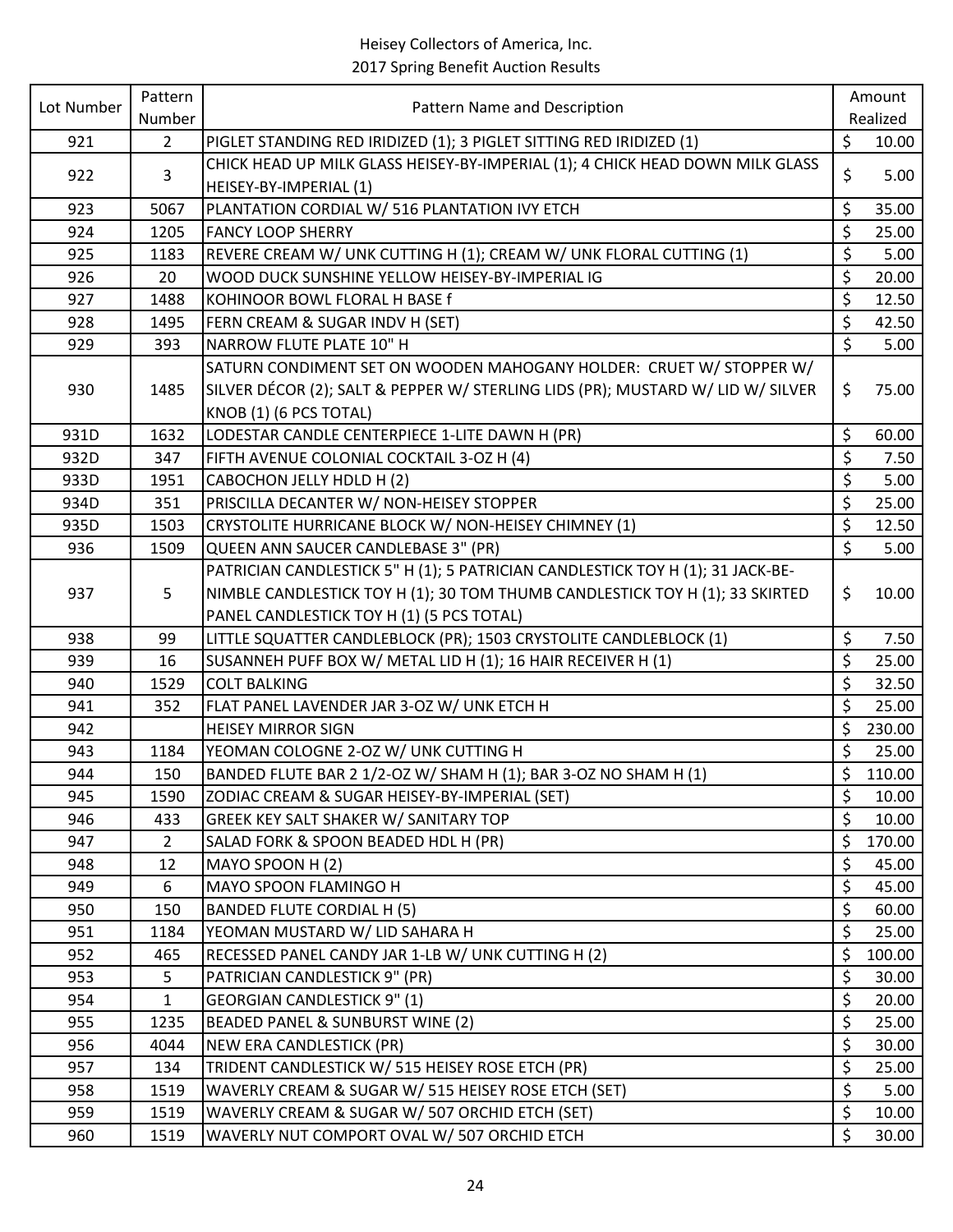Heisey Collectors of America, Inc.
2017 Spring Benefit Auction Results

| Lot Number | Pattern Number | Pattern Name and Description | Amount Realized |
|---|---|---|---|
| 921 | 2 | PIGLET STANDING RED IRIDIZED (1); 3 PIGLET SITTING RED IRIDIZED (1) | $ 10.00 |
| 922 | 3 | CHICK HEAD UP MILK GLASS HEISEY-BY-IMPERIAL (1); 4 CHICK HEAD DOWN MILK GLASS HEISEY-BY-IMPERIAL (1) | $ 5.00 |
| 923 | 5067 | PLANTATION CORDIAL W/ 516 PLANTATION IVY ETCH | $ 35.00 |
| 924 | 1205 | FANCY LOOP SHERRY | $ 25.00 |
| 925 | 1183 | REVERE CREAM W/ UNK CUTTING H (1); CREAM W/ UNK FLORAL CUTTING (1) | $ 5.00 |
| 926 | 20 | WOOD DUCK SUNSHINE YELLOW HEISEY-BY-IMPERIAL IG | $ 20.00 |
| 927 | 1488 | KOHINOOR BOWL FLORAL H BASE f | $ 12.50 |
| 928 | 1495 | FERN CREAM & SUGAR INDV H (SET) | $ 42.50 |
| 929 | 393 | NARROW FLUTE PLATE 10" H | $ 5.00 |
| 930 | 1485 | SATURN CONDIMENT SET ON WOODEN MAHOGANY HOLDER: CRUET W/ STOPPER W/ SILVER DÉCOR (2); SALT & PEPPER W/ STERLING LIDS (PR); MUSTARD W/ LID W/ SILVER KNOB (1) (6 PCS TOTAL) | $ 75.00 |
| 931D | 1632 | LODESTAR CANDLE CENTERPIECE 1-LITE DAWN H (PR) | $ 60.00 |
| 932D | 347 | FIFTH AVENUE COLONIAL COCKTAIL 3-OZ H (4) | $ 7.50 |
| 933D | 1951 | CABOCHON JELLY HDLD H (2) | $ 5.00 |
| 934D | 351 | PRISCILLA DECANTER W/ NON-HEISEY STOPPER | $ 25.00 |
| 935D | 1503 | CRYSTOLITE HURRICANE BLOCK W/ NON-HEISEY CHIMNEY (1) | $ 12.50 |
| 936 | 1509 | QUEEN ANN SAUCER CANDLEBASE 3" (PR) | $ 5.00 |
| 937 | 5 | PATRICIAN CANDLESTICK 5" H (1); 5 PATRICIAN CANDLESTICK TOY H (1); 31 JACK-BE-NIMBLE CANDLESTICK TOY H (1); 30 TOM THUMB CANDLESTICK TOY H (1); 33 SKIRTED PANEL CANDLESTICK TOY H (1) (5 PCS TOTAL) | $ 10.00 |
| 938 | 99 | LITTLE SQUATTER CANDLEBLOCK (PR); 1503 CRYSTOLITE CANDLEBLOCK (1) | $ 7.50 |
| 939 | 16 | SUSANNEH PUFF BOX W/ METAL LID H (1); 16 HAIR RECEIVER H (1) | $ 25.00 |
| 940 | 1529 | COLT BALKING | $ 32.50 |
| 941 | 352 | FLAT PANEL LAVENDER JAR 3-OZ W/ UNK ETCH H | $ 25.00 |
| 942 | | HEISEY MIRROR SIGN | $ 230.00 |
| 943 | 1184 | YEOMAN COLOGNE 2-OZ W/ UNK CUTTING H | $ 25.00 |
| 944 | 150 | BANDED FLUTE BAR 2 1/2-OZ W/ SHAM H (1); BAR 3-OZ NO SHAM H (1) | $ 110.00 |
| 945 | 1590 | ZODIAC CREAM & SUGAR HEISEY-BY-IMPERIAL (SET) | $ 10.00 |
| 946 | 433 | GREEK KEY SALT SHAKER W/ SANITARY TOP | $ 10.00 |
| 947 | 2 | SALAD FORK & SPOON BEADED HDL H (PR) | $ 170.00 |
| 948 | 12 | MAYO SPOON H (2) | $ 45.00 |
| 949 | 6 | MAYO SPOON FLAMINGO H | $ 45.00 |
| 950 | 150 | BANDED FLUTE CORDIAL H (5) | $ 60.00 |
| 951 | 1184 | YEOMAN MUSTARD W/ LID SAHARA H | $ 25.00 |
| 952 | 465 | RECESSED PANEL CANDY JAR 1-LB W/ UNK CUTTING H (2) | $ 100.00 |
| 953 | 5 | PATRICIAN CANDLESTICK 9" (PR) | $ 30.00 |
| 954 | 1 | GEORGIAN CANDLESTICK 9" (1) | $ 20.00 |
| 955 | 1235 | BEADED PANEL & SUNBURST WINE (2) | $ 25.00 |
| 956 | 4044 | NEW ERA CANDLESTICK (PR) | $ 30.00 |
| 957 | 134 | TRIDENT CANDLESTICK W/ 515 HEISEY ROSE ETCH (PR) | $ 25.00 |
| 958 | 1519 | WAVERLY CREAM & SUGAR W/ 515 HEISEY ROSE ETCH (SET) | $ 5.00 |
| 959 | 1519 | WAVERLY CREAM & SUGAR W/ 507 ORCHID ETCH (SET) | $ 10.00 |
| 960 | 1519 | WAVERLY NUT COMPORT OVAL W/ 507 ORCHID ETCH | $ 30.00 |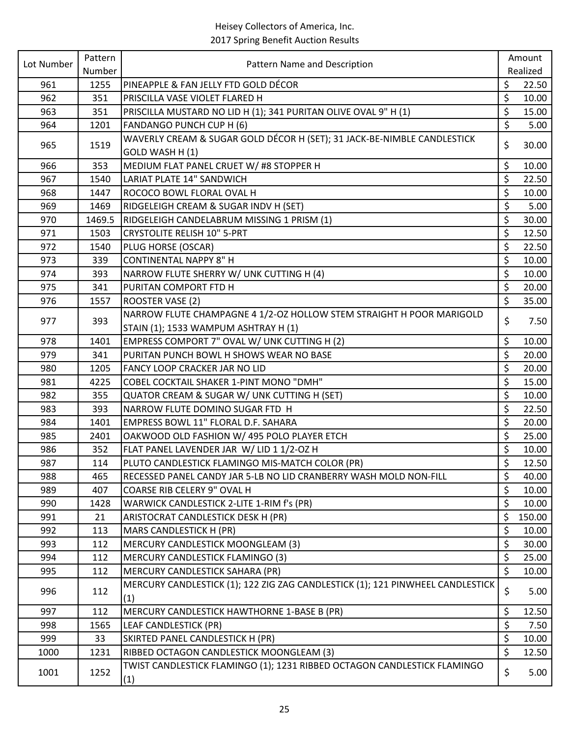Heisey Collectors of America, Inc.
2017 Spring Benefit Auction Results

| Lot Number | Pattern Number | Pattern Name and Description | Amount Realized |
|---|---|---|---|
| 961 | 1255 | PINEAPPLE & FAN JELLY FTD GOLD DÉCOR | $ 22.50 |
| 962 | 351 | PRISCILLA VASE VIOLET FLARED H | $ 10.00 |
| 963 | 351 | PRISCILLA MUSTARD NO LID H (1); 341 PURITAN OLIVE OVAL 9" H (1) | $ 15.00 |
| 964 | 1201 | FANDANGO PUNCH CUP H (6) | $ 5.00 |
| 965 | 1519 | WAVERLY CREAM & SUGAR GOLD DÉCOR H (SET); 31 JACK-BE-NIMBLE CANDLESTICK GOLD WASH H (1) | $ 30.00 |
| 966 | 353 | MEDIUM FLAT PANEL CRUET W/ #8 STOPPER H | $ 10.00 |
| 967 | 1540 | LARIAT PLATE 14" SANDWICH | $ 22.50 |
| 968 | 1447 | ROCOCO BOWL FLORAL OVAL H | $ 10.00 |
| 969 | 1469 | RIDGELEIGH CREAM & SUGAR INDV H (SET) | $ 5.00 |
| 970 | 1469.5 | RIDGELEIGH CANDELABRUM MISSING 1 PRISM (1) | $ 30.00 |
| 971 | 1503 | CRYSTOLITE RELISH 10" 5-PRT | $ 12.50 |
| 972 | 1540 | PLUG HORSE (OSCAR) | $ 22.50 |
| 973 | 339 | CONTINENTAL NAPPY 8" H | $ 10.00 |
| 974 | 393 | NARROW FLUTE SHERRY W/ UNK CUTTING H (4) | $ 10.00 |
| 975 | 341 | PURITAN COMPORT FTD H | $ 20.00 |
| 976 | 1557 | ROOSTER VASE (2) | $ 35.00 |
| 977 | 393 | NARROW FLUTE CHAMPAGNE 4 1/2-OZ HOLLOW STEM STRAIGHT H POOR MARIGOLD STAIN (1); 1533 WAMPUM ASHTRAY H (1) | $ 7.50 |
| 978 | 1401 | EMPRESS COMPORT 7" OVAL W/ UNK CUTTING H (2) | $ 10.00 |
| 979 | 341 | PURITAN PUNCH BOWL H SHOWS WEAR NO BASE | $ 20.00 |
| 980 | 1205 | FANCY LOOP CRACKER JAR NO LID | $ 20.00 |
| 981 | 4225 | COBEL COCKTAIL SHAKER 1-PINT MONO "DMH" | $ 15.00 |
| 982 | 355 | QUATOR CREAM & SUGAR W/ UNK CUTTING H (SET) | $ 10.00 |
| 983 | 393 | NARROW FLUTE DOMINO SUGAR FTD H | $ 22.50 |
| 984 | 1401 | EMPRESS BOWL 11" FLORAL D.F. SAHARA | $ 20.00 |
| 985 | 2401 | OAKWOOD OLD FASHION W/ 495 POLO PLAYER ETCH | $ 25.00 |
| 986 | 352 | FLAT PANEL LAVENDER JAR W/ LID 1 1/2-OZ H | $ 10.00 |
| 987 | 114 | PLUTO CANDLESTICK FLAMINGO MIS-MATCH COLOR (PR) | $ 12.50 |
| 988 | 465 | RECESSED PANEL CANDY JAR 5-LB NO LID CRANBERRY WASH MOLD NON-FILL | $ 40.00 |
| 989 | 407 | COARSE RIB CELERY 9" OVAL H | $ 10.00 |
| 990 | 1428 | WARWICK CANDLESTICK 2-LITE 1-RIM f's (PR) | $ 10.00 |
| 991 | 21 | ARISTOCRAT CANDLESTICK DESK H (PR) | $ 150.00 |
| 992 | 113 | MARS CANDLESTICK H (PR) | $ 10.00 |
| 993 | 112 | MERCURY CANDLESTICK MOONGLEAM (3) | $ 30.00 |
| 994 | 112 | MERCURY CANDLESTICK FLAMINGO (3) | $ 25.00 |
| 995 | 112 | MERCURY CANDLESTICK SAHARA (PR) | $ 10.00 |
| 996 | 112 | MERCURY CANDLESTICK (1); 122 ZIG ZAG CANDLESTICK (1); 121 PINWHEEL CANDLESTICK (1) | $ 5.00 |
| 997 | 112 | MERCURY CANDLESTICK HAWTHORNE 1-BASE B (PR) | $ 12.50 |
| 998 | 1565 | LEAF CANDLESTICK (PR) | $ 7.50 |
| 999 | 33 | SKIRTED PANEL CANDLESTICK H (PR) | $ 10.00 |
| 1000 | 1231 | RIBBED OCTAGON CANDLESTICK MOONGLEAM (3) | $ 12.50 |
| 1001 | 1252 | TWIST CANDLESTICK FLAMINGO (1); 1231 RIBBED OCTAGON CANDLESTICK FLAMINGO (1) | $ 5.00 |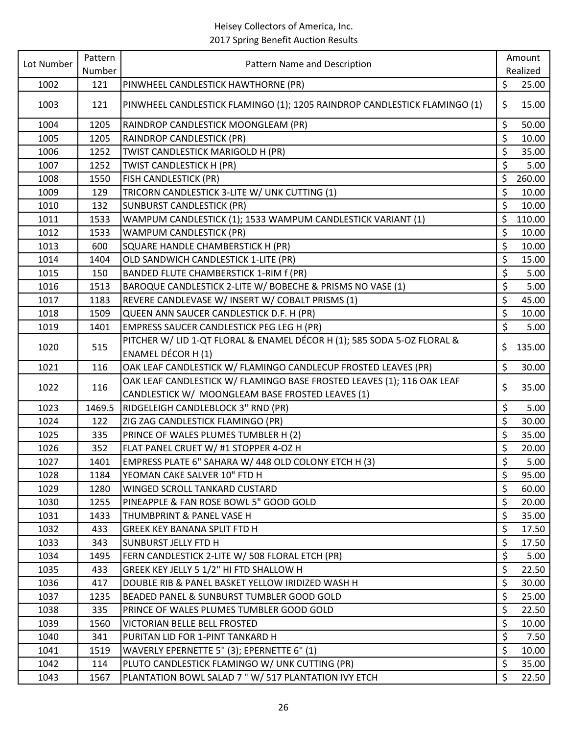Heisey Collectors of America, Inc.
2017 Spring Benefit Auction Results

| Lot Number | Pattern Number | Pattern Name and Description | Amount Realized |
|---|---|---|---|
| 1002 | 121 | PINWHEEL CANDLESTICK HAWTHORNE (PR) | $ 25.00 |
| 1003 | 121 | PINWHEEL CANDLESTICK FLAMINGO (1); 1205 RAINDROP CANDLESTICK FLAMINGO (1) | $ 15.00 |
| 1004 | 1205 | RAINDROP CANDLESTICK MOONGLEAM (PR) | $ 50.00 |
| 1005 | 1205 | RAINDROP CANDLESTICK (PR) | $ 10.00 |
| 1006 | 1252 | TWIST CANDLESTICK MARIGOLD H (PR) | $ 35.00 |
| 1007 | 1252 | TWIST CANDLESTICK H (PR) | $ 5.00 |
| 1008 | 1550 | FISH CANDLESTICK (PR) | $ 260.00 |
| 1009 | 129 | TRICORN CANDLESTICK 3-LITE W/ UNK CUTTING (1) | $ 10.00 |
| 1010 | 132 | SUNBURST CANDLESTICK (PR) | $ 10.00 |
| 1011 | 1533 | WAMPUM CANDLESTICK (1); 1533 WAMPUM CANDLESTICK VARIANT (1) | $ 110.00 |
| 1012 | 1533 | WAMPUM CANDLESTICK (PR) | $ 10.00 |
| 1013 | 600 | SQUARE HANDLE CHAMBERSTICK H (PR) | $ 10.00 |
| 1014 | 1404 | OLD SANDWICH CANDLESTICK 1-LITE (PR) | $ 15.00 |
| 1015 | 150 | BANDED FLUTE CHAMBERSTICK 1-RIM f (PR) | $ 5.00 |
| 1016 | 1513 | BAROQUE CANDLESTICK 2-LITE W/ BOBECHE & PRISMS NO VASE (1) | $ 5.00 |
| 1017 | 1183 | REVERE CANDLEVASE W/ INSERT W/ COBALT PRISMS (1) | $ 45.00 |
| 1018 | 1509 | QUEEN ANN SAUCER CANDLESTICK D.F. H (PR) | $ 10.00 |
| 1019 | 1401 | EMPRESS SAUCER CANDLESTICK PEG LEG H (PR) | $ 5.00 |
| 1020 | 515 | PITCHER W/ LID 1-QT FLORAL & ENAMEL DÉCOR H (1); 585 SODA 5-OZ FLORAL & ENAMEL DÉCOR H (1) | $ 135.00 |
| 1021 | 116 | OAK LEAF CANDLESTICK W/ FLAMINGO CANDLECUP FROSTED LEAVES (PR) | $ 30.00 |
| 1022 | 116 | OAK LEAF CANDLESTICK W/ FLAMINGO BASE FROSTED LEAVES (1); 116 OAK LEAF CANDLESTICK W/ MOONGLEAM BASE FROSTED LEAVES (1) | $ 35.00 |
| 1023 | 1469.5 | RIDGELEIGH CANDLEBLOCK 3" RND (PR) | $ 5.00 |
| 1024 | 122 | ZIG ZAG CANDLESTICK FLAMINGO (PR) | $ 30.00 |
| 1025 | 335 | PRINCE OF WALES PLUMES TUMBLER H (2) | $ 35.00 |
| 1026 | 352 | FLAT PANEL CRUET W/ #1 STOPPER 4-OZ H | $ 20.00 |
| 1027 | 1401 | EMPRESS PLATE 6" SAHARA W/ 448 OLD COLONY ETCH H (3) | $ 5.00 |
| 1028 | 1184 | YEOMAN CAKE SALVER 10" FTD H | $ 95.00 |
| 1029 | 1280 | WINGED SCROLL TANKARD CUSTARD | $ 60.00 |
| 1030 | 1255 | PINEAPPLE & FAN ROSE BOWL 5" GOOD GOLD | $ 20.00 |
| 1031 | 1433 | THUMBPRINT & PANEL VASE H | $ 35.00 |
| 1032 | 433 | GREEK KEY BANANA SPLIT FTD H | $ 17.50 |
| 1033 | 343 | SUNBURST JELLY FTD H | $ 17.50 |
| 1034 | 1495 | FERN CANDLESTICK 2-LITE W/ 508 FLORAL ETCH (PR) | $ 5.00 |
| 1035 | 433 | GREEK KEY JELLY 5 1/2" HI FTD SHALLOW H | $ 22.50 |
| 1036 | 417 | DOUBLE RIB & PANEL BASKET YELLOW IRIDIZED WASH H | $ 30.00 |
| 1037 | 1235 | BEADED PANEL & SUNBURST TUMBLER GOOD GOLD | $ 25.00 |
| 1038 | 335 | PRINCE OF WALES PLUMES TUMBLER GOOD GOLD | $ 22.50 |
| 1039 | 1560 | VICTORIAN BELLE BELL FROSTED | $ 10.00 |
| 1040 | 341 | PURITAN LID FOR 1-PINT TANKARD H | $ 7.50 |
| 1041 | 1519 | WAVERLY EPERNETTE 5" (3); EPERNETTE 6" (1) | $ 10.00 |
| 1042 | 114 | PLUTO CANDLESTICK FLAMINGO W/ UNK CUTTING (PR) | $ 35.00 |
| 1043 | 1567 | PLANTATION BOWL SALAD 7 " W/ 517 PLANTATION IVY ETCH | $ 22.50 |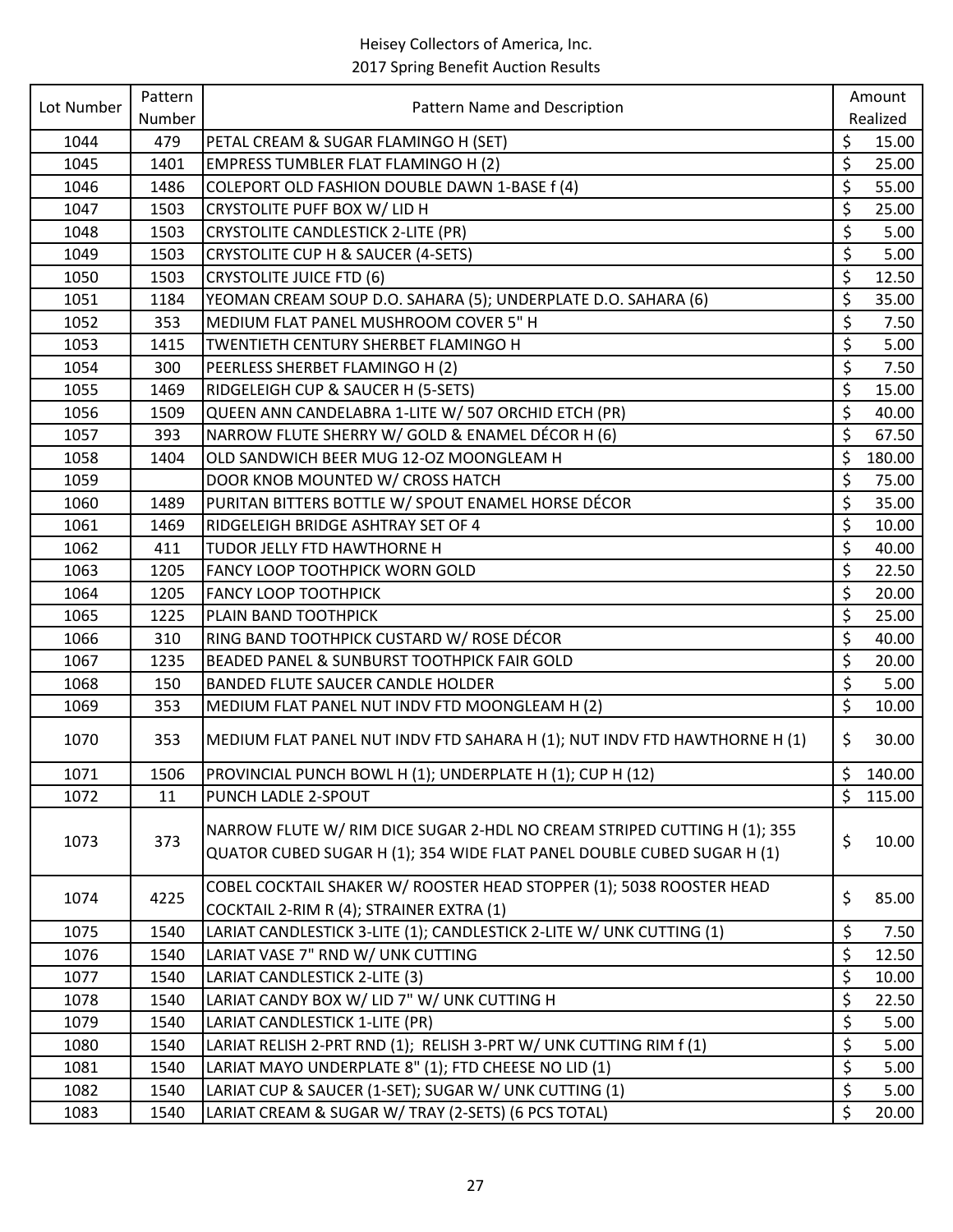Heisey Collectors of America, Inc.
2017 Spring Benefit Auction Results

| Lot Number | Pattern Number | Pattern Name and Description | Amount Realized |
|---|---|---|---|
| 1044 | 479 | PETAL CREAM & SUGAR FLAMINGO H (SET) | $ 15.00 |
| 1045 | 1401 | EMPRESS TUMBLER FLAT FLAMINGO H (2) | $ 25.00 |
| 1046 | 1486 | COLEPORT OLD FASHION DOUBLE DAWN 1-BASE f (4) | $ 55.00 |
| 1047 | 1503 | CRYSTOLITE PUFF BOX W/ LID H | $ 25.00 |
| 1048 | 1503 | CRYSTOLITE CANDLESTICK 2-LITE (PR) | $ 5.00 |
| 1049 | 1503 | CRYSTOLITE CUP H & SAUCER (4-SETS) | $ 5.00 |
| 1050 | 1503 | CRYSTOLITE JUICE FTD (6) | $ 12.50 |
| 1051 | 1184 | YEOMAN CREAM SOUP D.O. SAHARA (5); UNDERPLATE D.O. SAHARA (6) | $ 35.00 |
| 1052 | 353 | MEDIUM FLAT PANEL MUSHROOM COVER 5" H | $ 7.50 |
| 1053 | 1415 | TWENTIETH CENTURY SHERBET FLAMINGO H | $ 5.00 |
| 1054 | 300 | PEERLESS SHERBET FLAMINGO H (2) | $ 7.50 |
| 1055 | 1469 | RIDGELEIGH CUP & SAUCER H (5-SETS) | $ 15.00 |
| 1056 | 1509 | QUEEN ANN CANDELABRA 1-LITE W/ 507 ORCHID ETCH (PR) | $ 40.00 |
| 1057 | 393 | NARROW FLUTE SHERRY W/ GOLD & ENAMEL DÉCOR H (6) | $ 67.50 |
| 1058 | 1404 | OLD SANDWICH BEER MUG 12-OZ MOONGLEAM H | $ 180.00 |
| 1059 | | DOOR KNOB MOUNTED W/ CROSS HATCH | $ 75.00 |
| 1060 | 1489 | PURITAN BITTERS BOTTLE W/ SPOUT ENAMEL HORSE DÉCOR | $ 35.00 |
| 1061 | 1469 | RIDGELEIGH BRIDGE ASHTRAY SET OF 4 | $ 10.00 |
| 1062 | 411 | TUDOR JELLY FTD HAWTHORNE H | $ 40.00 |
| 1063 | 1205 | FANCY LOOP TOOTHPICK WORN GOLD | $ 22.50 |
| 1064 | 1205 | FANCY LOOP TOOTHPICK | $ 20.00 |
| 1065 | 1225 | PLAIN BAND TOOTHPICK | $ 25.00 |
| 1066 | 310 | RING BAND TOOTHPICK CUSTARD W/ ROSE DÉCOR | $ 40.00 |
| 1067 | 1235 | BEADED PANEL & SUNBURST TOOTHPICK FAIR GOLD | $ 20.00 |
| 1068 | 150 | BANDED FLUTE SAUCER CANDLE HOLDER | $ 5.00 |
| 1069 | 353 | MEDIUM FLAT PANEL NUT INDV FTD MOONGLEAM H (2) | $ 10.00 |
| 1070 | 353 | MEDIUM FLAT PANEL NUT INDV FTD SAHARA H (1); NUT INDV FTD HAWTHORNE H (1) | $ 30.00 |
| 1071 | 1506 | PROVINCIAL PUNCH BOWL H (1); UNDERPLATE H (1); CUP H (12) | $ 140.00 |
| 1072 | 11 | PUNCH LADLE 2-SPOUT | $ 115.00 |
| 1073 | 373 | NARROW FLUTE W/ RIM DICE SUGAR 2-HDL NO CREAM STRIPED CUTTING H (1); 355 QUATOR CUBED SUGAR H (1); 354 WIDE FLAT PANEL DOUBLE CUBED SUGAR H (1) | $ 10.00 |
| 1074 | 4225 | COBEL COCKTAIL SHAKER W/ ROOSTER HEAD STOPPER (1); 5038 ROOSTER HEAD COCKTAIL 2-RIM R (4); STRAINER EXTRA (1) | $ 85.00 |
| 1075 | 1540 | LARIAT CANDLESTICK 3-LITE (1); CANDLESTICK 2-LITE W/ UNK CUTTING (1) | $ 7.50 |
| 1076 | 1540 | LARIAT VASE 7" RND W/ UNK CUTTING | $ 12.50 |
| 1077 | 1540 | LARIAT CANDLESTICK 2-LITE (3) | $ 10.00 |
| 1078 | 1540 | LARIAT CANDY BOX W/ LID 7" W/ UNK CUTTING H | $ 22.50 |
| 1079 | 1540 | LARIAT CANDLESTICK 1-LITE (PR) | $ 5.00 |
| 1080 | 1540 | LARIAT RELISH 2-PRT RND (1); RELISH 3-PRT W/ UNK CUTTING RIM f (1) | $ 5.00 |
| 1081 | 1540 | LARIAT MAYO UNDERPLATE 8" (1); FTD CHEESE NO LID (1) | $ 5.00 |
| 1082 | 1540 | LARIAT CUP & SAUCER (1-SET); SUGAR W/ UNK CUTTING (1) | $ 5.00 |
| 1083 | 1540 | LARIAT CREAM & SUGAR W/ TRAY (2-SETS) (6 PCS TOTAL) | $ 20.00 |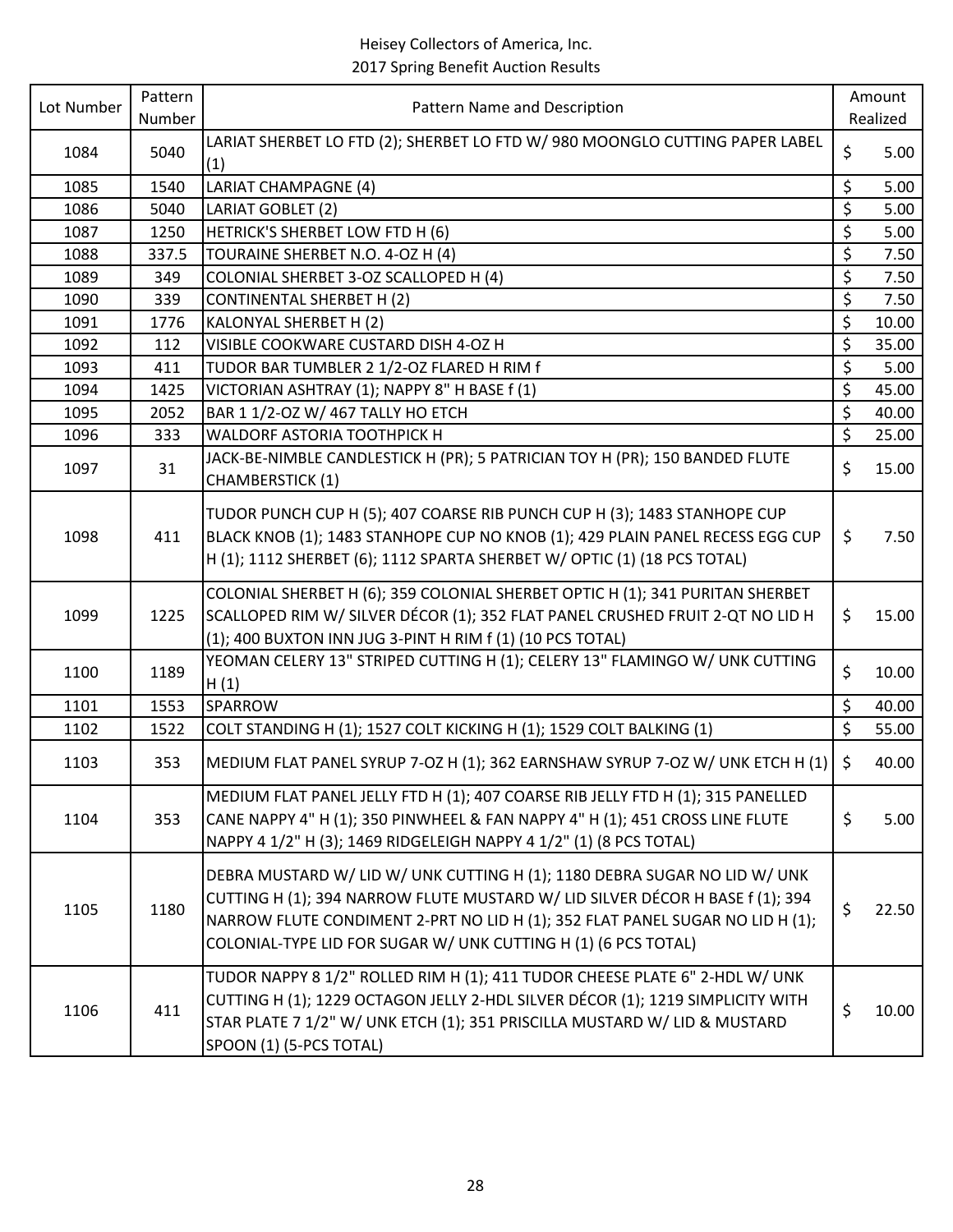| Lot Number | Pattern Number | Pattern Name and Description | Amount Realized |
|---|---|---|---|
| 1084 | 5040 | LARIAT SHERBET LO FTD (2); SHERBET LO FTD W/ 980 MOONGLO CUTTING PAPER LABEL (1) | $ 5.00 |
| 1085 | 1540 | LARIAT CHAMPAGNE (4) | $ 5.00 |
| 1086 | 5040 | LARIAT GOBLET (2) | $ 5.00 |
| 1087 | 1250 | HETRICK'S SHERBET LOW FTD H (6) | $ 5.00 |
| 1088 | 337.5 | TOURAINE SHERBET N.O. 4-OZ H (4) | $ 7.50 |
| 1089 | 349 | COLONIAL SHERBET 3-OZ SCALLOPED H (4) | $ 7.50 |
| 1090 | 339 | CONTINENTAL SHERBET H (2) | $ 7.50 |
| 1091 | 1776 | KALONYAL SHERBET H (2) | $ 10.00 |
| 1092 | 112 | VISIBLE COOKWARE CUSTARD DISH 4-OZ H | $ 35.00 |
| 1093 | 411 | TUDOR BAR TUMBLER 2 1/2-OZ FLARED H RIM f | $ 5.00 |
| 1094 | 1425 | VICTORIAN ASHTRAY (1); NAPPY 8" H BASE f (1) | $ 45.00 |
| 1095 | 2052 | BAR 1 1/2-OZ W/ 467 TALLY HO ETCH | $ 40.00 |
| 1096 | 333 | WALDORF ASTORIA TOOTHPICK H | $ 25.00 |
| 1097 | 31 | JACK-BE-NIMBLE CANDLESTICK H (PR); 5 PATRICIAN TOY H (PR); 150 BANDED FLUTE CHAMBERSTICK (1) | $ 15.00 |
| 1098 | 411 | TUDOR PUNCH CUP H (5); 407 COARSE RIB PUNCH CUP H (3); 1483 STANHOPE CUP BLACK KNOB (1); 1483 STANHOPE CUP NO KNOB (1); 429 PLAIN PANEL RECESS EGG CUP H (1); 1112 SHERBET (6); 1112 SPARTA SHERBET W/ OPTIC (1) (18 PCS TOTAL) | $ 7.50 |
| 1099 | 1225 | COLONIAL SHERBET H (6); 359 COLONIAL SHERBET OPTIC H (1); 341 PURITAN SHERBET SCALLOPED RIM W/ SILVER DÉCOR (1); 352 FLAT PANEL CRUSHED FRUIT 2-QT NO LID H (1); 400 BUXTON INN JUG 3-PINT H RIM f (1) (10 PCS TOTAL) | $ 15.00 |
| 1100 | 1189 | YEOMAN CELERY 13" STRIPED CUTTING H (1); CELERY 13" FLAMINGO W/ UNK CUTTING H (1) | $ 10.00 |
| 1101 | 1553 | SPARROW | $ 40.00 |
| 1102 | 1522 | COLT STANDING H (1); 1527 COLT KICKING H (1); 1529 COLT BALKING (1) | $ 55.00 |
| 1103 | 353 | MEDIUM FLAT PANEL SYRUP 7-OZ H (1); 362 EARNSHAW SYRUP 7-OZ W/ UNK ETCH H (1) | $ 40.00 |
| 1104 | 353 | MEDIUM FLAT PANEL JELLY FTD H (1); 407 COARSE RIB JELLY FTD H (1); 315 PANELLED CANE NAPPY 4" H (1); 350 PINWHEEL & FAN NAPPY 4" H (1); 451 CROSS LINE FLUTE NAPPY 4 1/2" H (3); 1469 RIDGELEIGH NAPPY 4 1/2" (1) (8 PCS TOTAL) | $ 5.00 |
| 1105 | 1180 | DEBRA MUSTARD W/ LID W/ UNK CUTTING H (1); 1180 DEBRA SUGAR NO LID W/ UNK CUTTING H (1); 394 NARROW FLUTE MUSTARD W/ LID SILVER DÉCOR H BASE f (1); 394 NARROW FLUTE CONDIMENT 2-PRT NO LID H (1); 352 FLAT PANEL SUGAR NO LID H (1); COLONIAL-TYPE LID FOR SUGAR W/ UNK CUTTING H (1) (6 PCS TOTAL) | $ 22.50 |
| 1106 | 411 | TUDOR NAPPY 8 1/2" ROLLED RIM H (1); 411 TUDOR CHEESE PLATE 6" 2-HDL W/ UNK CUTTING H (1); 1229 OCTAGON JELLY 2-HDL SILVER DÉCOR (1); 1219 SIMPLICITY WITH STAR PLATE 7 1/2" W/ UNK ETCH (1); 351 PRISCILLA MUSTARD W/ LID & MUSTARD SPOON (1) (5-PCS TOTAL) | $ 10.00 |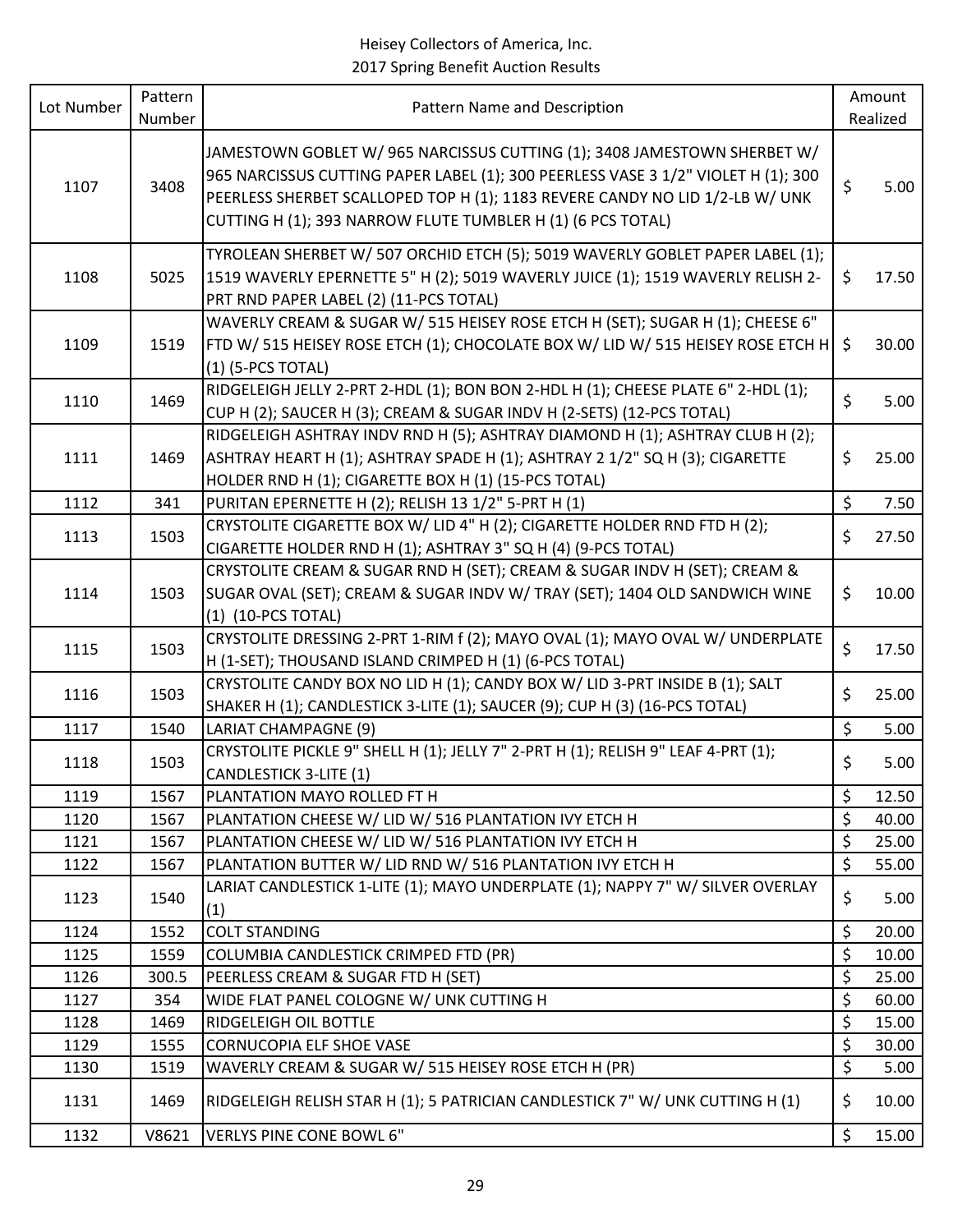Heisey Collectors of America, Inc.
2017 Spring Benefit Auction Results

| Lot Number | Pattern Number | Pattern Name and Description | Amount Realized |
|---|---|---|---|
| 1107 | 3408 | JAMESTOWN GOBLET W/ 965 NARCISSUS CUTTING (1); 3408 JAMESTOWN SHERBET W/ 965 NARCISSUS CUTTING PAPER LABEL (1); 300 PEERLESS VASE 3 1/2" VIOLET H (1); 300 PEERLESS SHERBET SCALLOPED TOP H (1); 1183 REVERE CANDY NO LID 1/2-LB W/ UNK CUTTING H (1); 393 NARROW FLUTE TUMBLER H (1) (6 PCS TOTAL) | $ 5.00 |
| 1108 | 5025 | TYROLEAN SHERBET W/ 507 ORCHID ETCH (5); 5019 WAVERLY GOBLET PAPER LABEL (1); 1519 WAVERLY EPERNETTE 5" H (2); 5019 WAVERLY JUICE (1); 1519 WAVERLY RELISH 2-PRT RND PAPER LABEL (2) (11-PCS TOTAL) | $ 17.50 |
| 1109 | 1519 | WAVERLY CREAM & SUGAR W/ 515 HEISEY ROSE ETCH H (SET); SUGAR H (1); CHEESE 6" FTD W/ 515 HEISEY ROSE ETCH (1); CHOCOLATE BOX W/ LID W/ 515 HEISEY ROSE ETCH H (1) (5-PCS TOTAL) | $ 30.00 |
| 1110 | 1469 | RIDGELEIGH JELLY 2-PRT 2-HDL (1); BON BON 2-HDL H (1); CHEESE PLATE 6" 2-HDL (1); CUP H (2); SAUCER H (3); CREAM & SUGAR INDV H (2-SETS) (12-PCS TOTAL) | $ 5.00 |
| 1111 | 1469 | RIDGELEIGH ASHTRAY INDV RND H (5); ASHTRAY DIAMOND H (1); ASHTRAY CLUB H (2); ASHTRAY HEART H (1); ASHTRAY SPADE H (1); ASHTRAY 2 1/2" SQ H (3); CIGARETTE HOLDER RND H (1); CIGARETTE BOX H (1) (15-PCS TOTAL) | $ 25.00 |
| 1112 | 341 | PURITAN EPERNETTE H (2); RELISH 13 1/2" 5-PRT H (1) | $ 7.50 |
| 1113 | 1503 | CRYSTOLITE CIGARETTE BOX W/ LID 4" H (2); CIGARETTE HOLDER RND FTD H (2); CIGARETTE HOLDER RND H (1); ASHTRAY 3" SQ H (4) (9-PCS TOTAL) | $ 27.50 |
| 1114 | 1503 | CRYSTOLITE CREAM & SUGAR RND H (SET); CREAM & SUGAR INDV H (SET); CREAM & SUGAR OVAL (SET); CREAM & SUGAR INDV W/ TRAY (SET); 1404 OLD SANDWICH WINE (1) (10-PCS TOTAL) | $ 10.00 |
| 1115 | 1503 | CRYSTOLITE DRESSING 2-PRT 1-RIM f (2); MAYO OVAL (1); MAYO OVAL W/ UNDERPLATE H (1-SET); THOUSAND ISLAND CRIMPED H (1) (6-PCS TOTAL) | $ 17.50 |
| 1116 | 1503 | CRYSTOLITE CANDY BOX NO LID H (1); CANDY BOX W/ LID 3-PRT INSIDE B (1); SALT SHAKER H (1); CANDLESTICK 3-LITE (1); SAUCER (9); CUP H (3) (16-PCS TOTAL) | $ 25.00 |
| 1117 | 1540 | LARIAT CHAMPAGNE (9) | $ 5.00 |
| 1118 | 1503 | CRYSTOLITE PICKLE 9" SHELL H (1); JELLY 7" 2-PRT H (1); RELISH 9" LEAF 4-PRT (1); CANDLESTICK 3-LITE (1) | $ 5.00 |
| 1119 | 1567 | PLANTATION MAYO ROLLED FT H | $ 12.50 |
| 1120 | 1567 | PLANTATION CHEESE W/ LID W/ 516 PLANTATION IVY ETCH H | $ 40.00 |
| 1121 | 1567 | PLANTATION CHEESE W/ LID W/ 516 PLANTATION IVY ETCH H | $ 25.00 |
| 1122 | 1567 | PLANTATION BUTTER W/ LID RND W/ 516 PLANTATION IVY ETCH H | $ 55.00 |
| 1123 | 1540 | LARIAT CANDLESTICK 1-LITE (1); MAYO UNDERPLATE (1); NAPPY 7" W/ SILVER OVERLAY (1) | $ 5.00 |
| 1124 | 1552 | COLT STANDING | $ 20.00 |
| 1125 | 1559 | COLUMBIA CANDLESTICK CRIMPED FTD (PR) | $ 10.00 |
| 1126 | 300.5 | PEERLESS CREAM & SUGAR FTD H (SET) | $ 25.00 |
| 1127 | 354 | WIDE FLAT PANEL COLOGNE W/ UNK CUTTING H | $ 60.00 |
| 1128 | 1469 | RIDGELEIGH OIL BOTTLE | $ 15.00 |
| 1129 | 1555 | CORNUCOPIA ELF SHOE VASE | $ 30.00 |
| 1130 | 1519 | WAVERLY CREAM & SUGAR W/ 515 HEISEY ROSE ETCH H (PR) | $ 5.00 |
| 1131 | 1469 | RIDGELEIGH RELISH STAR H (1); 5 PATRICIAN CANDLESTICK 7" W/ UNK CUTTING H (1) | $ 10.00 |
| 1132 | V8621 | VERLYS PINE CONE BOWL 6" | $ 15.00 |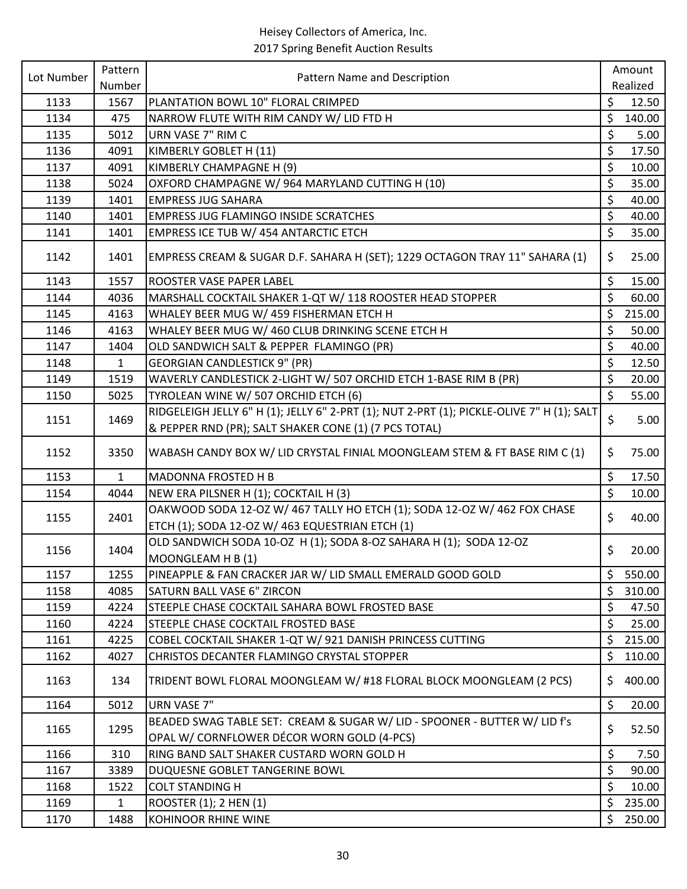Heisey Collectors of America, Inc.
2017 Spring Benefit Auction Results

| Lot Number | Pattern Number | Pattern Name and Description | Amount Realized |
|---|---|---|---|
| 1133 | 1567 | PLANTATION BOWL 10" FLORAL CRIMPED | $ 12.50 |
| 1134 | 475 | NARROW FLUTE WITH RIM CANDY W/ LID FTD H | $ 140.00 |
| 1135 | 5012 | URN VASE 7" RIM C | $ 5.00 |
| 1136 | 4091 | KIMBERLY GOBLET H (11) | $ 17.50 |
| 1137 | 4091 | KIMBERLY CHAMPAGNE H (9) | $ 10.00 |
| 1138 | 5024 | OXFORD CHAMPAGNE W/ 964 MARYLAND CUTTING H (10) | $ 35.00 |
| 1139 | 1401 | EMPRESS JUG SAHARA | $ 40.00 |
| 1140 | 1401 | EMPRESS JUG FLAMINGO INSIDE SCRATCHES | $ 40.00 |
| 1141 | 1401 | EMPRESS ICE TUB W/ 454 ANTARCTIC ETCH | $ 35.00 |
| 1142 | 1401 | EMPRESS CREAM & SUGAR D.F. SAHARA H (SET); 1229 OCTAGON TRAY 11" SAHARA (1) | $ 25.00 |
| 1143 | 1557 | ROOSTER VASE PAPER LABEL | $ 15.00 |
| 1144 | 4036 | MARSHALL COCKTAIL SHAKER 1-QT W/ 118 ROOSTER HEAD STOPPER | $ 60.00 |
| 1145 | 4163 | WHALEY BEER MUG W/ 459 FISHERMAN ETCH H | $ 215.00 |
| 1146 | 4163 | WHALEY BEER MUG W/ 460 CLUB DRINKING SCENE ETCH H | $ 50.00 |
| 1147 | 1404 | OLD SANDWICH SALT & PEPPER FLAMINGO (PR) | $ 40.00 |
| 1148 | 1 | GEORGIAN CANDLESTICK 9" (PR) | $ 12.50 |
| 1149 | 1519 | WAVERLY CANDLESTICK 2-LIGHT W/ 507 ORCHID ETCH 1-BASE RIM B (PR) | $ 20.00 |
| 1150 | 5025 | TYROLEAN WINE W/ 507 ORCHID ETCH (6) | $ 55.00 |
| 1151 | 1469 | RIDGELEIGH JELLY 6" H (1); JELLY 6" 2-PRT (1); NUT 2-PRT (1); PICKLE-OLIVE 7" H (1); SALT & PEPPER RND (PR); SALT SHAKER CONE (1) (7 PCS TOTAL) | $ 5.00 |
| 1152 | 3350 | WABASH CANDY BOX W/ LID CRYSTAL FINIAL MOONGLEAM STEM & FT BASE RIM C (1) | $ 75.00 |
| 1153 | 1 | MADONNA FROSTED H B | $ 17.50 |
| 1154 | 4044 | NEW ERA PILSNER H (1); COCKTAIL H (3) | $ 10.00 |
| 1155 | 2401 | OAKWOOD SODA 12-OZ W/ 467 TALLY HO ETCH (1); SODA 12-OZ W/ 462 FOX CHASE ETCH (1); SODA 12-OZ W/ 463 EQUESTRIAN ETCH (1) | $ 40.00 |
| 1156 | 1404 | OLD SANDWICH SODA 10-OZ H (1); SODA 8-OZ SAHARA H (1); SODA 12-OZ MOONGLEAM H B (1) | $ 20.00 |
| 1157 | 1255 | PINEAPPLE & FAN CRACKER JAR W/ LID SMALL EMERALD GOOD GOLD | $ 550.00 |
| 1158 | 4085 | SATURN BALL VASE 6" ZIRCON | $ 310.00 |
| 1159 | 4224 | STEEPLE CHASE COCKTAIL SAHARA BOWL FROSTED BASE | $ 47.50 |
| 1160 | 4224 | STEEPLE CHASE COCKTAIL FROSTED BASE | $ 25.00 |
| 1161 | 4225 | COBEL COCKTAIL SHAKER 1-QT W/ 921 DANISH PRINCESS CUTTING | $ 215.00 |
| 1162 | 4027 | CHRISTOS DECANTER FLAMINGO CRYSTAL STOPPER | $ 110.00 |
| 1163 | 134 | TRIDENT BOWL FLORAL MOONGLEAM W/ #18 FLORAL BLOCK MOONGLEAM (2 PCS) | $ 400.00 |
| 1164 | 5012 | URN VASE 7" | $ 20.00 |
| 1165 | 1295 | BEADED SWAG TABLE SET: CREAM & SUGAR W/ LID - SPOONER - BUTTER W/ LID f's OPAL W/ CORNFLOWER DÉCOR WORN GOLD (4-PCS) | $ 52.50 |
| 1166 | 310 | RING BAND SALT SHAKER CUSTARD WORN GOLD H | $ 7.50 |
| 1167 | 3389 | DUQUESNE GOBLET TANGERINE BOWL | $ 90.00 |
| 1168 | 1522 | COLT STANDING H | $ 10.00 |
| 1169 | 1 | ROOSTER (1); 2 HEN (1) | $ 235.00 |
| 1170 | 1488 | KOHINOOR RHINE WINE | $ 250.00 |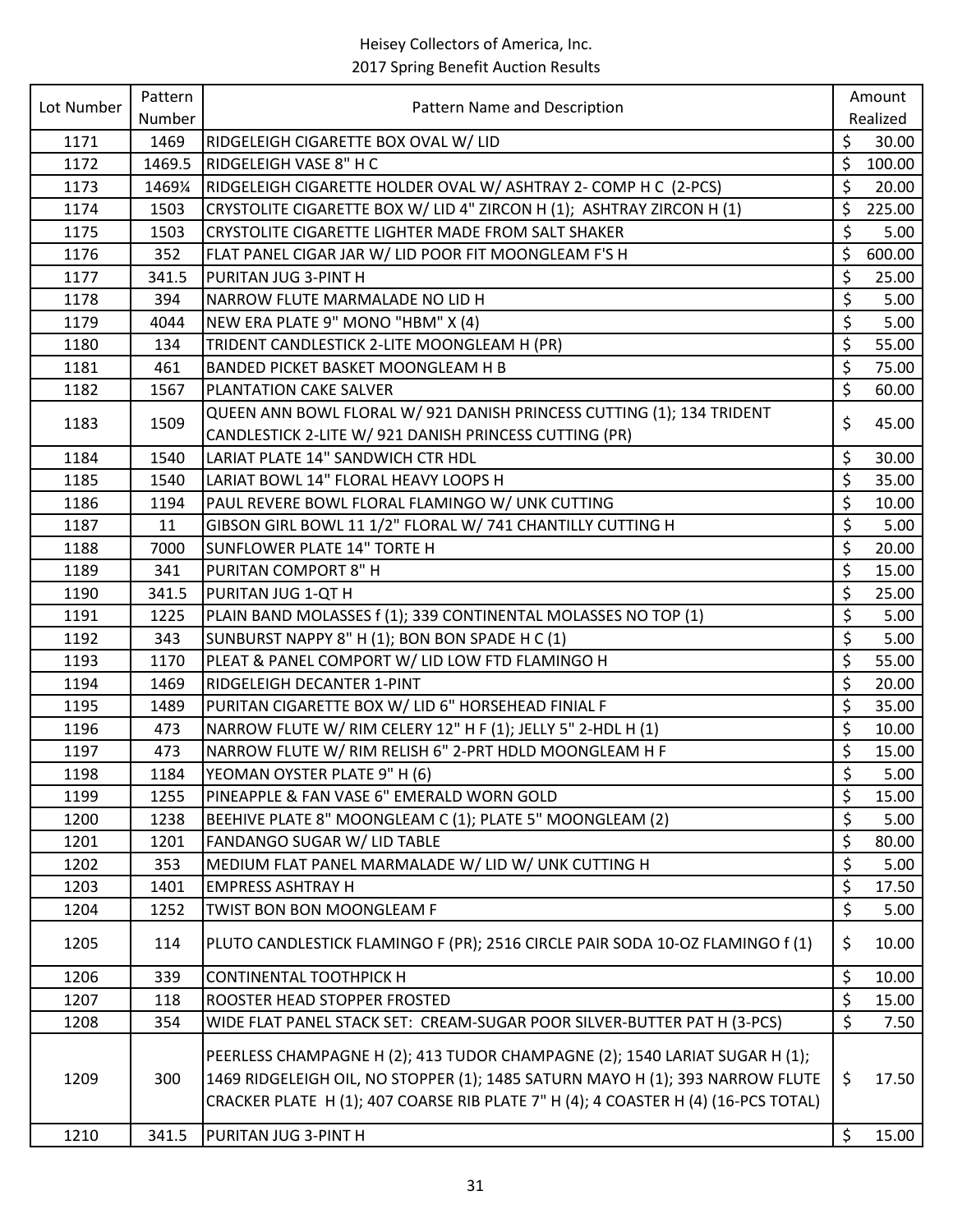Heisey Collectors of America, Inc.
2017 Spring Benefit Auction Results

| Lot Number | Pattern Number | Pattern Name and Description | Amount Realized |
|---|---|---|---|
| 1171 | 1469 | RIDGELEIGH CIGARETTE BOX OVAL W/ LID | $ 30.00 |
| 1172 | 1469.5 | RIDGELEIGH VASE 8" H C | $ 100.00 |
| 1173 | 1469¼ | RIDGELEIGH CIGARETTE HOLDER OVAL W/ ASHTRAY 2- COMP H C (2-PCS) | $ 20.00 |
| 1174 | 1503 | CRYSTOLITE CIGARETTE BOX W/ LID 4" ZIRCON H (1); ASHTRAY ZIRCON H (1) | $ 225.00 |
| 1175 | 1503 | CRYSTOLITE CIGARETTE LIGHTER MADE FROM SALT SHAKER | $ 5.00 |
| 1176 | 352 | FLAT PANEL CIGAR JAR W/ LID POOR FIT MOONGLEAM F'S H | $ 600.00 |
| 1177 | 341.5 | PURITAN JUG 3-PINT H | $ 25.00 |
| 1178 | 394 | NARROW FLUTE MARMALADE NO LID H | $ 5.00 |
| 1179 | 4044 | NEW ERA PLATE 9" MONO "HBM" X (4) | $ 5.00 |
| 1180 | 134 | TRIDENT CANDLESTICK 2-LITE MOONGLEAM H (PR) | $ 55.00 |
| 1181 | 461 | BANDED PICKET BASKET MOONGLEAM H B | $ 75.00 |
| 1182 | 1567 | PLANTATION CAKE SALVER | $ 60.00 |
| 1183 | 1509 | QUEEN ANN BOWL FLORAL W/ 921 DANISH PRINCESS CUTTING (1); 134 TRIDENT CANDLESTICK 2-LITE W/ 921 DANISH PRINCESS CUTTING (PR) | $ 45.00 |
| 1184 | 1540 | LARIAT PLATE 14" SANDWICH CTR HDL | $ 30.00 |
| 1185 | 1540 | LARIAT BOWL 14" FLORAL HEAVY LOOPS H | $ 35.00 |
| 1186 | 1194 | PAUL REVERE BOWL FLORAL FLAMINGO W/ UNK CUTTING | $ 10.00 |
| 1187 | 11 | GIBSON GIRL BOWL 11 1/2" FLORAL W/ 741 CHANTILLY CUTTING H | $ 5.00 |
| 1188 | 7000 | SUNFLOWER PLATE 14" TORTE H | $ 20.00 |
| 1189 | 341 | PURITAN COMPORT 8" H | $ 15.00 |
| 1190 | 341.5 | PURITAN JUG 1-QT H | $ 25.00 |
| 1191 | 1225 | PLAIN BAND MOLASSES f (1); 339 CONTINENTAL MOLASSES NO TOP (1) | $ 5.00 |
| 1192 | 343 | SUNBURST NAPPY 8" H (1); BON BON SPADE H C (1) | $ 5.00 |
| 1193 | 1170 | PLEAT & PANEL COMPORT W/ LID LOW FTD FLAMINGO H | $ 55.00 |
| 1194 | 1469 | RIDGELEIGH DECANTER 1-PINT | $ 20.00 |
| 1195 | 1489 | PURITAN CIGARETTE BOX W/ LID 6" HORSEHEAD FINIAL F | $ 35.00 |
| 1196 | 473 | NARROW FLUTE W/ RIM CELERY 12" H F (1); JELLY 5" 2-HDL H (1) | $ 10.00 |
| 1197 | 473 | NARROW FLUTE W/ RIM RELISH 6" 2-PRT HDLD MOONGLEAM H F | $ 15.00 |
| 1198 | 1184 | YEOMAN OYSTER PLATE 9" H (6) | $ 5.00 |
| 1199 | 1255 | PINEAPPLE & FAN VASE 6" EMERALD WORN GOLD | $ 15.00 |
| 1200 | 1238 | BEEHIVE PLATE 8" MOONGLEAM C (1); PLATE 5" MOONGLEAM (2) | $ 5.00 |
| 1201 | 1201 | FANDANGO SUGAR W/ LID TABLE | $ 80.00 |
| 1202 | 353 | MEDIUM FLAT PANEL MARMALADE W/ LID W/ UNK CUTTING H | $ 5.00 |
| 1203 | 1401 | EMPRESS ASHTRAY H | $ 17.50 |
| 1204 | 1252 | TWIST BON BON MOONGLEAM F | $ 5.00 |
| 1205 | 114 | PLUTO CANDLESTICK FLAMINGO F (PR); 2516 CIRCLE PAIR SODA 10-OZ FLAMINGO f (1) | $ 10.00 |
| 1206 | 339 | CONTINENTAL TOOTHPICK H | $ 10.00 |
| 1207 | 118 | ROOSTER HEAD STOPPER FROSTED | $ 15.00 |
| 1208 | 354 | WIDE FLAT PANEL STACK SET: CREAM-SUGAR POOR SILVER-BUTTER PAT H (3-PCS) | $ 7.50 |
| 1209 | 300 | PEERLESS CHAMPAGNE H (2); 413 TUDOR CHAMPAGNE (2); 1540 LARIAT SUGAR H (1); 1469 RIDGELEIGH OIL, NO STOPPER (1); 1485 SATURN MAYO H (1); 393 NARROW FLUTE CRACKER PLATE H (1); 407 COARSE RIB PLATE 7" H (4); 4 COASTER H (4) (16-PCS TOTAL) | $ 17.50 |
| 1210 | 341.5 | PURITAN JUG 3-PINT H | $ 15.00 |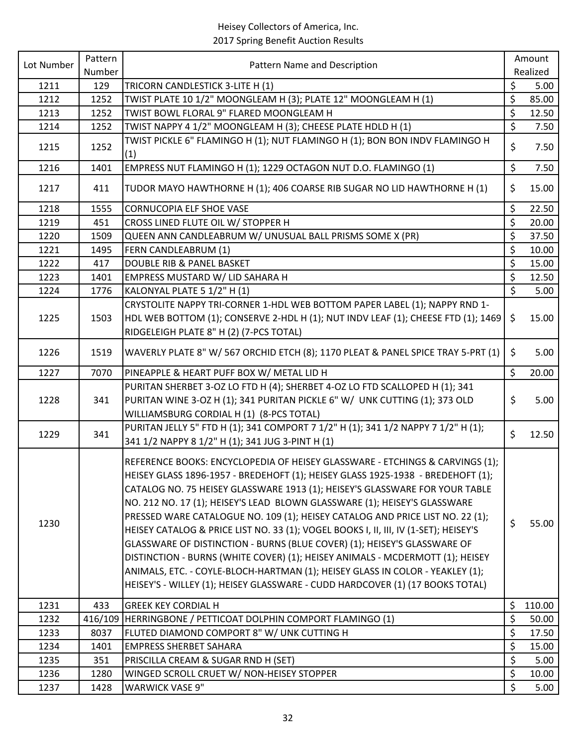Heisey Collectors of America, Inc.
2017 Spring Benefit Auction Results

| Lot Number | Pattern Number | Pattern Name and Description | Amount Realized |
|---|---|---|---|
| 1211 | 129 | TRICORN CANDLESTICK 3-LITE H (1) | $ 5.00 |
| 1212 | 1252 | TWIST PLATE 10 1/2" MOONGLEAM H (3); PLATE 12" MOONGLEAM H (1) | $ 85.00 |
| 1213 | 1252 | TWIST BOWL FLORAL 9" FLARED MOONGLEAM H | $ 12.50 |
| 1214 | 1252 | TWIST NAPPY 4 1/2" MOONGLEAM H (3); CHEESE PLATE HDLD H (1) | $ 7.50 |
| 1215 | 1252 | TWIST PICKLE 6" FLAMINGO H (1); NUT FLAMINGO H (1); BON BON INDV FLAMINGO H (1) | $ 7.50 |
| 1216 | 1401 | EMPRESS NUT FLAMINGO H (1); 1229 OCTAGON NUT D.O. FLAMINGO (1) | $ 7.50 |
| 1217 | 411 | TUDOR MAYO HAWTHORNE H (1); 406 COARSE RIB SUGAR NO LID HAWTHORNE H (1) | $ 15.00 |
| 1218 | 1555 | CORNUCOPIA ELF SHOE VASE | $ 22.50 |
| 1219 | 451 | CROSS LINED FLUTE OIL W/ STOPPER H | $ 20.00 |
| 1220 | 1509 | QUEEN ANN CANDLEABRUM W/ UNUSUAL BALL PRISMS SOME X (PR) | $ 37.50 |
| 1221 | 1495 | FERN CANDLEABRUM (1) | $ 10.00 |
| 1222 | 417 | DOUBLE RIB & PANEL BASKET | $ 15.00 |
| 1223 | 1401 | EMPRESS MUSTARD W/ LID SAHARA H | $ 12.50 |
| 1224 | 1776 | KALONYAL PLATE 5 1/2" H (1) | $ 5.00 |
| 1225 | 1503 | CRYSTOLITE NAPPY TRI-CORNER 1-HDL WEB BOTTOM PAPER LABEL (1); NAPPY RND 1-HDL WEB BOTTOM (1); CONSERVE 2-HDL H (1); NUT INDV LEAF (1); CHEESE FTD (1); 1469 RIDGELEIGH PLATE 8" H (2) (7-PCS TOTAL) | $ 15.00 |
| 1226 | 1519 | WAVERLY PLATE 8" W/ 567 ORCHID ETCH (8); 1170 PLEAT & PANEL SPICE TRAY 5-PRT (1) | $ 5.00 |
| 1227 | 7070 | PINEAPPLE & HEART PUFF BOX W/ METAL LID H | $ 20.00 |
| 1228 | 341 | PURITAN SHERBET 3-OZ LO FTD H (4); SHERBET 4-OZ LO FTD SCALLOPED H (1); 341 PURITAN WINE 3-OZ H (1); 341 PURITAN PICKLE 6" W/ UNK CUTTING (1); 373 OLD WILLIAMSBURG CORDIAL H (1) (8-PCS TOTAL) | $ 5.00 |
| 1229 | 341 | PURITAN JELLY 5" FTD H (1); 341 COMPORT 7 1/2" H (1); 341 1/2 NAPPY 7 1/2" H (1); 341 1/2 NAPPY 8 1/2" H (1); 341 JUG 3-PINT H (1) | $ 12.50 |
| 1230 | | REFERENCE BOOKS: ENCYCLOPEDIA OF HEISEY GLASSWARE - ETCHINGS & CARVINGS (1); HEISEY GLASS 1896-1957 - BREDEHOFT (1); HEISEY GLASS 1925-1938 - BREDEHOFT (1); CATALOG NO. 75 HEISEY GLASSWARE 1913 (1); HEISEY'S GLASSWARE FOR YOUR TABLE NO. 212 NO. 17 (1); HEISEY'S LEAD BLOWN GLASSWARE (1); HEISEY'S GLASSWARE PRESSED WARE CATALOGUE NO. 109 (1); HEISEY CATALOG AND PRICE LIST NO. 22 (1); HEISEY CATALOG & PRICE LIST NO. 33 (1); VOGEL BOOKS I, II, III, IV (1-SET); HEISEY'S GLASSWARE OF DISTINCTION - BURNS (BLUE COVER) (1); HEISEY'S GLASSWARE OF DISTINCTION - BURNS (WHITE COVER) (1); HEISEY ANIMALS - MCDERMOTT (1); HEISEY ANIMALS, ETC. - COYLE-BLOCH-HARTMAN (1); HEISEY GLASS IN COLOR - YEAKLEY (1); HEISEY'S - WILLEY (1); HEISEY GLASSWARE - CUDD HARDCOVER (1) (17 BOOKS TOTAL) | $ 55.00 |
| 1231 | 433 | GREEK KEY CORDIAL H | $ 110.00 |
| 1232 | 416/109 | HERRINGBONE / PETTICOAT DOLPHIN COMPORT FLAMINGO (1) | $ 50.00 |
| 1233 | 8037 | FLUTED DIAMOND COMPORT 8" W/ UNK CUTTING H | $ 17.50 |
| 1234 | 1401 | EMPRESS SHERBET SAHARA | $ 15.00 |
| 1235 | 351 | PRISCILLA CREAM & SUGAR RND H (SET) | $ 5.00 |
| 1236 | 1280 | WINGED SCROLL CRUET W/ NON-HEISEY STOPPER | $ 10.00 |
| 1237 | 1428 | WARWICK VASE 9" | $ 5.00 |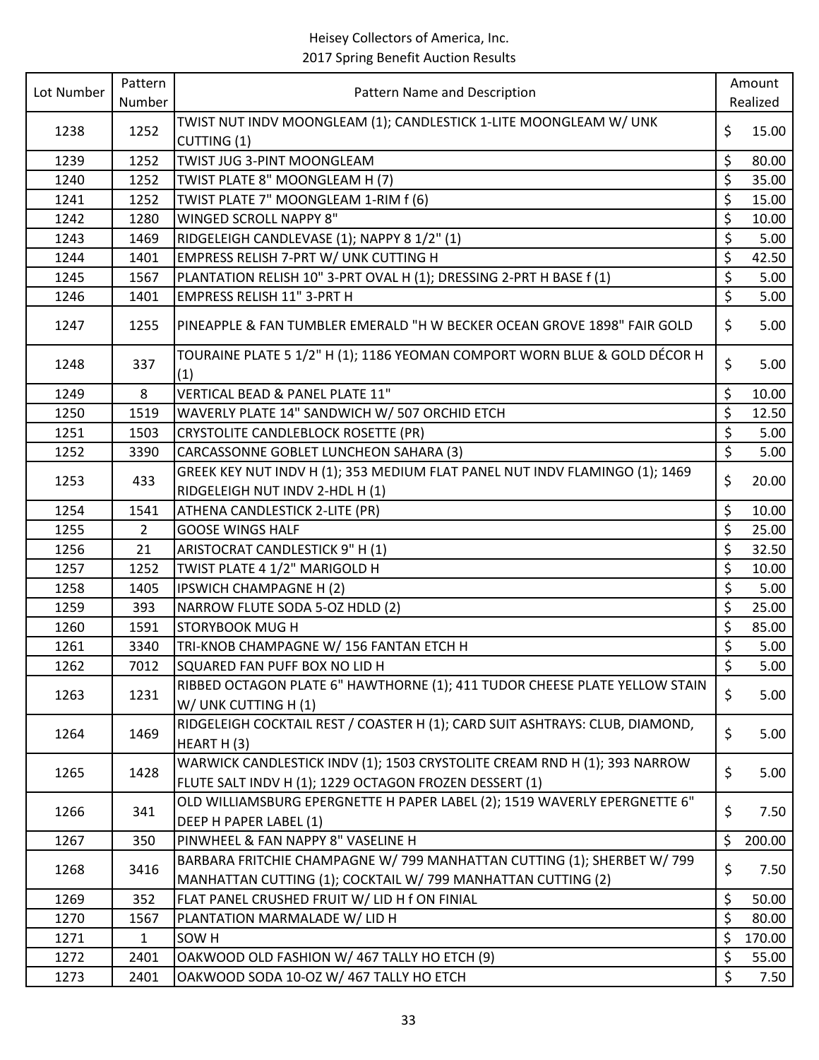| Lot Number | Pattern Number | Pattern Name and Description | Amount Realized |
|---|---|---|---|
| 1238 | 1252 | TWIST NUT INDV MOONGLEAM (1); CANDLESTICK 1-LITE MOONGLEAM W/ UNK CUTTING (1) | $ 15.00 |
| 1239 | 1252 | TWIST JUG 3-PINT MOONGLEAM | $ 80.00 |
| 1240 | 1252 | TWIST PLATE 8" MOONGLEAM H (7) | $ 35.00 |
| 1241 | 1252 | TWIST PLATE 7" MOONGLEAM 1-RIM f (6) | $ 15.00 |
| 1242 | 1280 | WINGED SCROLL NAPPY 8" | $ 10.00 |
| 1243 | 1469 | RIDGELEIGH CANDLEVASE (1); NAPPY 8 1/2" (1) | $ 5.00 |
| 1244 | 1401 | EMPRESS RELISH 7-PRT W/ UNK CUTTING H | $ 42.50 |
| 1245 | 1567 | PLANTATION RELISH 10" 3-PRT OVAL H (1); DRESSING 2-PRT H BASE f (1) | $ 5.00 |
| 1246 | 1401 | EMPRESS RELISH 11" 3-PRT H | $ 5.00 |
| 1247 | 1255 | PINEAPPLE & FAN TUMBLER EMERALD "H W BECKER OCEAN GROVE 1898" FAIR GOLD | $ 5.00 |
| 1248 | 337 | TOURAINE PLATE 5 1/2" H (1); 1186 YEOMAN COMPORT WORN BLUE & GOLD DÉCOR H (1) | $ 5.00 |
| 1249 | 8 | VERTICAL BEAD & PANEL PLATE 11" | $ 10.00 |
| 1250 | 1519 | WAVERLY PLATE 14" SANDWICH W/ 507 ORCHID ETCH | $ 12.50 |
| 1251 | 1503 | CRYSTOLITE CANDLEBLOCK ROSETTE (PR) | $ 5.00 |
| 1252 | 3390 | CARCASSONNE GOBLET LUNCHEON SAHARA (3) | $ 5.00 |
| 1253 | 433 | GREEK KEY NUT INDV H (1); 353 MEDIUM FLAT PANEL NUT INDV FLAMINGO (1); 1469 RIDGELEIGH NUT INDV 2-HDL H (1) | $ 20.00 |
| 1254 | 1541 | ATHENA CANDLESTICK 2-LITE (PR) | $ 10.00 |
| 1255 | 2 | GOOSE WINGS HALF | $ 25.00 |
| 1256 | 21 | ARISTOCRAT CANDLESTICK 9" H (1) | $ 32.50 |
| 1257 | 1252 | TWIST PLATE 4 1/2" MARIGOLD H | $ 10.00 |
| 1258 | 1405 | IPSWICH CHAMPAGNE H (2) | $ 5.00 |
| 1259 | 393 | NARROW FLUTE SODA 5-OZ HDLD (2) | $ 25.00 |
| 1260 | 1591 | STORYBOOK MUG H | $ 85.00 |
| 1261 | 3340 | TRI-KNOB CHAMPAGNE W/ 156 FANTAN ETCH H | $ 5.00 |
| 1262 | 7012 | SQUARED FAN PUFF BOX NO LID H | $ 5.00 |
| 1263 | 1231 | RIBBED OCTAGON PLATE 6" HAWTHORNE (1); 411 TUDOR CHEESE PLATE YELLOW STAIN W/ UNK CUTTING H (1) | $ 5.00 |
| 1264 | 1469 | RIDGELEIGH COCKTAIL REST / COASTER H (1); CARD SUIT ASHTRAYS: CLUB, DIAMOND, HEART H (3) | $ 5.00 |
| 1265 | 1428 | WARWICK CANDLESTICK INDV (1); 1503 CRYSTOLITE CREAM RND H (1); 393 NARROW FLUTE SALT INDV H (1); 1229 OCTAGON FROZEN DESSERT (1) | $ 5.00 |
| 1266 | 341 | OLD WILLIAMSBURG EPERGNETTE H PAPER LABEL (2); 1519 WAVERLY EPERGNETTE 6" DEEP H PAPER LABEL (1) | $ 7.50 |
| 1267 | 350 | PINWHEEL & FAN NAPPY 8" VASELINE H | $ 200.00 |
| 1268 | 3416 | BARBARA FRITCHIE CHAMPAGNE W/ 799 MANHATTAN CUTTING (1); SHERBET W/ 799 MANHATTAN CUTTING (1); COCKTAIL W/ 799 MANHATTAN CUTTING (2) | $ 7.50 |
| 1269 | 352 | FLAT PANEL CRUSHED FRUIT W/ LID H f ON FINIAL | $ 50.00 |
| 1270 | 1567 | PLANTATION MARMALADE W/ LID H | $ 80.00 |
| 1271 | 1 | SOW H | $ 170.00 |
| 1272 | 2401 | OAKWOOD OLD FASHION W/ 467 TALLY HO ETCH (9) | $ 55.00 |
| 1273 | 2401 | OAKWOOD SODA 10-OZ W/ 467 TALLY HO ETCH | $ 7.50 |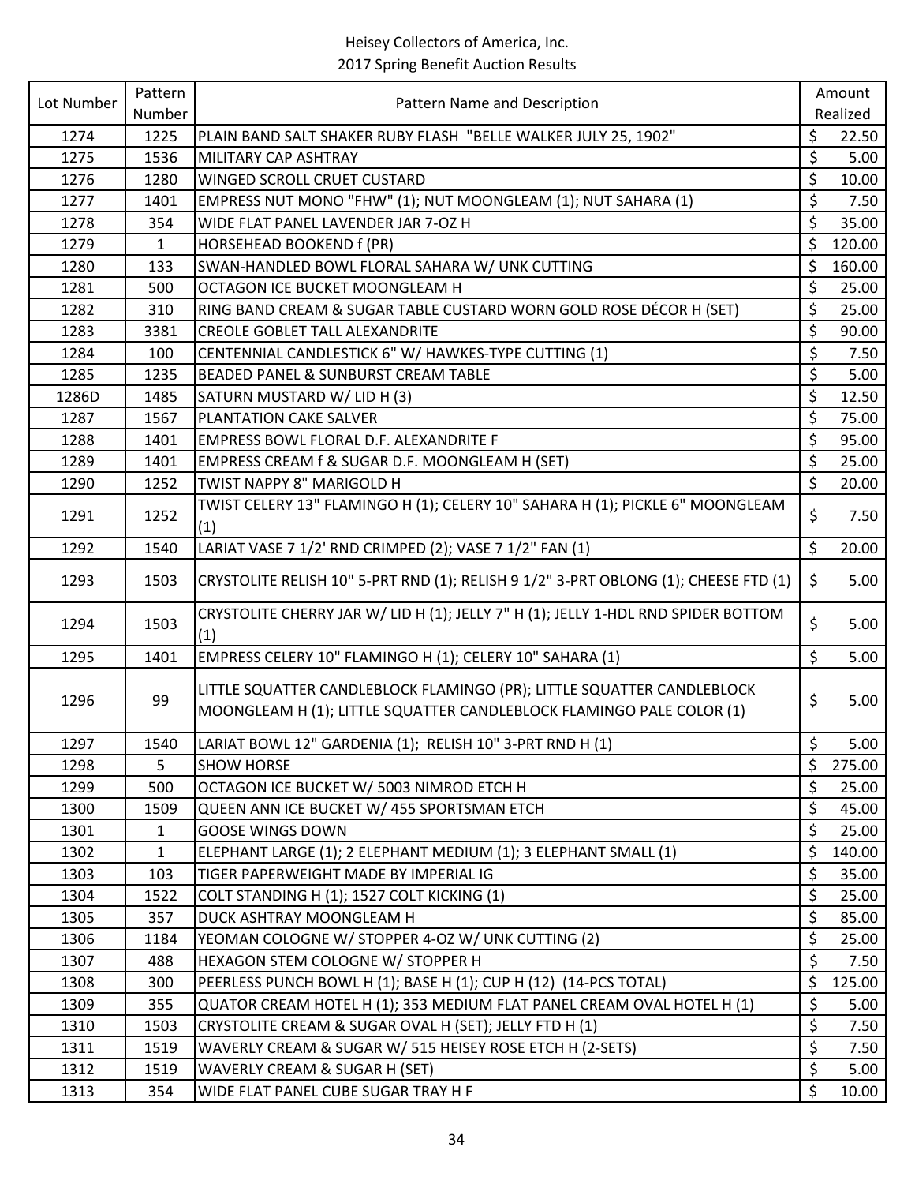| Lot Number | Pattern Number | Pattern Name and Description | Amount Realized |
|---|---|---|---|
| 1274 | 1225 | PLAIN BAND SALT SHAKER RUBY FLASH "BELLE WALKER JULY 25, 1902" | $ 22.50 |
| 1275 | 1536 | MILITARY CAP ASHTRAY | $ 5.00 |
| 1276 | 1280 | WINGED SCROLL CRUET CUSTARD | $ 10.00 |
| 1277 | 1401 | EMPRESS NUT MONO "FHW" (1); NUT MOONGLEAM (1); NUT SAHARA (1) | $ 7.50 |
| 1278 | 354 | WIDE FLAT PANEL LAVENDER JAR 7-OZ H | $ 35.00 |
| 1279 | 1 | HORSEHEAD BOOKEND f (PR) | $ 120.00 |
| 1280 | 133 | SWAN-HANDLED BOWL FLORAL SAHARA W/ UNK CUTTING | $ 160.00 |
| 1281 | 500 | OCTAGON ICE BUCKET MOONGLEAM H | $ 25.00 |
| 1282 | 310 | RING BAND CREAM & SUGAR TABLE CUSTARD WORN GOLD ROSE DÉCOR H (SET) | $ 25.00 |
| 1283 | 3381 | CREOLE GOBLET TALL ALEXANDRITE | $ 90.00 |
| 1284 | 100 | CENTENNIAL CANDLESTICK 6" W/ HAWKES-TYPE CUTTING (1) | $ 7.50 |
| 1285 | 1235 | BEADED PANEL & SUNBURST CREAM TABLE | $ 5.00 |
| 1286D | 1485 | SATURN MUSTARD W/ LID H (3) | $ 12.50 |
| 1287 | 1567 | PLANTATION CAKE SALVER | $ 75.00 |
| 1288 | 1401 | EMPRESS BOWL FLORAL D.F. ALEXANDRITE F | $ 95.00 |
| 1289 | 1401 | EMPRESS CREAM f & SUGAR D.F. MOONGLEAM H (SET) | $ 25.00 |
| 1290 | 1252 | TWIST NAPPY 8" MARIGOLD H | $ 20.00 |
| 1291 | 1252 | TWIST CELERY 13" FLAMINGO H (1); CELERY 10" SAHARA H (1); PICKLE 6" MOONGLEAM (1) | $ 7.50 |
| 1292 | 1540 | LARIAT VASE 7 1/2' RND CRIMPED (2); VASE 7 1/2" FAN (1) | $ 20.00 |
| 1293 | 1503 | CRYSTOLITE RELISH 10" 5-PRT RND (1); RELISH 9 1/2" 3-PRT OBLONG (1); CHEESE FTD (1) | $ 5.00 |
| 1294 | 1503 | CRYSTOLITE CHERRY JAR W/ LID H (1); JELLY 7" H (1); JELLY 1-HDL RND SPIDER BOTTOM (1) | $ 5.00 |
| 1295 | 1401 | EMPRESS CELERY 10" FLAMINGO H (1); CELERY 10" SAHARA (1) | $ 5.00 |
| 1296 | 99 | LITTLE SQUATTER CANDLEBLOCK FLAMINGO (PR); LITTLE SQUATTER CANDLEBLOCK MOONGLEAM H (1); LITTLE SQUATTER CANDLEBLOCK FLAMINGO PALE COLOR (1) | $ 5.00 |
| 1297 | 1540 | LARIAT BOWL 12" GARDENIA (1); RELISH 10" 3-PRT RND H (1) | $ 5.00 |
| 1298 | 5 | SHOW HORSE | $ 275.00 |
| 1299 | 500 | OCTAGON ICE BUCKET W/ 5003 NIMROD ETCH H | $ 25.00 |
| 1300 | 1509 | QUEEN ANN ICE BUCKET W/ 455 SPORTSMAN ETCH | $ 45.00 |
| 1301 | 1 | GOOSE WINGS DOWN | $ 25.00 |
| 1302 | 1 | ELEPHANT LARGE (1); 2 ELEPHANT MEDIUM (1); 3 ELEPHANT SMALL (1) | $ 140.00 |
| 1303 | 103 | TIGER PAPERWEIGHT MADE BY IMPERIAL IG | $ 35.00 |
| 1304 | 1522 | COLT STANDING H (1); 1527 COLT KICKING (1) | $ 25.00 |
| 1305 | 357 | DUCK ASHTRAY MOONGLEAM H | $ 85.00 |
| 1306 | 1184 | YEOMAN COLOGNE W/ STOPPER 4-OZ W/ UNK CUTTING (2) | $ 25.00 |
| 1307 | 488 | HEXAGON STEM COLOGNE W/ STOPPER H | $ 7.50 |
| 1308 | 300 | PEERLESS PUNCH BOWL H (1); BASE H (1); CUP H (12) (14-PCS TOTAL) | $ 125.00 |
| 1309 | 355 | QUATOR CREAM HOTEL H (1); 353 MEDIUM FLAT PANEL CREAM OVAL HOTEL H (1) | $ 5.00 |
| 1310 | 1503 | CRYSTOLITE CREAM & SUGAR OVAL H (SET); JELLY FTD H (1) | $ 7.50 |
| 1311 | 1519 | WAVERLY CREAM & SUGAR W/ 515 HEISEY ROSE ETCH H (2-SETS) | $ 7.50 |
| 1312 | 1519 | WAVERLY CREAM & SUGAR H (SET) | $ 5.00 |
| 1313 | 354 | WIDE FLAT PANEL CUBE SUGAR TRAY H F | $ 10.00 |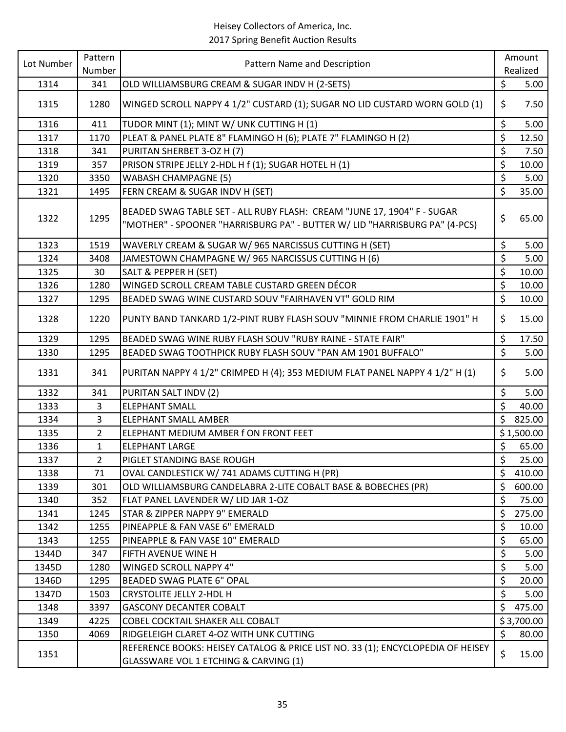Heisey Collectors of America, Inc.
2017 Spring Benefit Auction Results

| Lot Number | Pattern Number | Pattern Name and Description | Amount Realized |
|---|---|---|---|
| 1314 | 341 | OLD WILLIAMSBURG CREAM & SUGAR INDV H (2-SETS) | $ 5.00 |
| 1315 | 1280 | WINGED SCROLL NAPPY 4 1/2" CUSTARD (1); SUGAR NO LID CUSTARD WORN GOLD (1) | $ 7.50 |
| 1316 | 411 | TUDOR MINT (1); MINT W/ UNK CUTTING H (1) | $ 5.00 |
| 1317 | 1170 | PLEAT & PANEL PLATE 8" FLAMINGO H (6); PLATE 7" FLAMINGO H (2) | $ 12.50 |
| 1318 | 341 | PURITAN SHERBET 3-OZ H (7) | $ 7.50 |
| 1319 | 357 | PRISON STRIPE JELLY 2-HDL H f (1); SUGAR HOTEL H (1) | $ 10.00 |
| 1320 | 3350 | WABASH CHAMPAGNE (5) | $ 5.00 |
| 1321 | 1495 | FERN CREAM & SUGAR INDV H (SET) | $ 35.00 |
| 1322 | 1295 | BEADED SWAG TABLE SET - ALL RUBY FLASH: CREAM "JUNE 17, 1904" F - SUGAR "MOTHER" - SPOONER "HARRISBURG PA" - BUTTER W/ LID "HARRISBURG PA" (4-PCS) | $ 65.00 |
| 1323 | 1519 | WAVERLY CREAM & SUGAR W/ 965 NARCISSUS CUTTING H (SET) | $ 5.00 |
| 1324 | 3408 | JAMESTOWN CHAMPAGNE W/ 965 NARCISSUS CUTTING H (6) | $ 5.00 |
| 1325 | 30 | SALT & PEPPER H (SET) | $ 10.00 |
| 1326 | 1280 | WINGED SCROLL CREAM TABLE CUSTARD GREEN DÉCOR | $ 10.00 |
| 1327 | 1295 | BEADED SWAG WINE CUSTARD SOUV "FAIRHAVEN VT" GOLD RIM | $ 10.00 |
| 1328 | 1220 | PUNTY BAND TANKARD 1/2-PINT RUBY FLASH SOUV "MINNIE FROM CHARLIE 1901" H | $ 15.00 |
| 1329 | 1295 | BEADED SWAG WINE RUBY FLASH SOUV "RUBY RAINE - STATE FAIR" | $ 17.50 |
| 1330 | 1295 | BEADED SWAG TOOTHPICK RUBY FLASH SOUV "PAN AM 1901 BUFFALO" | $ 5.00 |
| 1331 | 341 | PURITAN NAPPY 4 1/2" CRIMPED H (4); 353 MEDIUM FLAT PANEL NAPPY 4 1/2" H (1) | $ 5.00 |
| 1332 | 341 | PURITAN SALT INDV (2) | $ 5.00 |
| 1333 | 3 | ELEPHANT SMALL | $ 40.00 |
| 1334 | 3 | ELEPHANT SMALL AMBER | $ 825.00 |
| 1335 | 2 | ELEPHANT MEDIUM AMBER f ON FRONT FEET | $ 1,500.00 |
| 1336 | 1 | ELEPHANT LARGE | $ 65.00 |
| 1337 | 2 | PIGLET STANDING BASE ROUGH | $ 25.00 |
| 1338 | 71 | OVAL CANDLESTICK W/ 741 ADAMS CUTTING H (PR) | $ 410.00 |
| 1339 | 301 | OLD WILLIAMSBURG CANDELABRA 2-LITE COBALT BASE & BOBECHES (PR) | $ 600.00 |
| 1340 | 352 | FLAT PANEL LAVENDER W/ LID JAR 1-OZ | $ 75.00 |
| 1341 | 1245 | STAR & ZIPPER NAPPY 9" EMERALD | $ 275.00 |
| 1342 | 1255 | PINEAPPLE & FAN VASE 6" EMERALD | $ 10.00 |
| 1343 | 1255 | PINEAPPLE & FAN VASE 10" EMERALD | $ 65.00 |
| 1344D | 347 | FIFTH AVENUE WINE H | $ 5.00 |
| 1345D | 1280 | WINGED SCROLL NAPPY 4" | $ 5.00 |
| 1346D | 1295 | BEADED SWAG PLATE 6" OPAL | $ 20.00 |
| 1347D | 1503 | CRYSTOLITE JELLY 2-HDL H | $ 5.00 |
| 1348 | 3397 | GASCONY DECANTER COBALT | $ 475.00 |
| 1349 | 4225 | COBEL COCKTAIL SHAKER ALL COBALT | $ 3,700.00 |
| 1350 | 4069 | RIDGELEIGH CLARET 4-OZ WITH UNK CUTTING | $ 80.00 |
| 1351 | | REFERENCE BOOKS: HEISEY CATALOG & PRICE LIST NO. 33 (1); ENCYCLOPEDIA OF HEISEY GLASSWARE VOL 1 ETCHING & CARVING (1) | $ 15.00 |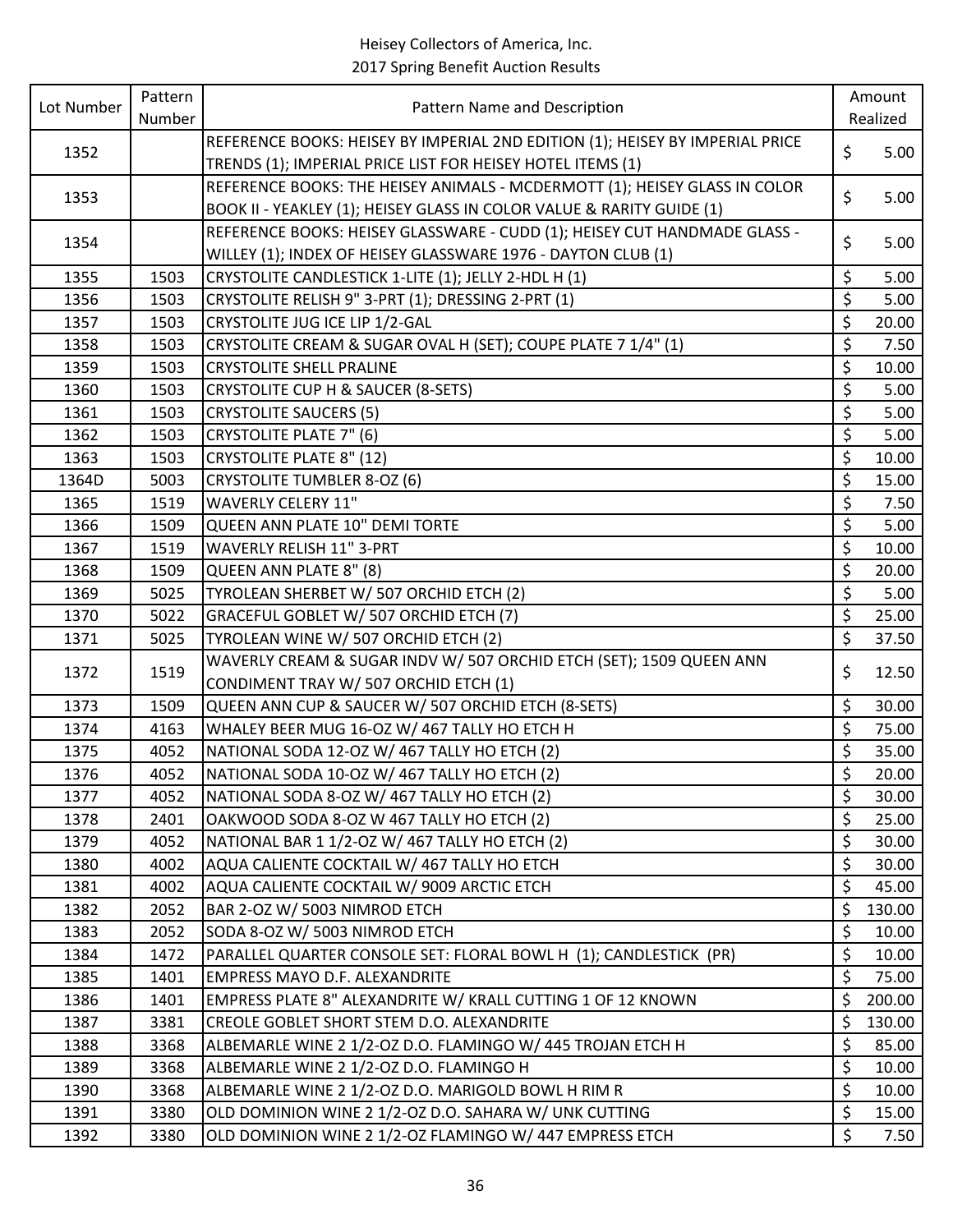# Heisey Collectors of America, Inc.
## 2017 Spring Benefit Auction Results

| Lot Number | Pattern Number | Pattern Name and Description | Amount Realized |
|---|---|---|---|
| 1352 | | REFERENCE BOOKS: HEISEY BY IMPERIAL 2ND EDITION (1); HEISEY BY IMPERIAL PRICE TRENDS (1); IMPERIAL PRICE LIST FOR HEISEY HOTEL ITEMS (1) | $ 5.00 |
| 1353 | | REFERENCE BOOKS: THE HEISEY ANIMALS - MCDERMOTT (1); HEISEY GLASS IN COLOR BOOK II - YEAKLEY (1); HEISEY GLASS IN COLOR VALUE & RARITY GUIDE (1) | $ 5.00 |
| 1354 | | REFERENCE BOOKS: HEISEY GLASSWARE - CUDD (1); HEISEY CUT HANDMADE GLASS - WILLEY (1); INDEX OF HEISEY GLASSWARE 1976 - DAYTON CLUB (1) | $ 5.00 |
| 1355 | 1503 | CRYSTOLITE CANDLESTICK 1-LITE (1); JELLY 2-HDL H (1) | $ 5.00 |
| 1356 | 1503 | CRYSTOLITE RELISH 9" 3-PRT (1); DRESSING 2-PRT (1) | $ 5.00 |
| 1357 | 1503 | CRYSTOLITE JUG ICE LIP 1/2-GAL | $ 20.00 |
| 1358 | 1503 | CRYSTOLITE CREAM & SUGAR OVAL H (SET); COUPE PLATE 7 1/4" (1) | $ 7.50 |
| 1359 | 1503 | CRYSTOLITE SHELL PRALINE | $ 10.00 |
| 1360 | 1503 | CRYSTOLITE CUP H & SAUCER (8-SETS) | $ 5.00 |
| 1361 | 1503 | CRYSTOLITE SAUCERS (5) | $ 5.00 |
| 1362 | 1503 | CRYSTOLITE PLATE 7" (6) | $ 5.00 |
| 1363 | 1503 | CRYSTOLITE PLATE 8" (12) | $ 10.00 |
| 1364D | 5003 | CRYSTOLITE TUMBLER 8-OZ (6) | $ 15.00 |
| 1365 | 1519 | WAVERLY CELERY 11" | $ 7.50 |
| 1366 | 1509 | QUEEN ANN PLATE 10" DEMI TORTE | $ 5.00 |
| 1367 | 1519 | WAVERLY RELISH 11" 3-PRT | $ 10.00 |
| 1368 | 1509 | QUEEN ANN PLATE 8" (8) | $ 20.00 |
| 1369 | 5025 | TYROLEAN SHERBET W/ 507 ORCHID ETCH (2) | $ 5.00 |
| 1370 | 5022 | GRACEFUL GOBLET W/ 507 ORCHID ETCH (7) | $ 25.00 |
| 1371 | 5025 | TYROLEAN WINE W/ 507 ORCHID ETCH (2) | $ 37.50 |
| 1372 | 1519 | WAVERLY CREAM & SUGAR INDV W/ 507 ORCHID ETCH (SET); 1509 QUEEN ANN CONDIMENT TRAY W/ 507 ORCHID ETCH (1) | $ 12.50 |
| 1373 | 1509 | QUEEN ANN CUP & SAUCER W/ 507 ORCHID ETCH (8-SETS) | $ 30.00 |
| 1374 | 4163 | WHALEY BEER MUG 16-OZ W/ 467 TALLY HO ETCH H | $ 75.00 |
| 1375 | 4052 | NATIONAL SODA 12-OZ W/ 467 TALLY HO ETCH (2) | $ 35.00 |
| 1376 | 4052 | NATIONAL SODA 10-OZ W/ 467 TALLY HO ETCH (2) | $ 20.00 |
| 1377 | 4052 | NATIONAL SODA 8-OZ W/ 467 TALLY HO ETCH (2) | $ 30.00 |
| 1378 | 2401 | OAKWOOD SODA 8-OZ W 467 TALLY HO ETCH (2) | $ 25.00 |
| 1379 | 4052 | NATIONAL BAR 1 1/2-OZ W/ 467 TALLY HO ETCH (2) | $ 30.00 |
| 1380 | 4002 | AQUA CALIENTE COCKTAIL W/ 467 TALLY HO ETCH | $ 30.00 |
| 1381 | 4002 | AQUA CALIENTE COCKTAIL W/ 9009 ARCTIC ETCH | $ 45.00 |
| 1382 | 2052 | BAR 2-OZ W/ 5003 NIMROD ETCH | $ 130.00 |
| 1383 | 2052 | SODA 8-OZ W/ 5003 NIMROD ETCH | $ 10.00 |
| 1384 | 1472 | PARALLEL QUARTER CONSOLE SET: FLORAL BOWL H (1); CANDLESTICK (PR) | $ 10.00 |
| 1385 | 1401 | EMPRESS MAYO D.F. ALEXANDRITE | $ 75.00 |
| 1386 | 1401 | EMPRESS PLATE 8" ALEXANDRITE W/ KRALL CUTTING 1 OF 12 KNOWN | $ 200.00 |
| 1387 | 3381 | CREOLE GOBLET SHORT STEM D.O. ALEXANDRITE | $ 130.00 |
| 1388 | 3368 | ALBEMARLE WINE 2 1/2-OZ D.O. FLAMINGO W/ 445 TROJAN ETCH H | $ 85.00 |
| 1389 | 3368 | ALBEMARLE WINE 2 1/2-OZ D.O. FLAMINGO H | $ 10.00 |
| 1390 | 3368 | ALBEMARLE WINE 2 1/2-OZ D.O. MARIGOLD BOWL H RIM R | $ 10.00 |
| 1391 | 3380 | OLD DOMINION WINE 2 1/2-OZ D.O. SAHARA W/ UNK CUTTING | $ 15.00 |
| 1392 | 3380 | OLD DOMINION WINE 2 1/2-OZ FLAMINGO W/ 447 EMPRESS ETCH | $ 7.50 |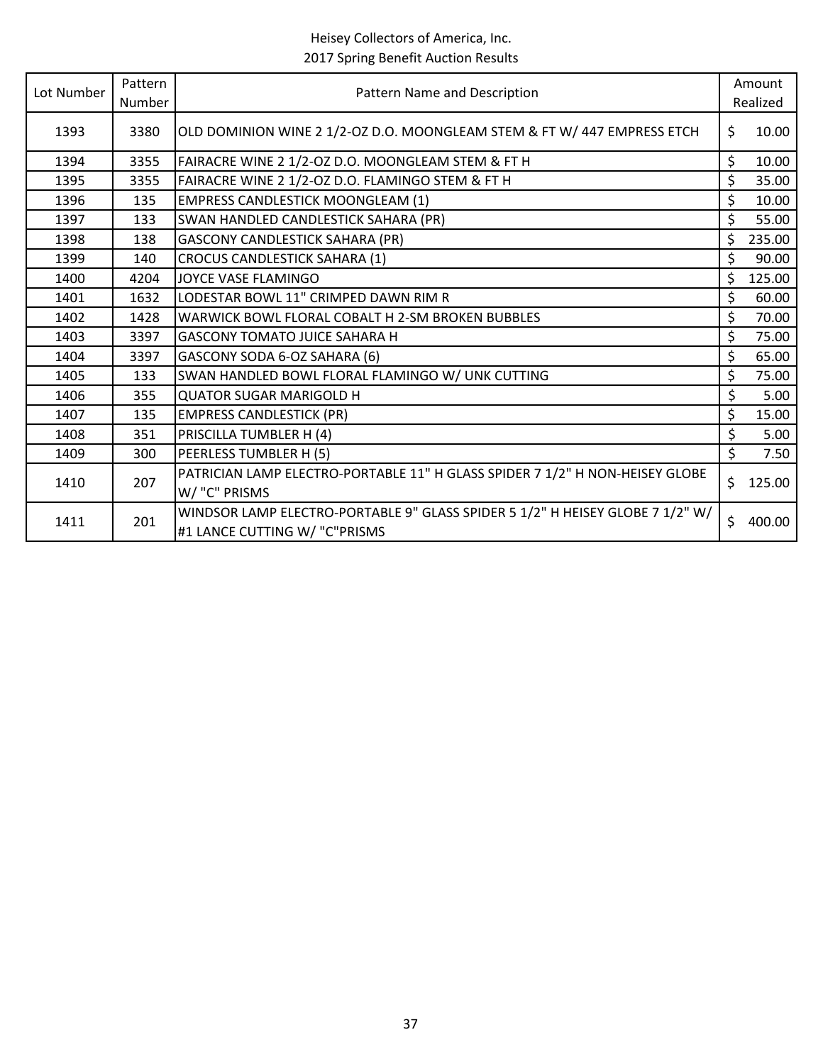Heisey Collectors of America, Inc.
2017 Spring Benefit Auction Results

| Lot Number | Pattern Number | Pattern Name and Description | Amount Realized |
|---|---|---|---|
| 1393 | 3380 | OLD DOMINION WINE 2 1/2-OZ D.O. MOONGLEAM STEM & FT W/ 447 EMPRESS ETCH | $ 10.00 |
| 1394 | 3355 | FAIRACRE WINE 2 1/2-OZ D.O. MOONGLEAM STEM & FT H | $ 10.00 |
| 1395 | 3355 | FAIRACRE WINE 2 1/2-OZ D.O. FLAMINGO STEM & FT H | $ 35.00 |
| 1396 | 135 | EMPRESS CANDLESTICK MOONGLEAM (1) | $ 10.00 |
| 1397 | 133 | SWAN HANDLED CANDLESTICK SAHARA (PR) | $ 55.00 |
| 1398 | 138 | GASCONY CANDLESTICK SAHARA (PR) | $ 235.00 |
| 1399 | 140 | CROCUS CANDLESTICK SAHARA (1) | $ 90.00 |
| 1400 | 4204 | JOYCE VASE FLAMINGO | $ 125.00 |
| 1401 | 1632 | LODESTAR BOWL 11" CRIMPED DAWN RIM R | $ 60.00 |
| 1402 | 1428 | WARWICK BOWL FLORAL COBALT H 2-SM BROKEN BUBBLES | $ 70.00 |
| 1403 | 3397 | GASCONY TOMATO JUICE SAHARA H | $ 75.00 |
| 1404 | 3397 | GASCONY SODA 6-OZ SAHARA (6) | $ 65.00 |
| 1405 | 133 | SWAN HANDLED BOWL FLORAL FLAMINGO W/ UNK CUTTING | $ 75.00 |
| 1406 | 355 | QUATOR SUGAR MARIGOLD H | $ 5.00 |
| 1407 | 135 | EMPRESS CANDLESTICK (PR) | $ 15.00 |
| 1408 | 351 | PRISCILLA TUMBLER H (4) | $ 5.00 |
| 1409 | 300 | PEERLESS TUMBLER H (5) | $ 7.50 |
| 1410 | 207 | PATRICIAN LAMP ELECTRO-PORTABLE 11" H GLASS SPIDER 7 1/2" H NON-HEISEY GLOBE W/ "C" PRISMS | $ 125.00 |
| 1411 | 201 | WINDSOR LAMP ELECTRO-PORTABLE 9" GLASS SPIDER 5 1/2" H HEISEY GLOBE 7 1/2" W/ #1 LANCE CUTTING W/ "C"PRISMS | $ 400.00 |